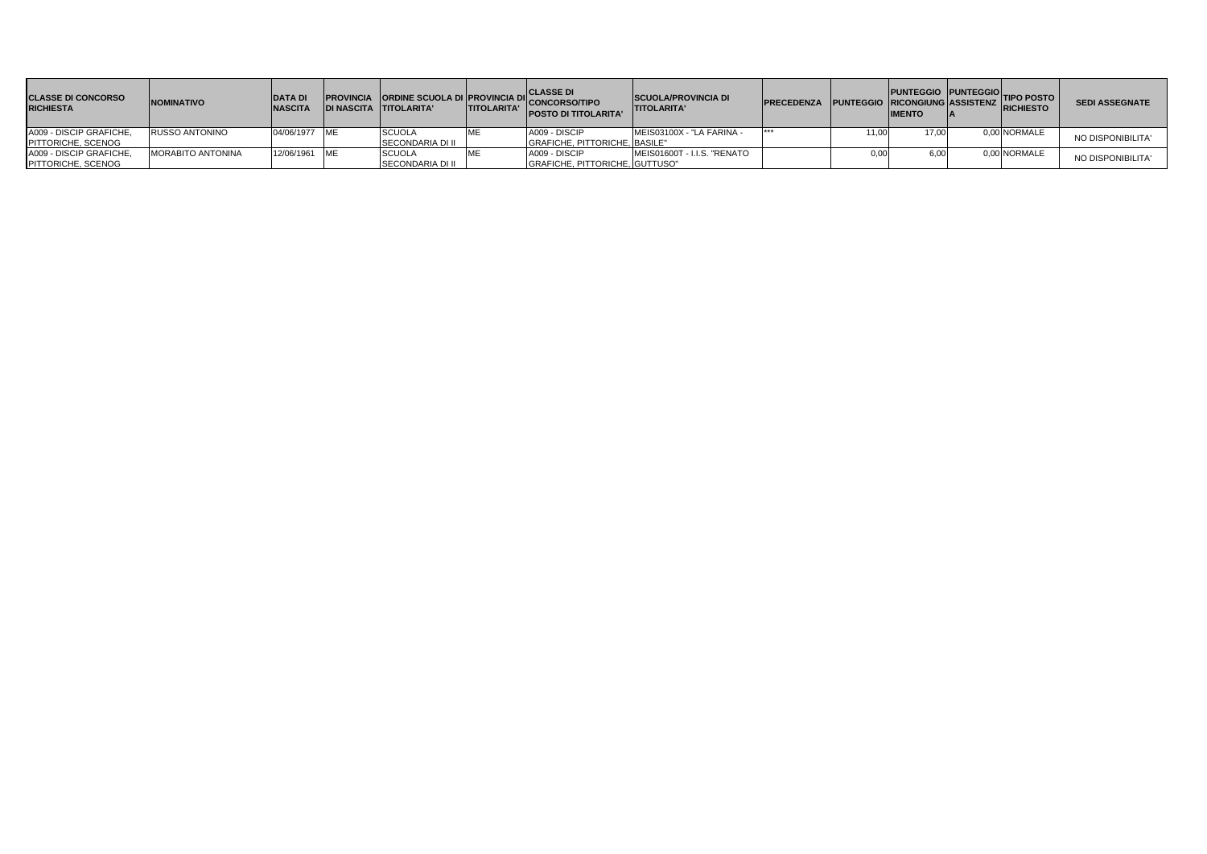| CLASSE DI CONCORSO RICHIESTA | NOMINATIVO | DATA DI NASCITA | PROVINCIA DI NASCITA | ORDINE SCUOLA DI TITOLARITA' | PROVINCIA DI TITOLARITA' | CLASSE DI CONCORSO/TIPO POSTO DI TITOLARITA' | SCUOLA/PROVINCIA DI TITOLARITA' | PRECEDENZA | PUNTEGGIO | PUNTEGGIO RICONGIUNGIMENTO | PUNTEGGIO ASSISTENZA | TIPO POSTO RICHIESTO | SEDI ASSEGNATE |
|---|---|---|---|---|---|---|---|---|---|---|---|---|---|
| A009 - DISCIP GRAFICHE, PITTORICHE, SCENOG | RUSSO ANTONINO | 04/06/1977 | ME | SCUOLA SECONDARIA DI II | ME | A009 - DISCIP GRAFICHE, PITTORICHE, | MEIS03100X - "LA FARINA - BASILE" | *** | 11,00 | 17,00 | 0,00 | NORMALE | NO DISPONIBILITA' |
| A009 - DISCIP GRAFICHE, PITTORICHE, SCENOG | MORABITO ANTONINA | 12/06/1961 | ME | SCUOLA SECONDARIA DI II | ME | A009 - DISCIP GRAFICHE, PITTORICHE, | MEIS01600T - I.I.S. "RENATO GUTTUSO" | | 0,00 | 6,00 | 0,00 | NORMALE | NO DISPONIBILITA' |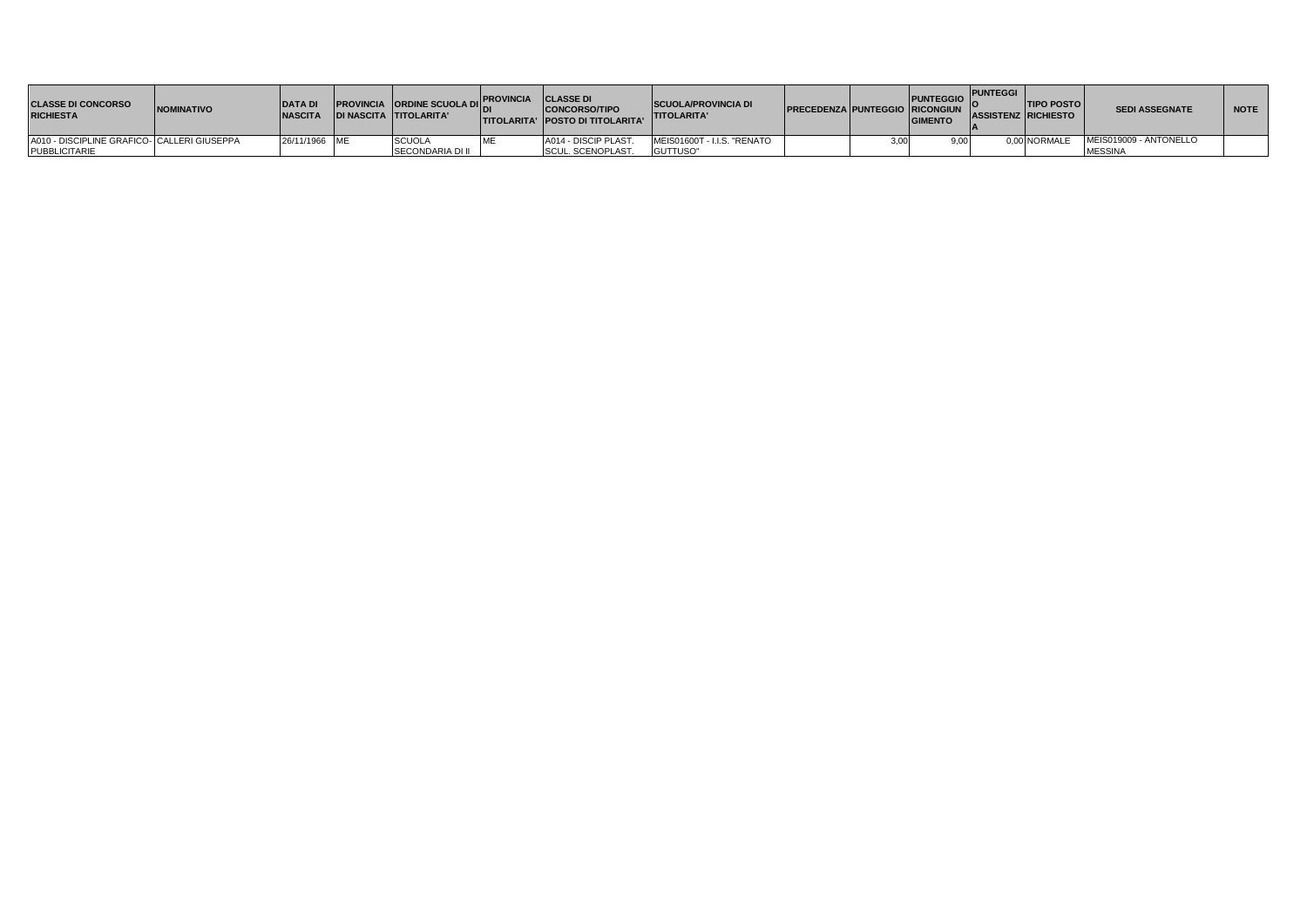| CLASSE DI CONCORSO RICHIESTA | NOMINATIVO | DATA DI NASCITA | PROVINCIA DI NASCITA | ORDINE SCUOLA DI TITOLARITA' | PROVINCIA DI TITOLARITA' | CLASSE DI CONCORSO/TIPO POSTO DI TITOLARITA' | SCUOLA/PROVINCIA DI TITOLARITA' | PRECEDENZA | PUNTEGGIO | PUNTEGGIO RICONGIUNGIMENTO | PUNTEGGIO ASSISTENZA | TIPO POSTO RICHIESTO | SEDI ASSEGNATE | NOTE |
|---|---|---|---|---|---|---|---|---|---|---|---|---|---|---|
| A010 - DISCIPLINE GRAFICO-PUBBLICITARIE | CALLERI GIUSEPPA | 26/11/1966 | ME | SCUOLA SECONDARIA DI II | ME | A014 - DISCIP PLAST. SCUL. SCENOPLAST. | MEIS01600T - I.I.S. "RENATO GUTTUSO" | | 3,00 | 9,00 | 0,00 | NORMALE | MEIS019009 - ANTONELLO MESSINA | |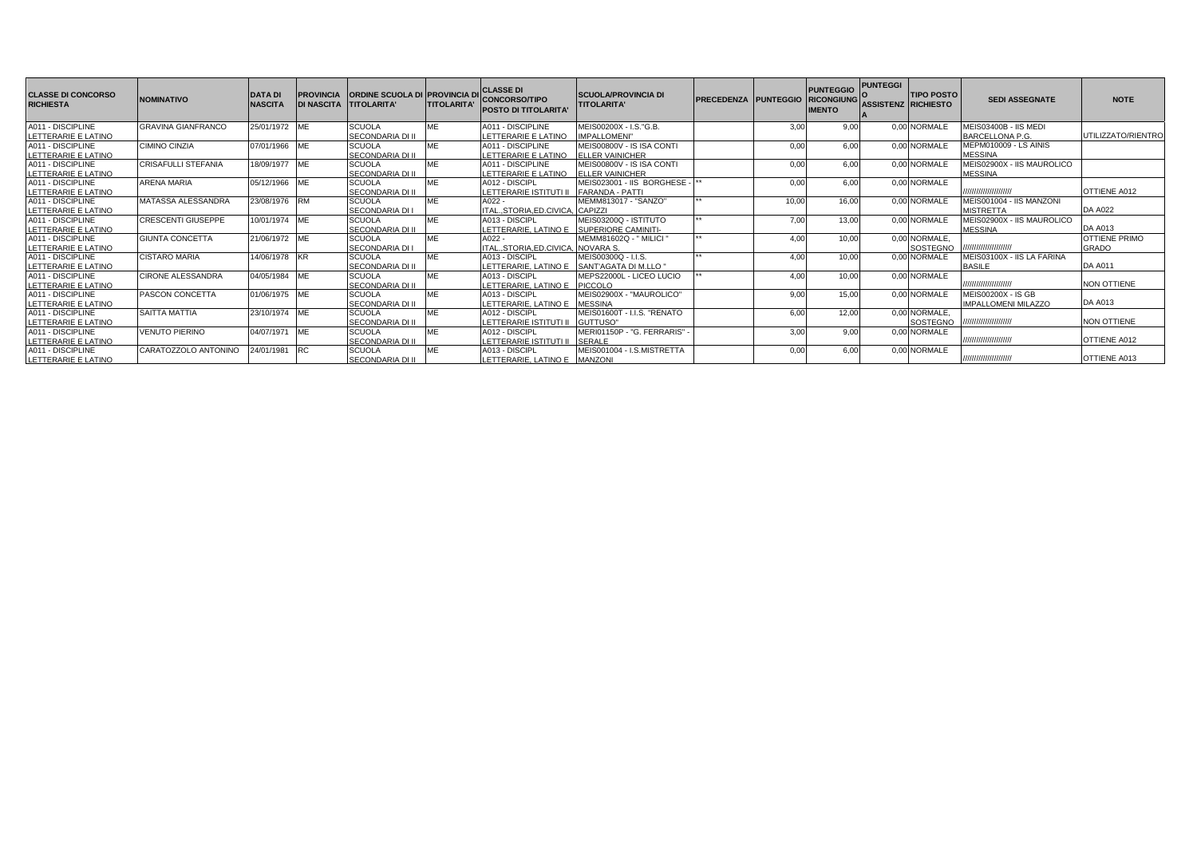| CLASSE DI CONCORSO RICHIESTA | NOMINATIVO | DATA DI NASCITA | PROVINCIA DI NASCITA | ORDINE SCUOLA DI TITOLARITA' | PROVINCIA DI TITOLARITA' | CLASSE DI CONCORSO/TIPO POSTO DI TITOLARITA' | SCUOLA/PROVINCIA DI TITOLARITA' | PRECEDENZA | PUNTEGGIO | PUNTEGGIO RICONGIUNGIMENTO | PUNTEGGIO ASSISTENZA | TIPO POSTO RICHIESTO | SEDI ASSEGNATE | NOTE |
|---|---|---|---|---|---|---|---|---|---|---|---|---|---|---|
| A011 - DISCIPLINE LETTERARIE E LATINO | GRAVINA GIANFRANCO | 25/01/1972 | ME | SCUOLA SECONDARIA DI II | ME | A011 - DISCIPLINE LETTERARIE E LATINO | MEIS00200X - I.S."G.B. IMPALLOMENI" | | 3,00 | 9,00 | 0,00 | NORMALE | MEIS03400B - IIS MEDI BARCELLONA P.G. | UTILIZZATO/RIENTRO |
| A011 - DISCIPLINE LETTERARIE E LATINO | CIMINO CINZIA | 07/01/1966 | ME | SCUOLA SECONDARIA DI II | ME | A011 - DISCIPLINE LETTERARIE E LATINO | MEIS00800V - IS ISA CONTI ELLER VAINICHER | | 0,00 | 6,00 | 0,00 | NORMALE | MEPM010009 - LS AINIS MESSINA | |
| A011 - DISCIPLINE LETTERARIE E LATINO | CRISAFULLI STEFANIA | 18/09/1977 | ME | SCUOLA SECONDARIA DI II | ME | A011 - DISCIPLINE LETTERARIE E LATINO | MEIS00800V - IS ISA CONTI ELLER VAINICHER | | 0,00 | 6,00 | 0,00 | NORMALE | MEIS02900X - IIS MAUROLICO MESSINA | |
| A011 - DISCIPLINE LETTERARIE E LATINO | ARENA MARIA | 05/12/1966 | ME | SCUOLA SECONDARIA DI II | ME | A012 - DISCIPL LETTERARIE ISTITUTI II | MEIS023001 - IIS BORGHESE - FARANDA - PATTI | ** | 0,00 | 6,00 | 0,00 | NORMALE | //////////////////// | OTTIENE A012 |
| A011 - DISCIPLINE LETTERARIE E LATINO | MATASSA ALESSANDRA | 23/08/1976 | RM | SCUOLA SECONDARIA DI I | ME | A022 - ITAL.,STORIA,ED.CIVICA, | MEMM813017 - "SANZO" CAPIZZI | ** | 10,00 | 16,00 | 0,00 | NORMALE | MEIS001004 - IIS MANZONI MISTRETTA | DA A022 |
| A011 - DISCIPLINE LETTERARIE E LATINO | CRESCENTI GIUSEPPE | 10/01/1974 | ME | SCUOLA SECONDARIA DI II | ME | A013 - DISCIPL LETTERARIE, LATINO E | MEIS03200Q - ISTITUTO SUPERIORE CAMINITI- | ** | 7,00 | 13,00 | 0,00 | NORMALE | MEIS02900X - IIS MAUROLICO MESSINA | DA A013 |
| A011 - DISCIPLINE LETTERARIE E LATINO | GIUNTA CONCETTA | 21/06/1972 | ME | SCUOLA SECONDARIA DI I | ME | A022 - ITAL.,STORIA,ED.CIVICA, | MEMM81602Q - " MILICI " NOVARA S. | ** | 4,00 | 10,00 | 0,00 | NORMALE, SOSTEGNO | //////////////////// | OTTIENE PRIMO GRADO |
| A011 - DISCIPLINE LETTERARIE E LATINO | CISTARO MARIA | 14/06/1978 | KR | SCUOLA SECONDARIA DI II | ME | A013 - DISCIPL LETTERARIE, LATINO E | MEIS00300Q - I.I.S. SANT'AGATA DI M.LLO " | ** | 4,00 | 10,00 | 0,00 | NORMALE | MEIS03100X - IIS LA FARINA BASILE | DA A011 |
| A011 - DISCIPLINE LETTERARIE E LATINO | CIRONE ALESSANDRA | 04/05/1984 | ME | SCUOLA SECONDARIA DI II | ME | A013 - DISCIPL LETTERARIE, LATINO E | MEPS22000L - LICEO LUCIO PICCOLO | ** | 4,00 | 10,00 | 0,00 | NORMALE | //////////////////// | NON OTTIENE |
| A011 - DISCIPLINE LETTERARIE E LATINO | PASCON CONCETTA | 01/06/1975 | ME | SCUOLA SECONDARIA DI II | ME | A013 - DISCIPL LETTERARIE, LATINO E | MEIS02900X - "MAUROLICO" MESSINA | | 9,00 | 15,00 | 0,00 | NORMALE | MEIS00200X - IS GB IMPALLOMENI MILAZZO | DA A013 |
| A011 - DISCIPLINE LETTERARIE E LATINO | SAITTA MATTIA | 23/10/1974 | ME | SCUOLA SECONDARIA DI II | ME | A012 - DISCIPL LETTERARIE ISTITUTI II | MEIS01600T - I.I.S. "RENATO GUTTUSO" | | 6,00 | 12,00 | 0,00 | NORMALE, SOSTEGNO | //////////////////// | NON OTTIENE |
| A011 - DISCIPLINE LETTERARIE E LATINO | VENUTO PIERINO | 04/07/1971 | ME | SCUOLA SECONDARIA DI II | ME | A012 - DISCIPL LETTERARIE ISTITUTI II | MERI01150P - "G. FERRARIS" - SERALE | | 3,00 | 9,00 | 0,00 | NORMALE | //////////////////// | OTTIENE A012 |
| A011 - DISCIPLINE LETTERARIE E LATINO | CARATOZZOLO ANTONINO | 24/01/1981 | RC | SCUOLA SECONDARIA DI II | ME | A013 - DISCIPL LETTERARIE, LATINO E | MEIS001004 - I.S.MISTRETTA MANZONI | | 0,00 | 6,00 | 0,00 | NORMALE | //////////////////// | OTTIENE A013 |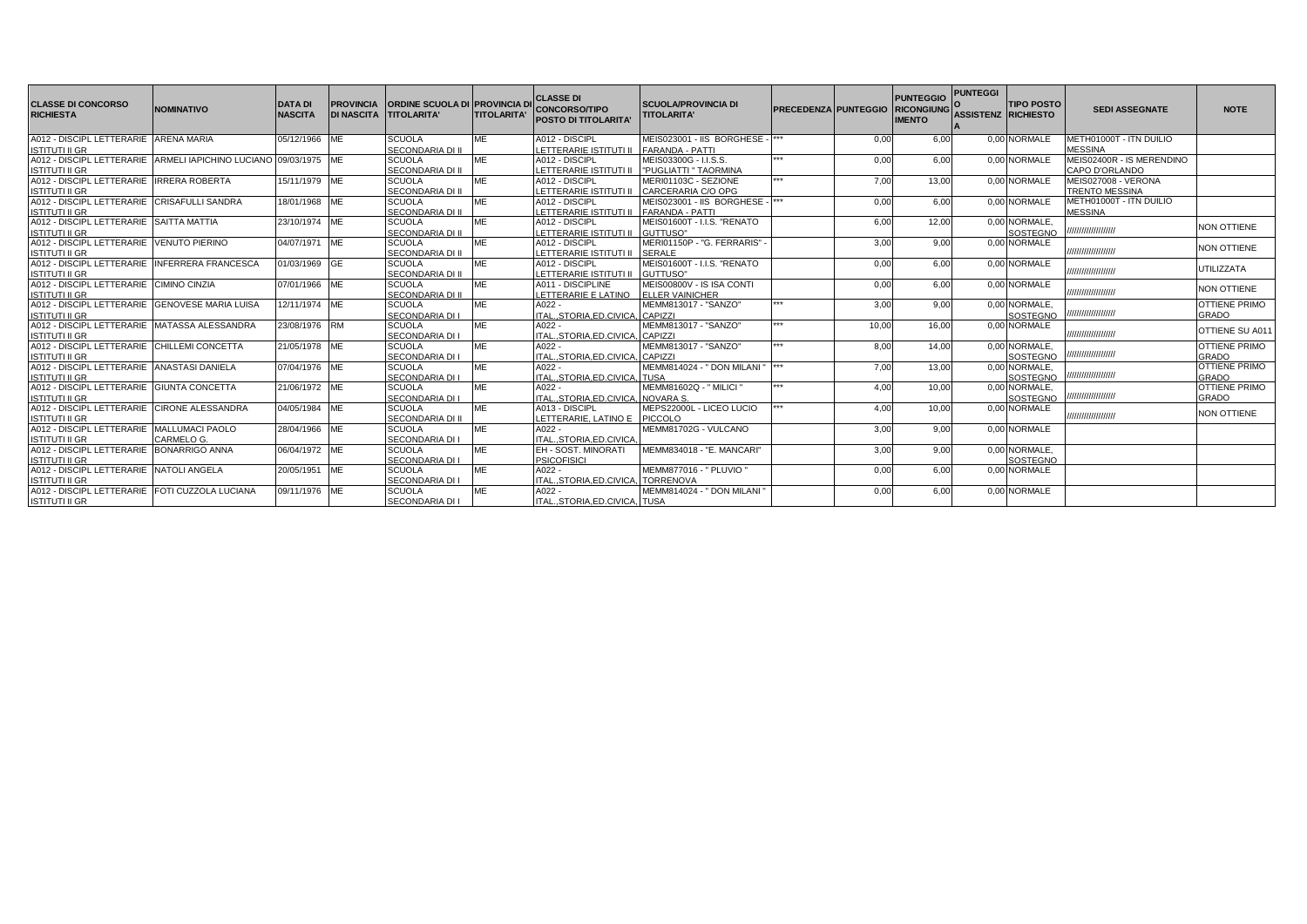| CLASSE DI CONCORSO RICHIESTA | NOMINATIVO | DATA DI NASCITA | PROVINCIA DI NASCITA | ORDINE SCUOLA DI TITOLARITA' | PROVINCIA DI TITOLARITA' | CLASSE DI CONCORSO/TIPO POSTO DI TITOLARITA' | SCUOLA/PROVINCIA DI TITOLARITA' | PRECEDENZA | PUNTEGGIO | PUNTEGGIO RICONGIUNGIMENTO | PUNTEGGIO ASSISTENZA | TIPO POSTO RICHIESTO | SEDI ASSEGNATE | NOTE |
|---|---|---|---|---|---|---|---|---|---|---|---|---|---|---|
| A012 - DISCIPL LETTERARIE ISTITUTI II GR | ARENA MARIA | 05/12/1966 | ME | SCUOLA SECONDARIA DI II | ME | A012 - DISCIPL LETTERARIE ISTITUTI II | MEIS023001 - IIS BORGHESE - FARANDA - PATTI | *** | 0,00 | 6,00 | 0,00 | NORMALE | METH01000T - ITN DUILIO MESSINA | |
| A012 - DISCIPL LETTERARIE ISTITUTI II GR | ARMELI IAPICHINO LUCIANO | 09/03/1975 | ME | SCUOLA SECONDARIA DI II | ME | A012 - DISCIPL LETTERARIE ISTITUTI II | MEIS03300G - I.I.S.S. "PUGLIATTI " TAORMINA | *** | 0,00 | 6,00 | 0,00 | NORMALE | MEIS02400R - IS MERENDINO CAPO D'ORLANDO | |
| A012 - DISCIPL LETTERARIE ISTITUTI II GR | IRRERA ROBERTA | 15/11/1979 | ME | SCUOLA SECONDARIA DI II | ME | A012 - DISCIPL LETTERARIE ISTITUTI II | MERI01103C - SEZIONE CARCERARIA C/O OPG | *** | 7,00 | 13,00 | 0,00 | NORMALE | MEIS027008 - VERONA TRENTO MESSINA | |
| A012 - DISCIPL LETTERARIE ISTITUTI II GR | CRISAFULLI SANDRA | 18/01/1968 | ME | SCUOLA SECONDARIA DI II | ME | A012 - DISCIPL LETTERARIE ISTITUTI II | MEIS023001 - IIS BORGHESE - FARANDA - PATTI | *** | 0,00 | 6,00 | 0,00 | NORMALE | METH01000T - ITN DUILIO MESSINA | |
| A012 - DISCIPL LETTERARIE ISTITUTI II GR | SAITTA MATTIA | 23/10/1974 | ME | SCUOLA SECONDARIA DI II | ME | A012 - DISCIPL LETTERARIE ISTITUTI II | MEIS01600T - I.I.S. "RENATO GUTTUSO" | | 6,00 | 12,00 | 0,00 | NORMALE, SOSTEGNO | ////////////////// | NON OTTIENE |
| A012 - DISCIPL LETTERARIE ISTITUTI II GR | VENUTO PIERINO | 04/07/1971 | ME | SCUOLA SECONDARIA DI II | ME | A012 - DISCIPL LETTERARIE ISTITUTI II | MERI01150P - "G. FERRARIS" - SERALE | | 3,00 | 9,00 | 0,00 | NORMALE | ////////////////// | NON OTTIENE |
| A012 - DISCIPL LETTERARIE ISTITUTI II GR | INFERRERA FRANCESCA | 01/03/1969 | GE | SCUOLA SECONDARIA DI II | ME | A012 - DISCIPL LETTERARIE ISTITUTI II | MEIS01600T - I.I.S. "RENATO GUTTUSO" | | 0,00 | 6,00 | 0,00 | NORMALE | ////////////////// | UTILIZZATA |
| A012 - DISCIPL LETTERARIE ISTITUTI II GR | CIMINO CINZIA | 07/01/1966 | ME | SCUOLA SECONDARIA DI II | ME | A011 - DISCIPLINE LETTERARIE E LATINO | MEIS00800V - IS ISA CONTI ELLER VAINICHER | | 0,00 | 6,00 | 0,00 | NORMALE | ////////////////// | NON OTTIENE |
| A012 - DISCIPL LETTERARIE ISTITUTI II GR | GENOVESE MARIA LUISA | 12/11/1974 | ME | SCUOLA SECONDARIA DI I | ME | A022 - ITAL.,STORIA,ED.CIVICA, | MEMM813017 - "SANZO" CAPIZZI | *** | 3,00 | 9,00 | 0,00 | NORMALE, SOSTEGNO | ////////////////// | OTTIENE PRIMO GRADO |
| A012 - DISCIPL LETTERARIE ISTITUTI II GR | MATASSA ALESSANDRA | 23/08/1976 | RM | SCUOLA SECONDARIA DI I | ME | A022 - ITAL.,STORIA,ED.CIVICA, | MEMM813017 - "SANZO" CAPIZZI | *** | 10,00 | 16,00 | 0,00 | NORMALE | ////////////////// | OTTIENE SU A011 |
| A012 - DISCIPL LETTERARIE ISTITUTI II GR | CHILLEMI CONCETTA | 21/05/1978 | ME | SCUOLA SECONDARIA DI I | ME | A022 - ITAL.,STORIA,ED.CIVICA, | MEMM813017 - "SANZO" CAPIZZI | *** | 8,00 | 14,00 | 0,00 | NORMALE, SOSTEGNO | ////////////////// | OTTIENE PRIMO GRADO |
| A012 - DISCIPL LETTERARIE ISTITUTI II GR | ANASTASI DANIELA | 07/04/1976 | ME | SCUOLA SECONDARIA DI I | ME | A022 - ITAL.,STORIA,ED.CIVICA, | MEMM814024 - " DON MILANI " TUSA | *** | 7,00 | 13,00 | 0,00 | NORMALE, SOSTEGNO | ////////////////// | OTTIENE PRIMO GRADO |
| A012 - DISCIPL LETTERARIE ISTITUTI II GR | GIUNTA CONCETTA | 21/06/1972 | ME | SCUOLA SECONDARIA DI I | ME | A022 - ITAL.,STORIA,ED.CIVICA, | MEMM81602Q - " MILICI " NOVARA S. | *** | 4,00 | 10,00 | 0,00 | NORMALE, SOSTEGNO | ////////////////// | OTTIENE PRIMO GRADO |
| A012 - DISCIPL LETTERARIE ISTITUTI II GR | CIRONE ALESSANDRA | 04/05/1984 | ME | SCUOLA SECONDARIA DI II | ME | A013 - DISCIPL LETTERARIE, LATINO E | MEPS22000L - LICEO LUCIO PICCOLO | *** | 4,00 | 10,00 | 0,00 | NORMALE | ////////////////// | NON OTTIENE |
| A012 - DISCIPL LETTERARIE ISTITUTI II GR | MALLUMACI PAOLO CARMELO G. | 28/04/1966 | ME | SCUOLA SECONDARIA DI I | ME | A022 - ITAL.,STORIA,ED.CIVICA, | MEMM81702G - VULCANO | | 3,00 | 9,00 | 0,00 | NORMALE | | |
| A012 - DISCIPL LETTERARIE ISTITUTI II GR | BONARRIGO ANNA | 06/04/1972 | ME | SCUOLA SECONDARIA DI I | ME | EH - SOST. MINORATI PSICOFISICI | MEMM834018 - "E. MANCARI" | | 3,00 | 9,00 | 0,00 | NORMALE, SOSTEGNO | | |
| A012 - DISCIPL LETTERARIE ISTITUTI II GR | NATOLI ANGELA | 20/05/1951 | ME | SCUOLA SECONDARIA DI I | ME | A022 - ITAL.,STORIA,ED.CIVICA, | MEMM877016 - " PLUVIO " TORRENOVA | | 0,00 | 6,00 | 0,00 | NORMALE | | |
| A012 - DISCIPL LETTERARIE ISTITUTI II GR | FOTI CUZZOLA LUCIANA | 09/11/1976 | ME | SCUOLA SECONDARIA DI I | ME | A022 - ITAL.,STORIA,ED.CIVICA, | MEMM814024 - " DON MILANI " TUSA | | 0,00 | 6,00 | 0,00 | NORMALE | | |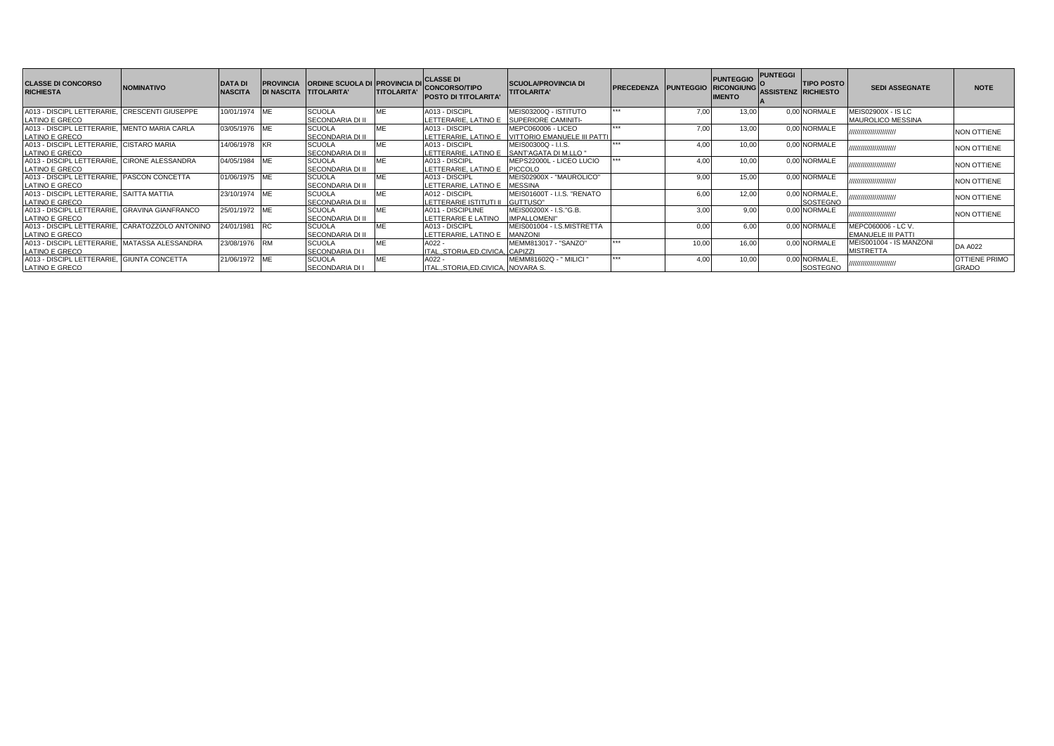| CLASSE DI CONCORSO RICHIESTA | NOMINATIVO | DATA DI NASCITA | PROVINCIA DI NASCITA | ORDINE SCUOLA DI TITOLARITA' | PROVINCIA DI TITOLARITA' | CLASSE DI CONCORSO/TIPO POSTO DI TITOLARITA' | SCUOLA/PROVINCIA DI TITOLARITA' | PRECEDENZA | PUNTEGGIO | PUNTEGGIO RICONGIUNGIMENTO | PUNTEGGIO ASSISTENZA | TIPO POSTO RICHIESTO | SEDI ASSEGNATE | NOTE |
|---|---|---|---|---|---|---|---|---|---|---|---|---|---|---|
| A013 - DISCIPL LETTERARIE, LATINO E GRECO | CRESCENTI GIUSEPPE | 10/01/1974 | ME | SCUOLA SECONDARIA DI II | ME | A013 - DISCIPL LETTERARIE, LATINO E | MEIS03200Q - ISTITUTO SUPERIORE CAMINITI- | *** | 7,00 | 13,00 | 0,00 | NORMALE | MEIS02900X - IS LC MAUROLICO MESSINA | |
| A013 - DISCIPL LETTERARIE, LATINO E GRECO | MENTO MARIA CARLA | 03/05/1976 | ME | SCUOLA SECONDARIA DI II | ME | A013 - DISCIPL LETTERARIE, LATINO E | MEPC060006 - LICEO VITTORIO EMANUELE III PATTI | *** | 7,00 | 13,00 | 0,00 | NORMALE | ////////////////////// | NON OTTIENE |
| A013 - DISCIPL LETTERARIE, LATINO E GRECO | CISTARO MARIA | 14/06/1978 | KR | SCUOLA SECONDARIA DI II | ME | A013 - DISCIPL LETTERARIE, LATINO E | MEIS00300Q - I.I.S. SANT'AGATA DI M.LLO " | *** | 4,00 | 10,00 | 0,00 | NORMALE | ////////////////////// | NON OTTIENE |
| A013 - DISCIPL LETTERARIE, LATINO E GRECO | CIRONE ALESSANDRA | 04/05/1984 | ME | SCUOLA SECONDARIA DI II | ME | A013 - DISCIPL LETTERARIE, LATINO E | MEPS22000L - LICEO LUCIO PICCOLO | *** | 4,00 | 10,00 | 0,00 | NORMALE | ////////////////////// | NON OTTIENE |
| A013 - DISCIPL LETTERARIE, LATINO E GRECO | PASCON CONCETTA | 01/06/1975 | ME | SCUOLA SECONDARIA DI II | ME | A013 - DISCIPL LETTERARIE, LATINO E | MEIS02900X - "MAUROLICO" MESSINA | | 9,00 | 15,00 | 0,00 | NORMALE | ////////////////////// | NON OTTIENE |
| A013 - DISCIPL LETTERARIE, LATINO E GRECO | SAITTA MATTIA | 23/10/1974 | ME | SCUOLA SECONDARIA DI II | ME | A012 - DISCIPL LETTERARIE ISTITUTI II | MEIS01600T - I.I.S. "RENATO GUTTUSO" | | 6,00 | 12,00 | 0,00 | NORMALE, SOSTEGNO | ////////////////////// | NON OTTIENE |
| A013 - DISCIPL LETTERARIE, LATINO E GRECO | GRAVINA GIANFRANCO | 25/01/1972 | ME | SCUOLA SECONDARIA DI II | ME | A011 - DISCIPLINE LETTERARIE E LATINO | MEIS00200X - I.S."G.B. IMPALLOMENI" | | 3,00 | 9,00 | 0,00 | NORMALE | ////////////////////// | NON OTTIENE |
| A013 - DISCIPL LETTERARIE, LATINO E GRECO | CARATOZZOLO ANTONINO | 24/01/1981 | RC | SCUOLA SECONDARIA DI II | ME | A013 - DISCIPL LETTERARIE, LATINO E | MEIS001004 - I.S.MISTRETTA MANZONI | | 0,00 | 6,00 | 0,00 | NORMALE | MEPC060006 - LC V. EMANUELE III PATTI | |
| A013 - DISCIPL LETTERARIE, LATINO E GRECO | MATASSA ALESSANDRA | 23/08/1976 | RM | SCUOLA SECONDARIA DI I | ME | A022 - ITAL.,STORIA,ED.CIVICA, | MEMM813017 - "SANZO" CAPIZZI | *** | 10,00 | 16,00 | 0,00 | NORMALE | MEIS001004 - IS MANZONI MISTRETTA | DA A022 |
| A013 - DISCIPL LETTERARIE, LATINO E GRECO | GIUNTA CONCETTA | 21/06/1972 | ME | SCUOLA SECONDARIA DI I | ME | A022 - ITAL.,STORIA,ED.CIVICA, | MEMM81602Q - " MILICI " NOVARA S. | *** | 4,00 | 10,00 | 0,00 | NORMALE, SOSTEGNO | ////////////////////// | OTTIENE PRIMO GRADO |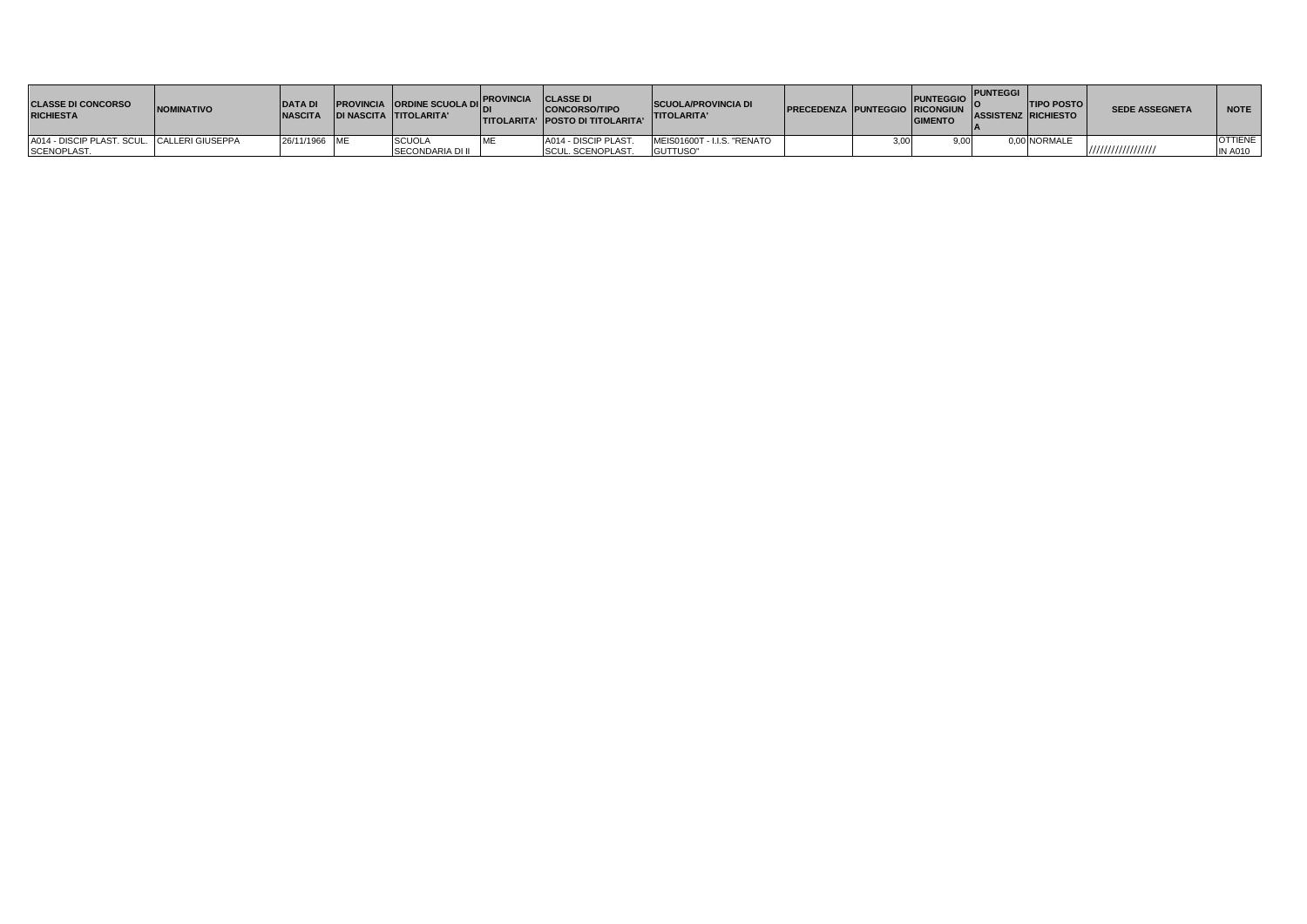| CLASSE DI CONCORSO RICHIESTA | NOMINATIVO | DATA DI NASCITA | PROVINCIA DI NASCITA | ORDINE SCUOLA DI TITOLARITA' | PROVINCIA DI TITOLARITA' | CLASSE DI CONCORSO/TIPO POSTO DI TITOLARITA' | SCUOLA/PROVINCIA DI TITOLARITA' | PRECEDENZA | PUNTEGGIO | PUNTEGGIO RICONGIUNGIMENTO | PUNTEGGIO ASSISTENZA | TIPO POSTO RICHIESTO | SEDE ASSEGNETA | NOTE |
|---|---|---|---|---|---|---|---|---|---|---|---|---|---|---|
| A014 - DISCIP PLAST. SCUL. SCENOPLAST. | CALLERI GIUSEPPA | 26/11/1966 | ME | SCUOLA SECONDARIA DI II | ME | A014 - DISCIP PLAST. SCUL. SCENOPLAST. | MEIS01600T - I.I.S. "RENATO GUTTUSO" | | 3,00 | 9,00 | 0,00 | NORMALE | ///////////////// | OTTIENE IN A010 |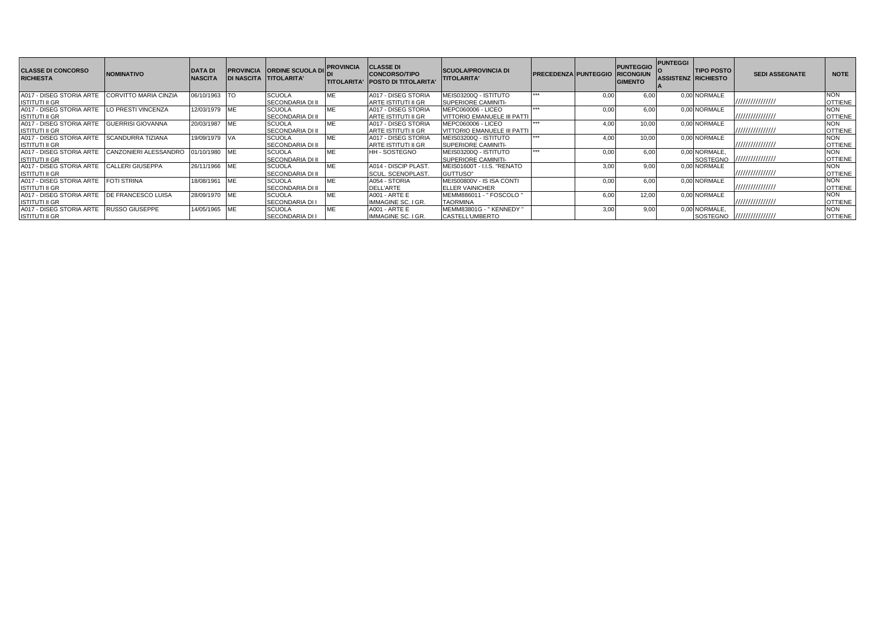| CLASSE DI CONCORSO RICHIESTA | NOMINATIVO | DATA DI NASCITA | PROVINCIA DI NASCITA | ORDINE SCUOLA DI TITOLARITA' | PROVINCIA DI TITOLARITA' | CLASSE DI CONCORSO/TIPO POSTO DI TITOLARITA' | SCUOLA/PROVINCIA DI TITOLARITA' | PRECEDENZA | PUNTEGGIO | PUNTEGGIO RICONGIUNGIMENTO | PUNTEGGIO ASSISTENZA | TIPO POSTO RICHIESTO | SEDI ASSEGNATE | NOTE |
|---|---|---|---|---|---|---|---|---|---|---|---|---|---|---|
| A017 - DISEG STORIA ARTE ISTITUTI II GR | CORVITTO MARIA CINZIA | 06/10/1963 | TO | SCUOLA SECONDARIA DI II | ME | A017 - DISEG STORIA ARTE ISTITUTI II GR | MEIS03200Q - ISTITUTO SUPERIORE CAMINITI- | *** | 0,00 | 6,00 | 0,00 | NORMALE | //////////////// | NON OTTIENE |
| A017 - DISEG STORIA ARTE ISTITUTI II GR | LO PRESTI VINCENZA | 12/03/1979 | ME | SCUOLA SECONDARIA DI II | ME | A017 - DISEG STORIA ARTE ISTITUTI II GR | MEPC060006 - LICEO VITTORIO EMANUELE III PATTI | *** | 0,00 | 6,00 | 0,00 | NORMALE | //////////////// | NON OTTIENE |
| A017 - DISEG STORIA ARTE ISTITUTI II GR | GUERRISI GIOVANNA | 20/03/1987 | ME | SCUOLA SECONDARIA DI II | ME | A017 - DISEG STORIA ARTE ISTITUTI II GR | MEPC060006 - LICEO VITTORIO EMANUELE III PATTI | *** | 4,00 | 10,00 | 0,00 | NORMALE | //////////////// | NON OTTIENE |
| A017 - DISEG STORIA ARTE ISTITUTI II GR | SCANDURRA TIZIANA | 19/09/1979 | VA | SCUOLA SECONDARIA DI II | ME | A017 - DISEG STORIA ARTE ISTITUTI II GR | MEIS03200Q - ISTITUTO SUPERIORE CAMINITI- | *** | 4,00 | 10,00 | 0,00 | NORMALE | //////////////// | NON OTTIENE |
| A017 - DISEG STORIA ARTE ISTITUTI II GR | CANZONIERI ALESSANDRO | 01/10/1980 | ME | SCUOLA SECONDARIA DI II | ME | HH - SOSTEGNO | MEIS03200Q - ISTITUTO SUPERIORE CAMINITI- | *** | 0,00 | 6,00 | 0,00 | NORMALE, SOSTEGNO | //////////////// | NON OTTIENE |
| A017 - DISEG STORIA ARTE ISTITUTI II GR | CALLERI GIUSEPPA | 26/11/1966 | ME | SCUOLA SECONDARIA DI II | ME | A014 - DISCIP PLAST. SCUL. SCENOPLAST. | MEIS01600T - I.I.S. "RENATO GUTTUSO" | | 3,00 | 9,00 | 0,00 | NORMALE | //////////////// | NON OTTIENE |
| A017 - DISEG STORIA ARTE ISTITUTI II GR | FOTI STRINA | 18/08/1961 | ME | SCUOLA SECONDARIA DI II | ME | A054 - STORIA DELL'ARTE | MEIS00800V - IS ISA CONTI ELLER VAINICHER | | 0,00 | 6,00 | 0,00 | NORMALE | //////////////// | NON OTTIENE |
| A017 - DISEG STORIA ARTE ISTITUTI II GR | DE FRANCESCO LUISA | 28/09/1970 | ME | SCUOLA SECONDARIA DI I | ME | A001 - ARTE E IMMAGINE SC. I GR. | MEMM886011 - " FOSCOLO " TAORMINA | | 6,00 | 12,00 | 0,00 | NORMALE | //////////////// | NON OTTIENE |
| A017 - DISEG STORIA ARTE ISTITUTI II GR | RUSSO GIUSEPPE | 14/05/1965 | ME | SCUOLA SECONDARIA DI I | ME | A001 - ARTE E IMMAGINE SC. I GR. | MEMM83801G - " KENNEDY " CASTELL'UMBERTO | | 3,00 | 9,00 | 0,00 | NORMALE, SOSTEGNO | //////////////// | NON OTTIENE |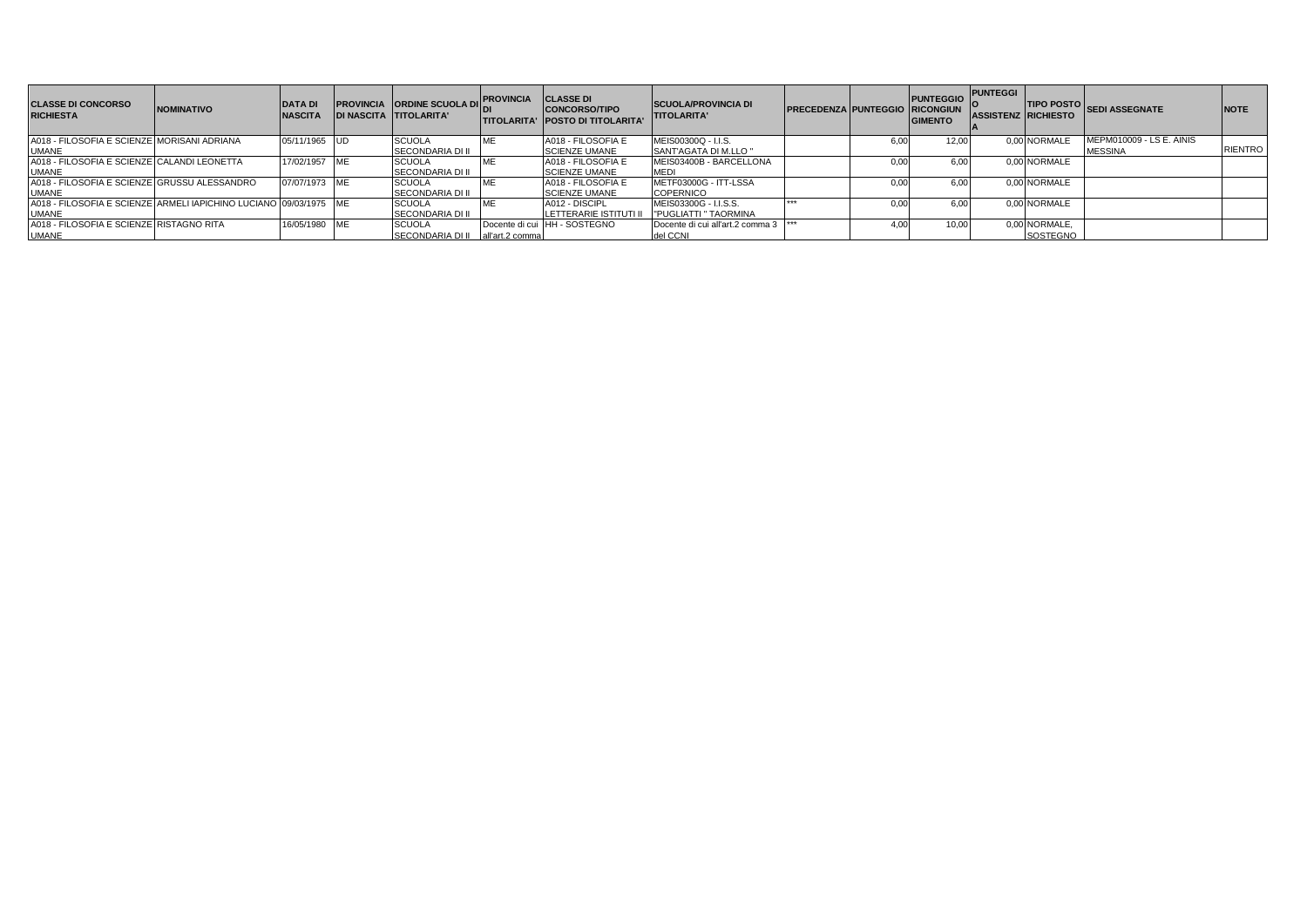| CLASSE DI CONCORSO RICHIESTA | NOMINATIVO | DATA DI NASCITA | PROVINCIA DI NASCITA | ORDINE SCUOLA DI TITOLARITA' | PROVINCIA DI TITOLARITA' | CLASSE DI CONCORSO/TIPO POSTO DI TITOLARITA' | SCUOLA/PROVINCIA DI TITOLARITA' | PRECEDENZA | PUNTEGGIO | PUNTEGGIO RICONGIUNGIMENTO | PUNTEGGIO ASSISTENZA | TIPO POSTO RICHIESTO | SEDI ASSEGNATE | NOTE |
|---|---|---|---|---|---|---|---|---|---|---|---|---|---|---|
| A018 - FILOSOFIA E SCIENZE UMANE | MORISANI ADRIANA | 05/11/1965 | UD | SCUOLA SECONDARIA DI II | ME | A018 - FILOSOFIA E SCIENZE UMANE | MEIS00300Q - I.I.S. SANT'AGATA DI M.LLO " | | 6,00 | 12,00 | 0,00 | NORMALE | MEPM010009 - LS E. AINIS MESSINA | RIENTRO |
| A018 - FILOSOFIA E SCIENZE UMANE | CALANDI LEONETTA | 17/02/1957 | ME | SCUOLA SECONDARIA DI II | ME | A018 - FILOSOFIA E SCIENZE UMANE | MEIS03400B - BARCELLONA MEDI | | 0,00 | 6,00 | 0,00 | NORMALE | | |
| A018 - FILOSOFIA E SCIENZE UMANE | GRUSSU ALESSANDRO | 07/07/1973 | ME | SCUOLA SECONDARIA DI II | ME | A018 - FILOSOFIA E SCIENZE UMANE | METF03000G - ITT-LSSA COPERNICO | | 0,00 | 6,00 | 0,00 | NORMALE | | |
| A018 - FILOSOFIA E SCIENZE UMANE | ARMELI IAPICHINO LUCIANO | 09/03/1975 | ME | SCUOLA SECONDARIA DI II | ME | A012 - DISCIPL LETTERARIE ISTITUTI II | MEIS03300G - I.I.S.S. "PUGLIATTI " TAORMINA | *** | 0,00 | 6,00 | 0,00 | NORMALE | | |
| A018 - FILOSOFIA E SCIENZE UMANE | RISTAGNO RITA | 16/05/1980 | ME | SCUOLA SECONDARIA DI II | Docente di cui all'art.2 comma | HH - SOSTEGNO | Docente di cui all'art.2 comma 3 del CCNI | *** | 4,00 | 10,00 | 0,00 | NORMALE, SOSTEGNO | | |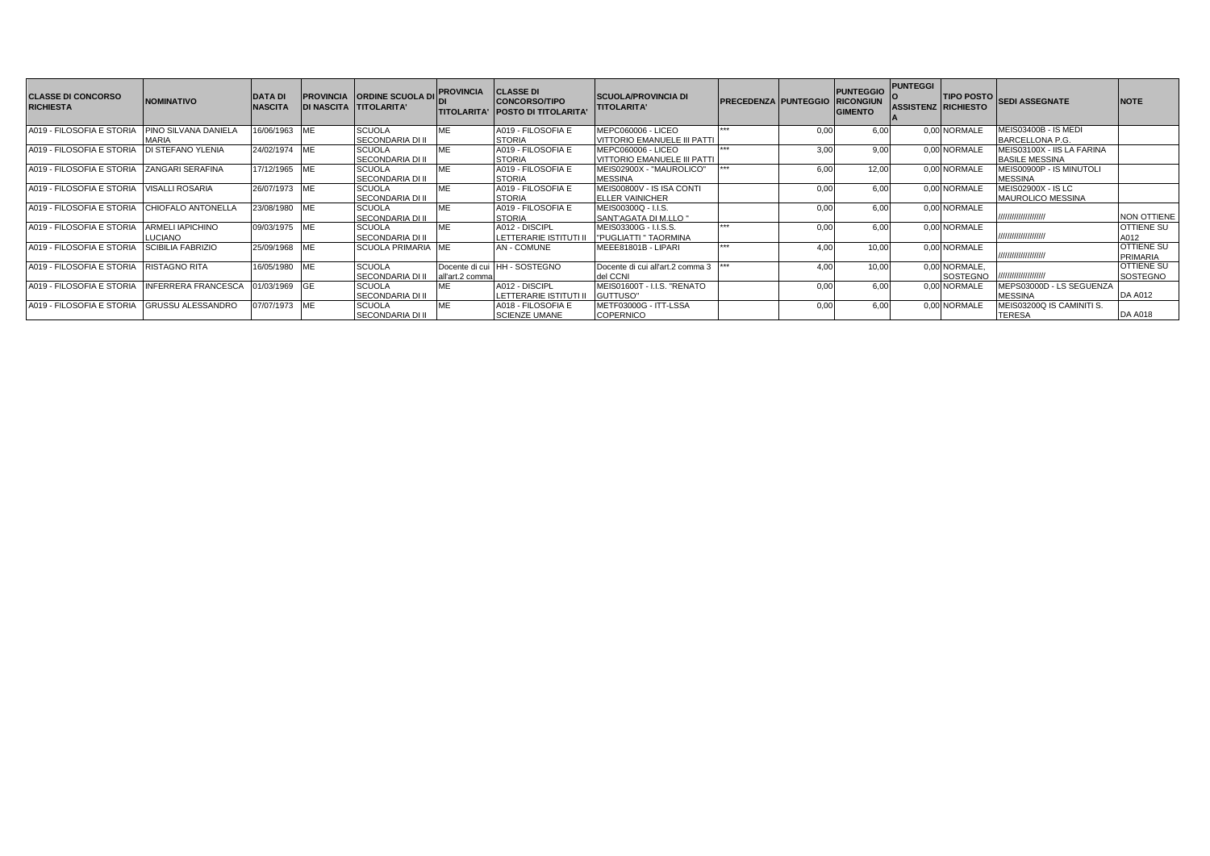| CLASSE DI CONCORSO RICHIESTA | NOMINATIVO | DATA DI NASCITA | PROVINCIA DI NASCITA | ORDINE SCUOLA DI TITOLARITA' | PROVINCIA DI TITOLARITA' | CLASSE DI CONCORSO/TIPO POSTO DI TITOLARITA' | SCUOLA/PROVINCIA DI TITOLARITA' | PRECEDENZA | PUNTEGGIO | PUNTEGGIO RICONGIUNGIMENTO | PUNTEGGIO ASSISTENZA | TIPO POSTO RICHIESTO | SEDI ASSEGNATE | NOTE |
|---|---|---|---|---|---|---|---|---|---|---|---|---|---|---|
| A019 - FILOSOFIA E STORIA | PINO SILVANA DANIELA MARIA | 16/06/1963 | ME | SCUOLA SECONDARIA DI II | ME | A019 - FILOSOFIA E STORIA | MEPC060006 - LICEO VITTORIO EMANUELE III PATTI | *** | 0,00 | 6,00 | 0,00 | NORMALE | MEIS03400B - IS MEDI BARCELLONA P.G. | |
| A019 - FILOSOFIA E STORIA | DI STEFANO YLENIA | 24/02/1974 | ME | SCUOLA SECONDARIA DI II | ME | A019 - FILOSOFIA E STORIA | MEPC060006 - LICEO VITTORIO EMANUELE III PATTI | *** | 3,00 | 9,00 | 0,00 | NORMALE | MEIS03100X - IIS LA FARINA BASILE MESSINA | |
| A019 - FILOSOFIA E STORIA | ZANGARI SERAFINA | 17/12/1965 | ME | SCUOLA SECONDARIA DI II | ME | A019 - FILOSOFIA E STORIA | MEIS02900X - "MAUROLICO" MESSINA | *** | 6,00 | 12,00 | 0,00 | NORMALE | MEIS00900P - IS MINUTOLI MESSINA | |
| A019 - FILOSOFIA E STORIA | VISALLI ROSARIA | 26/07/1973 | ME | SCUOLA SECONDARIA DI II | ME | A019 - FILOSOFIA E STORIA | MEIS00800V - IS ISA CONTI ELLER VAINICHER | | 0,00 | 6,00 | 0,00 | NORMALE | MEIS02900X - IS LC MAUROLICO MESSINA | |
| A019 - FILOSOFIA E STORIA | CHIOFALO ANTONELLA | 23/08/1980 | ME | SCUOLA SECONDARIA DI II | ME | A019 - FILOSOFIA E STORIA | MEIS00300Q - I.I.S. SANT'AGATA DI M.LLO " | | 0,00 | 6,00 | 0,00 | NORMALE | ////////////////////// | NON OTTIENE |
| A019 - FILOSOFIA E STORIA | ARMELI IAPICHINO LUCIANO | 09/03/1975 | ME | SCUOLA SECONDARIA DI II | ME | A012 - DISCIPL LETTERARIE ISTITUTI II | MEIS03300G - I.I.S.S. "PUGLIATTI " TAORMINA | *** | 0,00 | 6,00 | 0,00 | NORMALE | ////////////////////// | OTTIENE SU A012 |
| A019 - FILOSOFIA E STORIA | SCIBILIA FABRIZIO | 25/09/1968 | ME | SCUOLA PRIMARIA | ME | AN - COMUNE | MEEE81801B - LIPARI | *** | 4,00 | 10,00 | 0,00 | NORMALE | ////////////////////// | OTTIENE SU PRIMARIA |
| A019 - FILOSOFIA E STORIA | RISTAGNO RITA | 16/05/1980 | ME | SCUOLA SECONDARIA DI II | Docente di cui all'art.2 comma | HH - SOSTEGNO | Docente di cui all'art.2 comma 3 del CCNI | *** | 4,00 | 10,00 | 0,00 | NORMALE, SOSTEGNO | ////////////////////// | OTTIENE SU SOSTEGNO |
| A019 - FILOSOFIA E STORIA | INFERRERA FRANCESCA | 01/03/1969 | GE | SCUOLA SECONDARIA DI II | ME | A012 - DISCIPL LETTERARIE ISTITUTI II | MEIS01600T - I.I.S. "RENATO GUTTUSO" | | 0,00 | 6,00 | 0,00 | NORMALE | MEPS03000D - LS SEGUENZA MESSINA | DA A012 |
| A019 - FILOSOFIA E STORIA | GRUSSU ALESSANDRO | 07/07/1973 | ME | SCUOLA SECONDARIA DI II | ME | A018 - FILOSOFIA E SCIENZE UMANE | METF03000G - ITT-LSSA COPERNICO | | 0,00 | 6,00 | 0,00 | NORMALE | MEIS03200Q IS CAMINITI S. TERESA | DA A018 |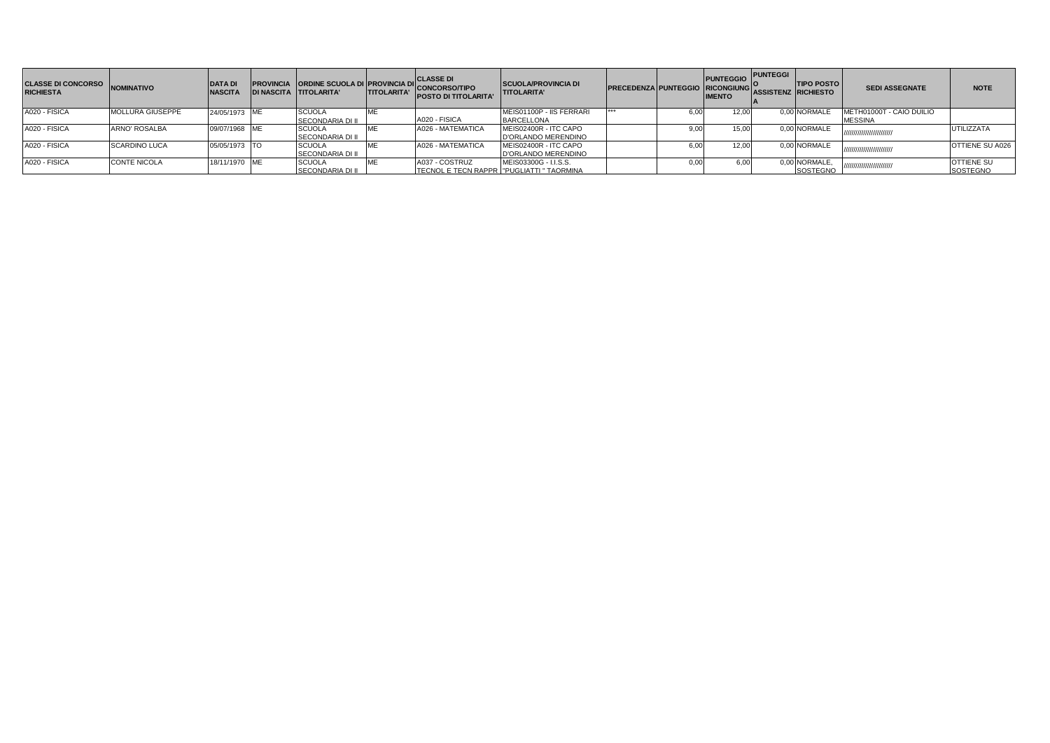| CLASSE DI CONCORSO RICHIESTA | NOMINATIVO | DATA DI NASCITA | PROVINCIA DI NASCITA | ORDINE SCUOLA DI TITOLARITA' | PROVINCIA DI TITOLARITA' | CLASSE DI CONCORSO/TIPO POSTO DI TITOLARITA' | SCUOLA/PROVINCIA DI TITOLARITA' | PRECEDENZA | PUNTEGGIO | PUNTEGGIO RICONGIUNGIMENTO | PUNTEGGIO ASSISTENZA | TIPO POSTO RICHIESTO | SEDI ASSEGNATE | NOTE |
|---|---|---|---|---|---|---|---|---|---|---|---|---|---|---|
| A020 - FISICA | MOLLURA GIUSEPPE | 24/05/1973 | ME | SCUOLA SECONDARIA DI II | ME | A020 - FISICA | MEIS01100P - IIS FERRARI BARCELLONA | *** | 6,00 | 12,00 | 0,00 | NORMALE | METH01000T - CAIO DUILIO MESSINA | |
| A020 - FISICA | ARNO' ROSALBA | 09/07/1968 | ME | SCUOLA SECONDARIA DI II | ME | A026 - MATEMATICA | MEIS02400R - ITC CAPO D'ORLANDO MERENDINO | | 9,00 | 15,00 | 0,00 | NORMALE | ////////////////////////// | UTILIZZATA |
| A020 - FISICA | SCARDINO LUCA | 05/05/1973 | TO | SCUOLA SECONDARIA DI II | ME | A026 - MATEMATICA | MEIS02400R - ITC CAPO D'ORLANDO MERENDINO | | 6,00 | 12,00 | 0,00 | NORMALE | ////////////////////////// | OTTIENE SU A026 |
| A020 - FISICA | CONTE NICOLA | 18/11/1970 | ME | SCUOLA SECONDARIA DI II | ME | A037 - COSTRUZ TECNOL E TECN RAPPR | MEIS03300G - I.I.S.S. "PUGLIATTI " TAORMINA | | 0,00 | 6,00 | 0,00 | NORMALE, SOSTEGNO | ////////////////////////// | OTTIENE SU SOSTEGNO |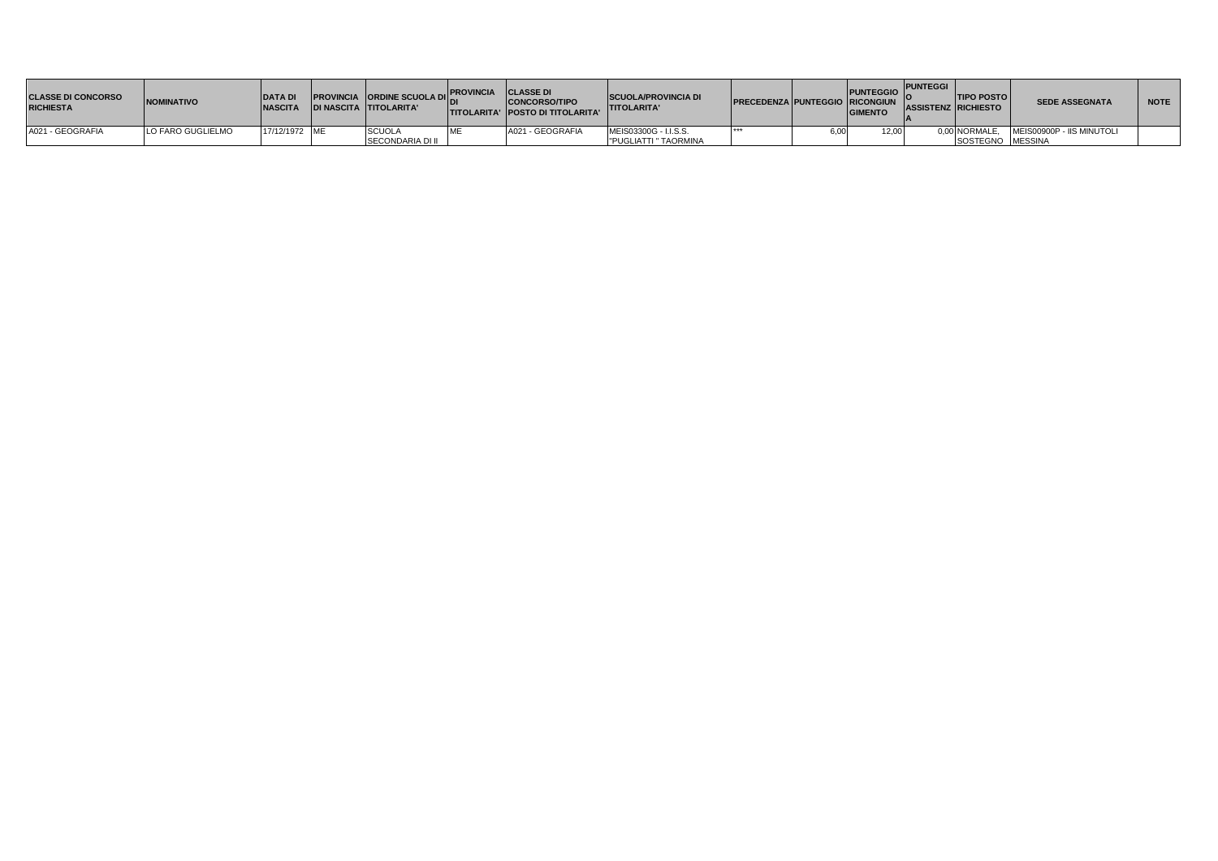| CLASSE DI CONCORSO RICHIESTA | NOMINATIVO | DATA DI NASCITA | PROVINCIA DI NASCITA | ORDINE SCUOLA DI TITOLARITA' | PROVINCIA DI TITOLARITA' | CLASSE DI CONCORSO/TIPO POSTO DI TITOLARITA' | SCUOLA/PROVINCIA DI TITOLARITA' | PRECEDENZA | PUNTEGGIO | PUNTEGGIO RICONGIUNGIMENTO | PUNTEGGIO ASSISTENZA | TIPO POSTO RICHIESTO | SEDE ASSEGNATA | NOTE |
|---|---|---|---|---|---|---|---|---|---|---|---|---|---|---|
| A021 - GEOGRAFIA | LO FARO GUGLIELMO | 17/12/1972 | ME | SCUOLA SECONDARIA DI II | ME | A021 - GEOGRAFIA | MEIS03300G - I.I.S.S. "PUGLIATTI " TAORMINA | *** | 6,00 | 12,00 | 0,00 | NORMALE, SOSTEGNO | MEIS00900P - IIS MINUTOLI MESSINA | |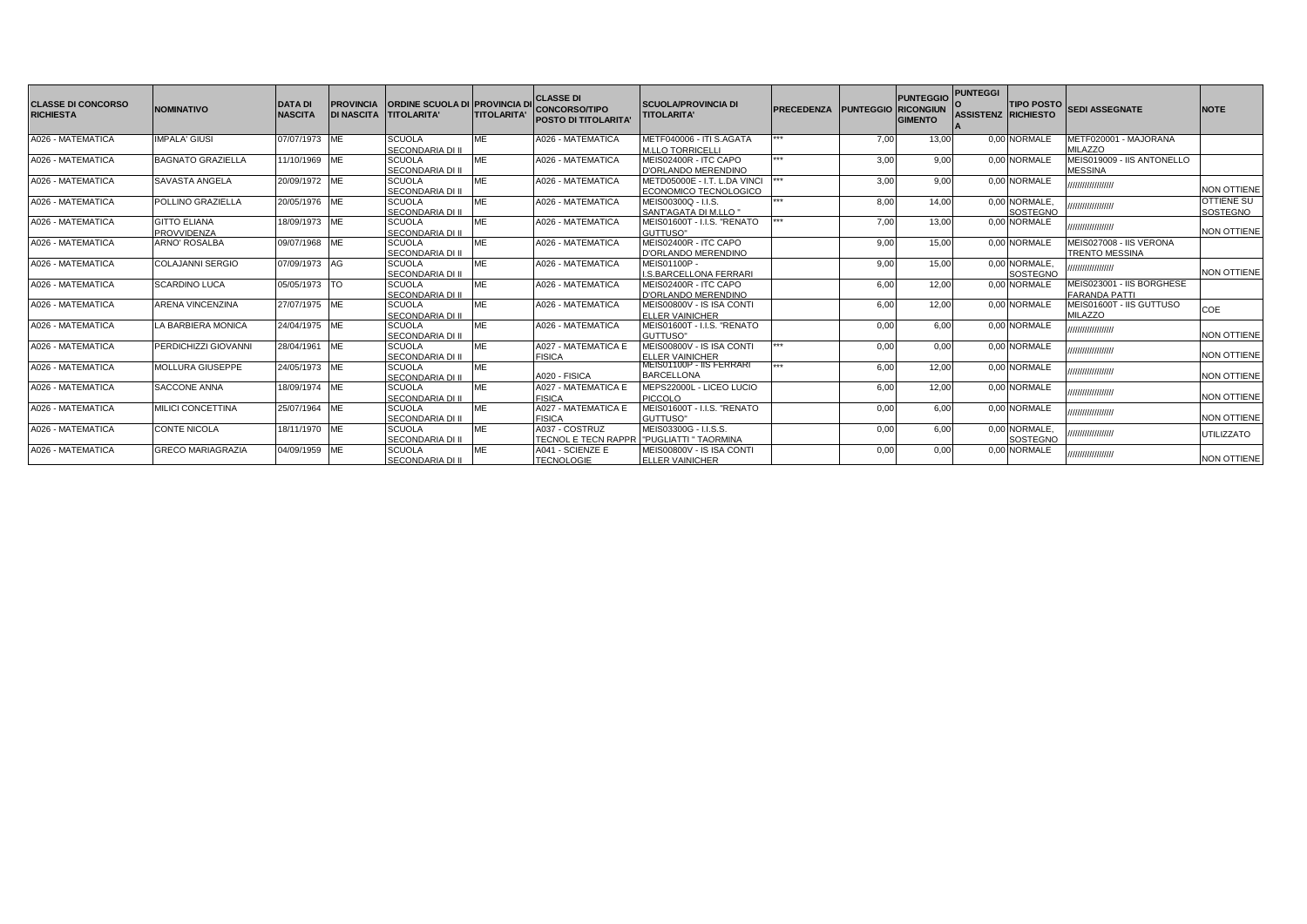| CLASSE DI CONCORSO RICHIESTA | NOMINATIVO | DATA DI NASCITA | PROVINCIA DI NASCITA | ORDINE SCUOLA DI TITOLARITA' | PROVINCIA DI TITOLARITA' | CLASSE DI CONCORSO/TIPO POSTO DI TITOLARITA' | SCUOLA/PROVINCIA DI TITOLARITA' | PRECEDENZA | PUNTEGGIO | PUNTEGGIO RICONGIUNGIMENTO | PUNTEGGIO ASSISTENZA | TIPO POSTO RICHIESTO | SEDI ASSEGNATE | NOTE |
|---|---|---|---|---|---|---|---|---|---|---|---|---|---|---|
| A026 - MATEMATICA | IMPALA' GIUSI | 07/07/1973 | ME | SCUOLA SECONDARIA DI II | ME | A026 - MATEMATICA | METF040006 - ITI S.AGATA M.LLO TORRICELLI | *** | 7,00 | 13,00 | 0,00 | NORMALE | METF020001 - MAJORANA MILAZZO | |
| A026 - MATEMATICA | BAGNATO GRAZIELLA | 11/10/1969 | ME | SCUOLA SECONDARIA DI II | ME | A026 - MATEMATICA | MEIS02400R - ITC CAPO D'ORLANDO MERENDINO | *** | 3,00 | 9,00 | 0,00 | NORMALE | MEIS019009 - IIS ANTONELLO MESSINA | |
| A026 - MATEMATICA | SAVASTA ANGELA | 20/09/1972 | ME | SCUOLA SECONDARIA DI II | ME | A026 - MATEMATICA | METD05000E - I.T. L.DA VINCI ECONOMICO TECNOLOGICO | *** | 3,00 | 9,00 | 0,00 | NORMALE | ////////////////// | NON OTTIENE |
| A026 - MATEMATICA | POLLINO GRAZIELLA | 20/05/1976 | ME | SCUOLA SECONDARIA DI II | ME | A026 - MATEMATICA | MEIS00300Q - I.I.S. SANT'AGATA DI M.LLO " | *** | 8,00 | 14,00 | 0,00 | NORMALE, SOSTEGNO | ////////////////// | OTTIENE SU SOSTEGNO |
| A026 - MATEMATICA | GITTO ELIANA PROVVIDENZA | 18/09/1973 | ME | SCUOLA SECONDARIA DI II | ME | A026 - MATEMATICA | MEIS01600T - I.I.S. "RENATO GUTTUSO" | *** | 7,00 | 13,00 | 0,00 | NORMALE | ////////////////// | NON OTTIENE |
| A026 - MATEMATICA | ARNO' ROSALBA | 09/07/1968 | ME | SCUOLA SECONDARIA DI II | ME | A026 - MATEMATICA | MEIS02400R - ITC CAPO D'ORLANDO MERENDINO | | 9,00 | 15,00 | 0,00 | NORMALE | MEIS027008 - IIS VERONA TRENTO MESSINA | |
| A026 - MATEMATICA | COLAJANNI SERGIO | 07/09/1973 | AG | SCUOLA SECONDARIA DI II | ME | A026 - MATEMATICA | MEIS01100P - I.S.BARCELLONA FERRARI | | 9,00 | 15,00 | 0,00 | NORMALE, SOSTEGNO | ////////////////// | NON OTTIENE |
| A026 - MATEMATICA | SCARDINO LUCA | 05/05/1973 | TO | SCUOLA SECONDARIA DI II | ME | A026 - MATEMATICA | MEIS02400R - ITC CAPO D'ORLANDO MERENDINO | | 6,00 | 12,00 | 0,00 | NORMALE | MEIS023001 - IIS BORGHESE FARANDA PATTI | |
| A026 - MATEMATICA | ARENA VINCENZINA | 27/07/1975 | ME | SCUOLA SECONDARIA DI II | ME | A026 - MATEMATICA | MEIS00800V - IS ISA CONTI ELLER VAINICHER | | 6,00 | 12,00 | 0,00 | NORMALE | MEIS01600T - IIS GUTTUSO MILAZZO | COE |
| A026 - MATEMATICA | LA BARBIERA MONICA | 24/04/1975 | ME | SCUOLA SECONDARIA DI II | ME | A026 - MATEMATICA | MEIS01600T - I.I.S. "RENATO GUTTUSO" | | 0,00 | 6,00 | 0,00 | NORMALE | ////////////////// | NON OTTIENE |
| A026 - MATEMATICA | PERDICHIZZI GIOVANNI | 28/04/1961 | ME | SCUOLA SECONDARIA DI II | ME | A027 - MATEMATICA E FISICA | MEIS00800V - IS ISA CONTI ELLER VAINICHER | *** | 0,00 | 0,00 | 0,00 | NORMALE | ////////////////// | NON OTTIENE |
| A026 - MATEMATICA | MOLLURA GIUSEPPE | 24/05/1973 | ME | SCUOLA SECONDARIA DI II | ME | A020 - FISICA | MEIS01100P - IIS FERRARI BARCELLONA | *** | 6,00 | 12,00 | 0,00 | NORMALE | ////////////////// | NON OTTIENE |
| A026 - MATEMATICA | SACCONE ANNA | 18/09/1974 | ME | SCUOLA SECONDARIA DI II | ME | A027 - MATEMATICA E FISICA | MEPS22000L - LICEO LUCIO PICCOLO | | 6,00 | 12,00 | 0,00 | NORMALE | ////////////////// | NON OTTIENE |
| A026 - MATEMATICA | MILICI CONCETTINA | 25/07/1964 | ME | SCUOLA SECONDARIA DI II | ME | A027 - MATEMATICA E FISICA | MEIS01600T - I.I.S. "RENATO GUTTUSO" | | 0,00 | 6,00 | 0,00 | NORMALE | ////////////////// | NON OTTIENE |
| A026 - MATEMATICA | CONTE NICOLA | 18/11/1970 | ME | SCUOLA SECONDARIA DI II | ME | A037 - COSTRUZ TECNOL E TECN RAPPR | MEIS03300G - I.I.S.S. "PUGLIATTI " TAORMINA | | 0,00 | 6,00 | 0,00 | NORMALE, SOSTEGNO | ////////////////// | UTILIZZATO |
| A026 - MATEMATICA | GRECO MARIAGRAZIA | 04/09/1959 | ME | SCUOLA SECONDARIA DI II | ME | A041 - SCIENZE E TECNOLOGIE | MEIS00800V - IS ISA CONTI ELLER VAINICHER | | 0,00 | 0,00 | 0,00 | NORMALE | ////////////////// | NON OTTIENE |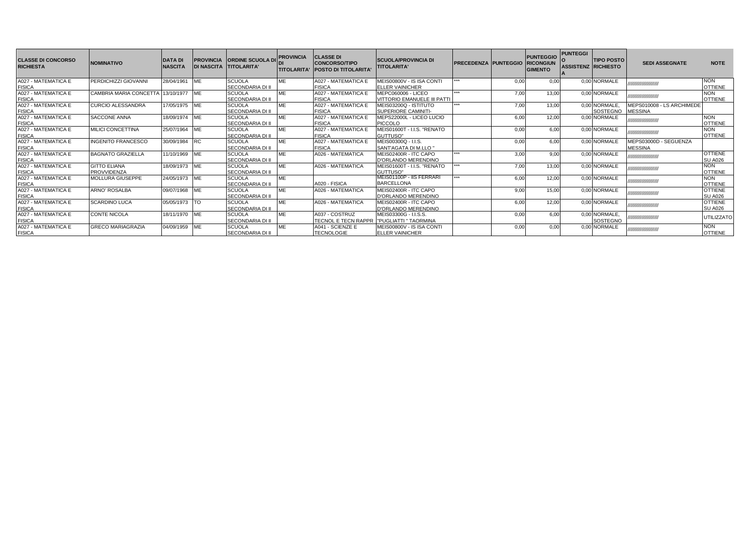| CLASSE DI CONCORSO RICHIESTA | NOMINATIVO | DATA DI NASCITA | PROVINCIA DI NASCITA | ORDINE SCUOLA DI TITOLARITA' | PROVINCIA DI TITOLARITA' | CLASSE DI CONCORSO/TIPO POSTO DI TITOLARITA' | SCUOLA/PROVINCIA DI TITOLARITA' | PRECEDENZA | PUNTEGGIO | PUNTEGGIO RICONGIUNGIMENTO | PUNTEGGIO ASSISTENZA | TIPO POSTO RICHIESTO | SEDI ASSEGNATE | NOTE |
|---|---|---|---|---|---|---|---|---|---|---|---|---|---|---|
| A027 - MATEMATICA E FISICA | PERDICHIZZI GIOVANNI | 28/04/1961 | ME | SCUOLA SECONDARIA DI II | ME | A027 - MATEMATICA E FISICA | MEIS00800V - IS ISA CONTI ELLER VAINICHER | *** | 0,00 | 0,00 | 0,00 | NORMALE | ////////////////////// | NON OTTIENE |
| A027 - MATEMATICA E FISICA | CAMBRIA MARIA CONCETTA | 13/10/1977 | ME | SCUOLA SECONDARIA DI II | ME | A027 - MATEMATICA E FISICA | MEPC060006 - LICEO VITTORIO EMANUELE III PATTI | *** | 7,00 | 13,00 | 0,00 | NORMALE | ////////////////////// | NON OTTIENE |
| A027 - MATEMATICA E FISICA | CURCIO ALESSANDRA | 17/05/1975 | ME | SCUOLA SECONDARIA DI II | ME | A027 - MATEMATICA E FISICA | MEIS03200Q - ISTITUTO SUPERIORE CAMINITI- | *** | 7,00 | 13,00 | 0,00 | NORMALE, SOSTEGNO | MEPS010008 - LS ARCHIMEDE MESSINA | |
| A027 - MATEMATICA E FISICA | SACCONE ANNA | 18/09/1974 | ME | SCUOLA SECONDARIA DI II | ME | A027 - MATEMATICA E FISICA | MEPS22000L - LICEO LUCIO PICCOLO | | 6,00 | 12,00 | 0,00 | NORMALE | ////////////////////// | NON OTTIENE |
| A027 - MATEMATICA E FISICA | MILICI CONCETTINA | 25/07/1964 | ME | SCUOLA SECONDARIA DI II | ME | A027 - MATEMATICA E FISICA | MEIS01600T - I.I.S. "RENATO GUTTUSO" | | 0,00 | 6,00 | 0,00 | NORMALE | ////////////////////// | NON OTTIENE |
| A027 - MATEMATICA E FISICA | INGENITO FRANCESCO | 30/09/1984 | RC | SCUOLA SECONDARIA DI II | ME | A027 - MATEMATICA E FISICA | MEIS00300Q - I.I.S. SANT'AGATA DI M.LLO " | | 0,00 | 6,00 | 0,00 | NORMALE | MEPS03000D - SEGUENZA MESSINA | |
| A027 - MATEMATICA E FISICA | BAGNATO GRAZIELLA | 11/10/1969 | ME | SCUOLA SECONDARIA DI II | ME | A026 - MATEMATICA | MEIS02400R - ITC CAPO D'ORLANDO MERENDINO | *** | 3,00 | 9,00 | 0,00 | NORMALE | ////////////////////// | OTTIENE SU A026 |
| A027 - MATEMATICA E FISICA | GITTO ELIANA PROVVIDENZA | 18/09/1973 | ME | SCUOLA SECONDARIA DI II | ME | A026 - MATEMATICA | MEIS01600T - I.I.S. "RENATO GUTTUSO" | *** | 7,00 | 13,00 | 0,00 | NORMALE | ////////////////////// | NON OTTIENE |
| A027 - MATEMATICA E FISICA | MOLLURA GIUSEPPE | 24/05/1973 | ME | SCUOLA SECONDARIA DI II | ME | A020 - FISICA | MEIS01100P - IIS FERRARI BARCELLONA | *** | 6,00 | 12,00 | 0,00 | NORMALE | ////////////////////// | NON OTTIENE |
| A027 - MATEMATICA E FISICA | ARNO' ROSALBA | 09/07/1968 | ME | SCUOLA SECONDARIA DI II | ME | A026 - MATEMATICA | MEIS02400R - ITC CAPO D'ORLANDO MERENDINO | | 9,00 | 15,00 | 0,00 | NORMALE | ////////////////////// | OTTIENE SU A026 |
| A027 - MATEMATICA E FISICA | SCARDINO LUCA | 05/05/1973 | TO | SCUOLA SECONDARIA DI II | ME | A026 - MATEMATICA | MEIS02400R - ITC CAPO D'ORLANDO MERENDINO | | 6,00 | 12,00 | 0,00 | NORMALE | ////////////////////// | OTTIENE SU A026 |
| A027 - MATEMATICA E FISICA | CONTE NICOLA | 18/11/1970 | ME | SCUOLA SECONDARIA DI II | ME | A037 - COSTRUZ TECNOL E TECN RAPPR | MEIS03300G - I.I.S.S. "PUGLIATTI " TAORMINA | | 0,00 | 6,00 | 0,00 | NORMALE, SOSTEGNO | ////////////////////// | UTILIZZATO |
| A027 - MATEMATICA E FISICA | GRECO MARIAGRAZIA | 04/09/1959 | ME | SCUOLA SECONDARIA DI II | ME | A041 - SCIENZE E TECNOLOGIE | MEIS00800V - IS ISA CONTI ELLER VAINICHER | | 0,00 | 0,00 | 0,00 | NORMALE | ////////////////////// | NON OTTIENE |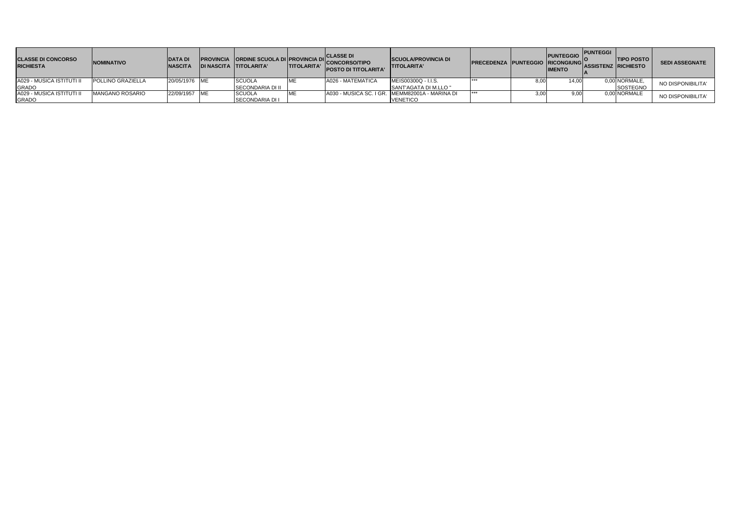| CLASSE DI CONCORSO RICHIESTA | NOMINATIVO | DATA DI NASCITA | PROVINCIA DI NASCITA | ORDINE SCUOLA DI TITOLARITA' | PROVINCIA DI TITOLARITA' | CLASSE DI CONCORSO/TIPO POSTO DI TITOLARITA' | SCUOLA/PROVINCIA DI TITOLARITA' | PRECEDENZA | PUNTEGGIO | PUNTEGGIO RICONGIUNGIMENTO | PUNTEGGIO ASSISTENZA | TIPO POSTO RICHIESTO | SEDI ASSEGNATE |
|---|---|---|---|---|---|---|---|---|---|---|---|---|---|
| A029 - MUSICA ISTITUTI II GRADO | POLLINO GRAZIELLA | 20/05/1976 | ME | SCUOLA SECONDARIA DI II | ME | A026 - MATEMATICA | MEIS00300Q - I.I.S. SANT'AGATA DI M.LLO " | *** | 8,00 | 14,00 | 0,00 | NORMALE, SOSTEGNO | NO DISPONIBILITA' |
| A029 - MUSICA ISTITUTI II GRADO | MANGANO ROSARIO | 22/09/1957 | ME | SCUOLA SECONDARIA DI I | ME | A030 - MUSICA SC. I GR. | MEMM82001A - MARINA DI VENETICO | *** | 3,00 | 9,00 | 0,00 | NORMALE | NO DISPONIBILITA' |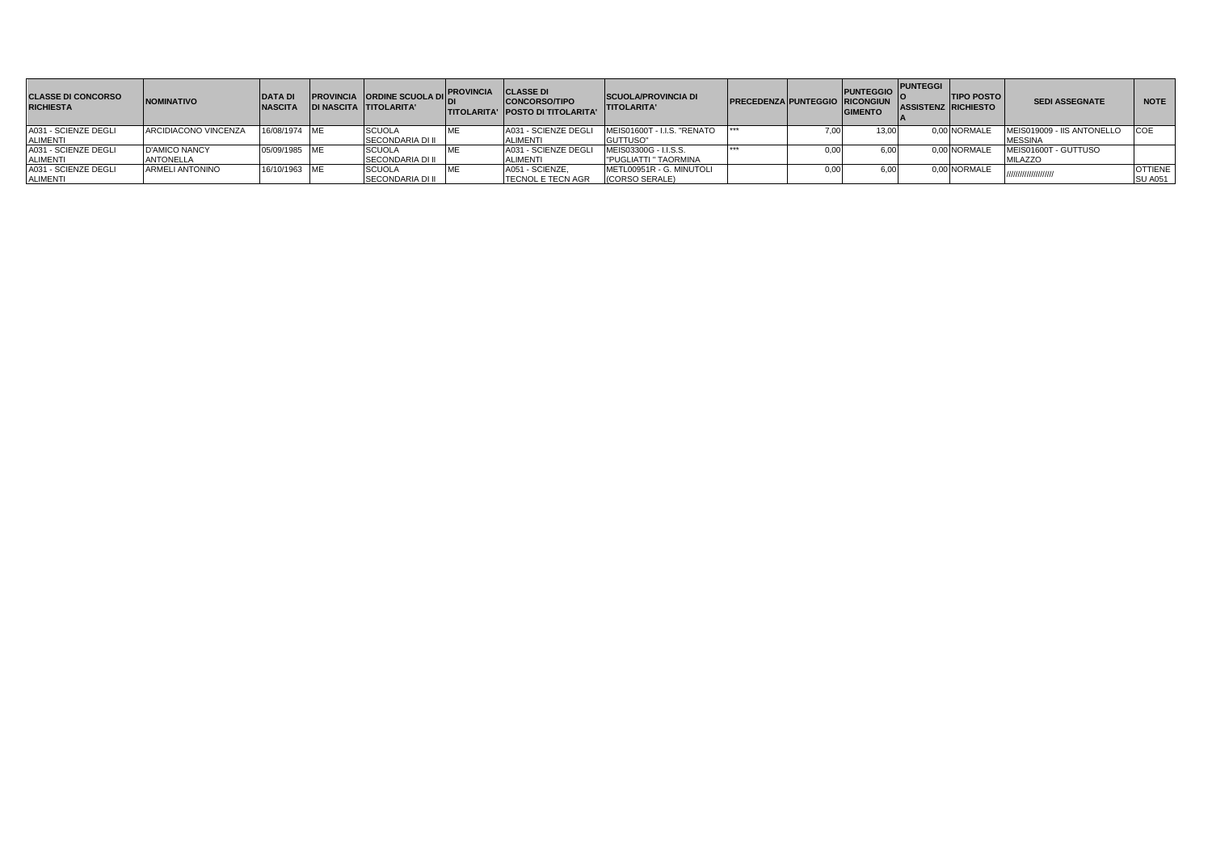| CLASSE DI CONCORSO RICHIESTA | NOMINATIVO | DATA DI NASCITA | PROVINCIA DI NASCITA | ORDINE SCUOLA DI TITOLARITA' | PROVINCIA DI TITOLARITA' | CLASSE DI CONCORSO/TIPO POSTO DI TITOLARITA' | SCUOLA/PROVINCIA DI TITOLARITA' | PRECEDENZA | PUNTEGGIO | PUNTEGGIO RICONGIUNGIMENTO | PUNTEGGIO ASSISTENZA | TIPO POSTO RICHIESTO | SEDI ASSEGNATE | NOTE |
|---|---|---|---|---|---|---|---|---|---|---|---|---|---|---|
| A031 - SCIENZE DEGLI ALIMENTI | ARCIDIACONO VINCENZA | 16/08/1974 | ME | SCUOLA SECONDARIA DI II | ME | A031 - SCIENZE DEGLI ALIMENTI | MEIS01600T - I.I.S. "RENATO GUTTUSO" | *** | 7,00 | 13,00 | 0,00 | NORMALE | MEIS019009 - IIS ANTONELLO MESSINA | COE |
| A031 - SCIENZE DEGLI ALIMENTI | D'AMICO NANCY ANTONELLA | 05/09/1985 | ME | SCUOLA SECONDARIA DI II | ME | A031 - SCIENZE DEGLI ALIMENTI | MEIS03300G - I.I.S.S. "PUGLIATTI " TAORMINA | *** | 0,00 | 6,00 | 0,00 | NORMALE | MEIS01600T - GUTTUSO MILAZZO | |
| A031 - SCIENZE DEGLI ALIMENTI | ARMELI ANTONINO | 16/10/1963 | ME | SCUOLA SECONDARIA DI II | ME | A051 - SCIENZE, TECNOL E TECN AGR | METL00951R - G. MINUTOLI (CORSO SERALE) | | 0,00 | 6,00 | 0,00 | NORMALE | //////////////////// | OTTIENE SU A051 |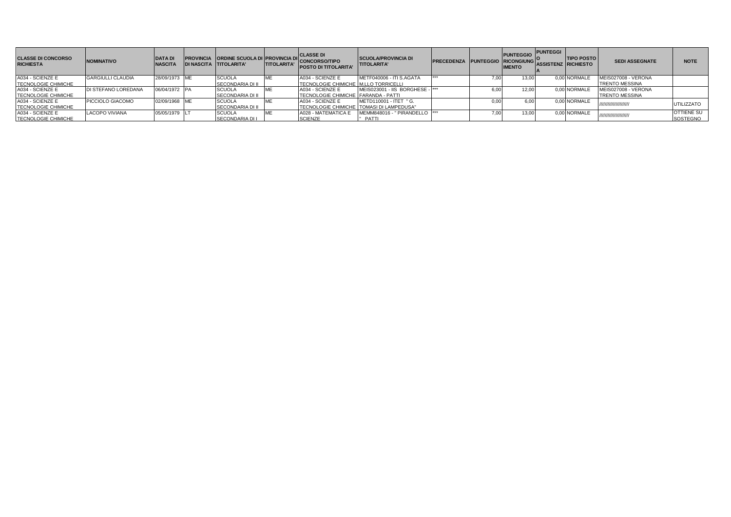| CLASSE DI CONCORSO RICHIESTA | NOMINATIVO | DATA DI NASCITA | PROVINCIA DI NASCITA | ORDINE SCUOLA DI TITOLARITA' | PROVINCIA DI TITOLARITA' | CLASSE DI CONCORSO/TIPO POSTO DI TITOLARITA' | SCUOLA/PROVINCIA DI TITOLARITA' | PRECEDENZA | PUNTEGGIO | PUNTEGGIO RICONGIUNGIMENTO | PUNTEGGIO ASSISTENZA | TIPO POSTO RICHIESTO | SEDI ASSEGNATE | NOTE |
|---|---|---|---|---|---|---|---|---|---|---|---|---|---|---|
| A034 - SCIENZE E TECNOLOGIE CHIMICHE | GARGIULLI CLAUDIA | 28/09/1973 | ME | SCUOLA SECONDARIA DI II | ME | A034 - SCIENZE E TECNOLOGIE CHIMICHE | METF040006 - ITI S.AGATA M.LLO TORRICELLI | *** | 7,00 | 13,00 | 0,00 | NORMALE | MEIS027008 - VERONA TRENTO MESSINA | |
| A034 - SCIENZE E TECNOLOGIE CHIMICHE | DI STEFANO LOREDANA | 06/04/1972 | PA | SCUOLA SECONDARIA DI II | ME | A034 - SCIENZE E TECNOLOGIE CHIMICHE | MEIS023001 - IIS BORGHESE - FARANDA - PATTI | *** | 6,00 | 12,00 | 0,00 | NORMALE | MEIS027008 - VERONA TRENTO MESSINA | |
| A034 - SCIENZE E TECNOLOGIE CHIMICHE | PICCIOLO GIACOMO | 02/09/1968 | ME | SCUOLA SECONDARIA DI II | ME | A034 - SCIENZE E TECNOLOGIE CHIMICHE | METD110001 - ITET " G. TOMASI DI LAMPEDUSA" | | 0,00 | 6,00 | 0,00 | NORMALE | //////////////////// | UTILIZZATO |
| A034 - SCIENZE E TECNOLOGIE CHIMICHE | LACOPO VIVIANA | 05/05/1979 | LT | SCUOLA SECONDARIA DI I | ME | A028 - MATEMATICA E SCIENZE | MEMM848016 - " PIRANDELLO " PATTI | *** | 7,00 | 13,00 | 0,00 | NORMALE | //////////////////// | OTTIENE SU SOSTEGNO |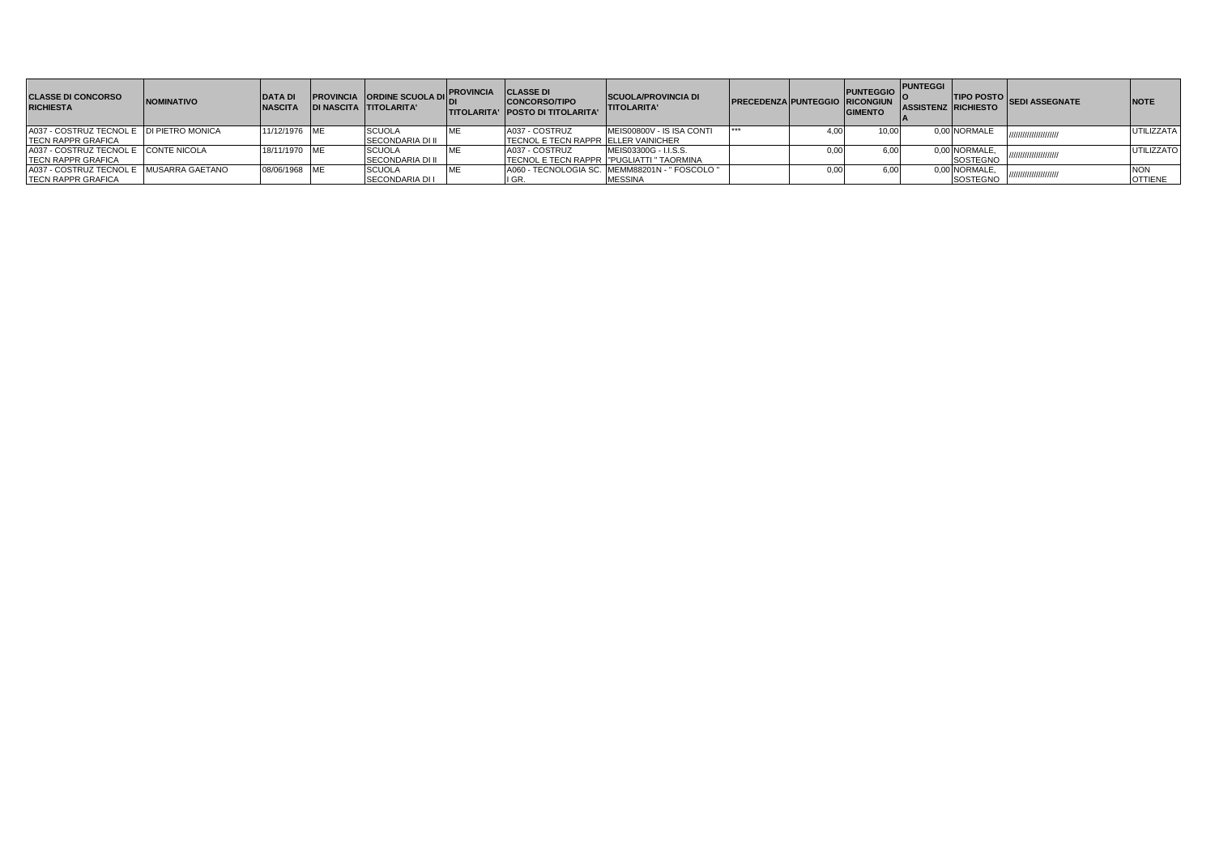| CLASSE DI CONCORSO RICHIESTA | NOMINATIVO | DATA DI NASCITA | PROVINCIA DI NASCITA | ORDINE SCUOLA DI TITOLARITA' | PROVINCIA DI TITOLARITA' | CLASSE DI CONCORSO/TIPO POSTO DI TITOLARITA' | SCUOLA/PROVINCIA DI TITOLARITA' | PRECEDENZA | PUNTEGGIO | PUNTEGGIO RICONGIUNGIMENTO | PUNTEGGIO ASSISTENZA | TIPO POSTO RICHIESTO | SEDI ASSEGNATE | NOTE |
|---|---|---|---|---|---|---|---|---|---|---|---|---|---|---|
| A037 - COSTRUZ TECNOL E TECN RAPPR GRAFICA | DI PIETRO MONICA | 11/12/1976 | ME | SCUOLA SECONDARIA DI II | ME | A037 - COSTRUZ TECNOL E TECN RAPPR | MEIS00800V - IS ISA CONTI ELLER VAINICHER | *** | 4,00 | 10,00 | 0,00 | NORMALE | ////////////////////// | UTILIZZATA |
| A037 - COSTRUZ TECNOL E TECN RAPPR GRAFICA | CONTE NICOLA | 18/11/1970 | ME | SCUOLA SECONDARIA DI II | ME | A037 - COSTRUZ TECNOL E TECN RAPPR | MEIS03300G - I.I.S.S. "PUGLIATTI " TAORMINA | | 0,00 | 6,00 | 0,00 | NORMALE, SOSTEGNO | ////////////////////// | UTILIZZATO |
| A037 - COSTRUZ TECNOL E TECN RAPPR GRAFICA | MUSARRA GAETANO | 08/06/1968 | ME | SCUOLA SECONDARIA DI I | ME | A060 - TECNOLOGIA SC. I GR. | MEMM88201N - " FOSCOLO " MESSINA | | 0,00 | 6,00 | 0,00 | NORMALE, SOSTEGNO | ////////////////////// | NON OTTIENE |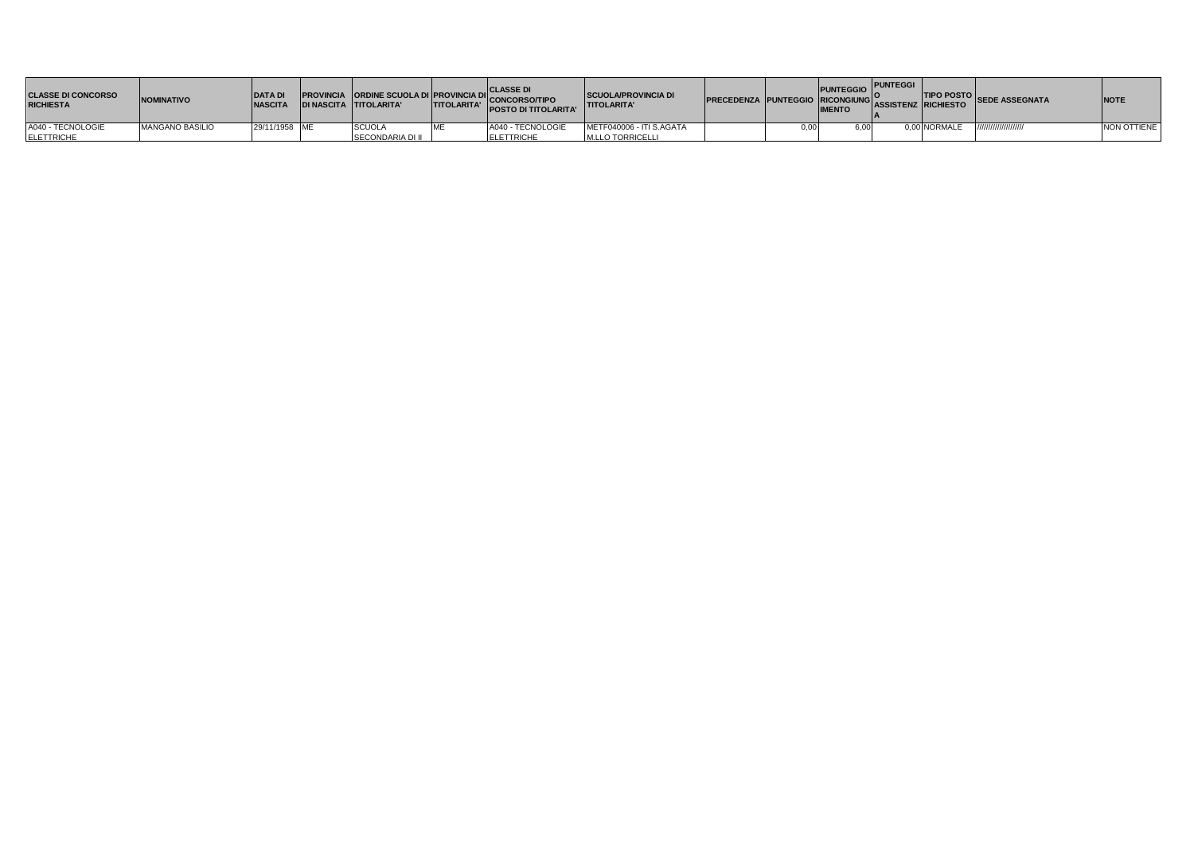| CLASSE DI CONCORSO RICHIESTA | NOMINATIVO | DATA DI NASCITA | PROVINCIA DI NASCITA | ORDINE SCUOLA DI TITOLARITA' | PROVINCIA DI TITOLARITA' | CLASSE DI CONCORSO/TIPO POSTO DI TITOLARITA' | SCUOLA/PROVINCIA DI TITOLARITA' | PRECEDENZA | PUNTEGGIO | PUNTEGGIO RICONGIUNGIMENTO | PUNTEGGIO ASSISTENZA | TIPO POSTO RICHIESTO | SEDE ASSEGNATA | NOTE |
|---|---|---|---|---|---|---|---|---|---|---|---|---|---|---|
| A040 - TECNOLOGIE ELETTRICHE | MANGANO BASILIO | 29/11/1958 | ME | SCUOLA SECONDARIA DI II | ME | A040 - TECNOLOGIE ELETTRICHE | METF040006 - ITI S.AGATA M.LLO TORRICELLI | | 0,00 | 6,00 | 0,00 | NORMALE | /////////////////// | NON OTTIENE |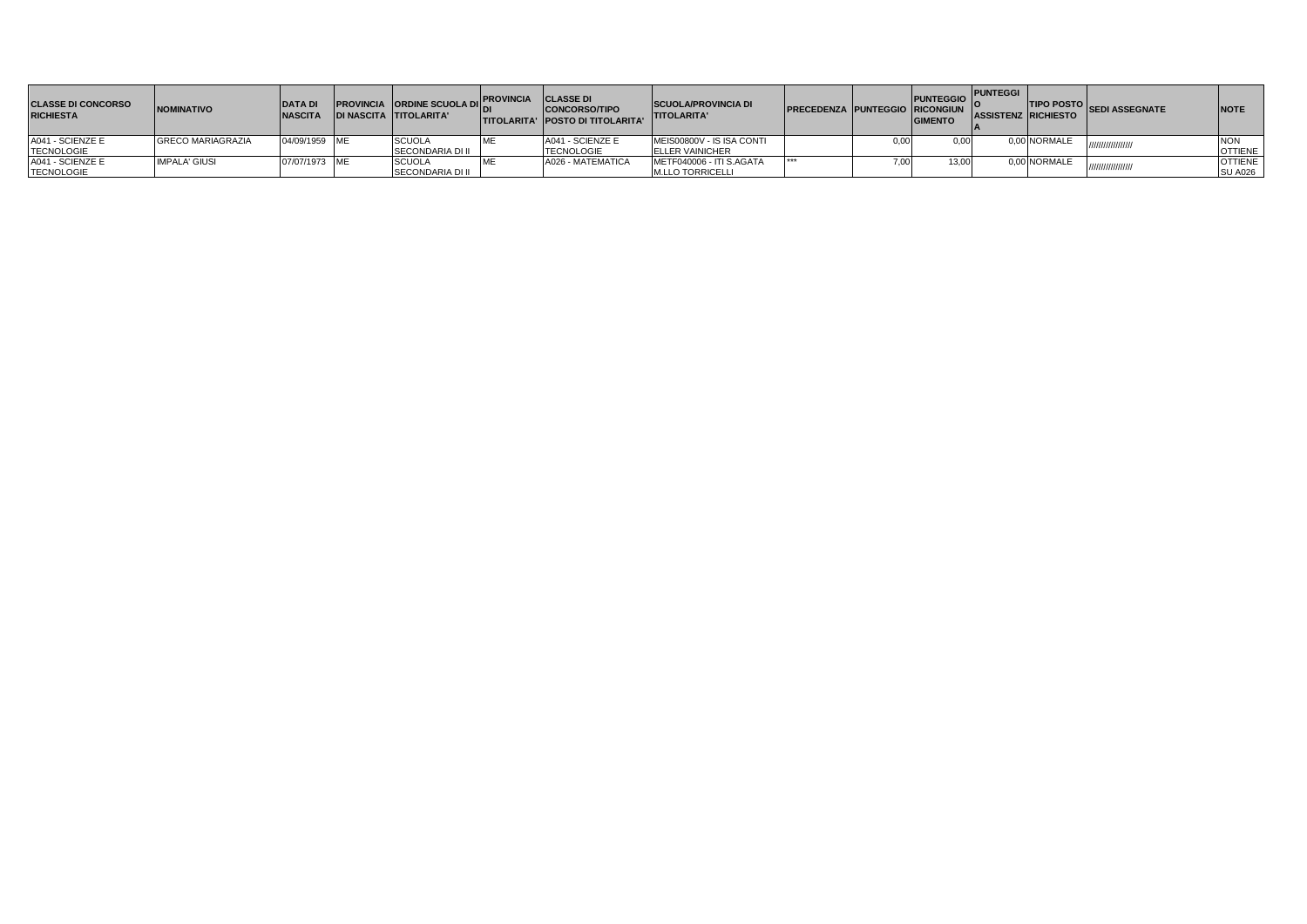| CLASSE DI CONCORSO RICHIESTA | NOMINATIVO | DATA DI NASCITA | PROVINCIA DI NASCITA | ORDINE SCUOLA DI TITOLARITA' | PROVINCIA DI TITOLARITA' | CLASSE DI CONCORSO/TIPO POSTO DI TITOLARITA' | SCUOLA/PROVINCIA DI TITOLARITA' | PRECEDENZA | PUNTEGGIO | PUNTEGGIO RICONGIUNGIMENTO | PUNTEGGIO ASSISTENZA | TIPO POSTO RICHIESTO | SEDI ASSEGNATE | NOTE |
|---|---|---|---|---|---|---|---|---|---|---|---|---|---|---|
| A041 - SCIENZE E TECNOLOGIE | GRECO MARIAGRAZIA | 04/09/1959 | ME | SCUOLA SECONDARIA DI II | ME | A041 - SCIENZE E TECNOLOGIE | MEIS00800V - IS ISA CONTI ELLER VAINICHER | | 0,00 | 0,00 | 0,00 | NORMALE | ////////////////// | NON OTTIENE |
| A041 - SCIENZE E TECNOLOGIE | IMPALA' GIUSI | 07/07/1973 | ME | SCUOLA SECONDARIA DI II | ME | A026 - MATEMATICA | METF040006 - ITI S.AGATA M.LLO TORRICELLI | *** | 7,00 | 13,00 | 0,00 | NORMALE | ////////////////// | OTTIENE SU A026 |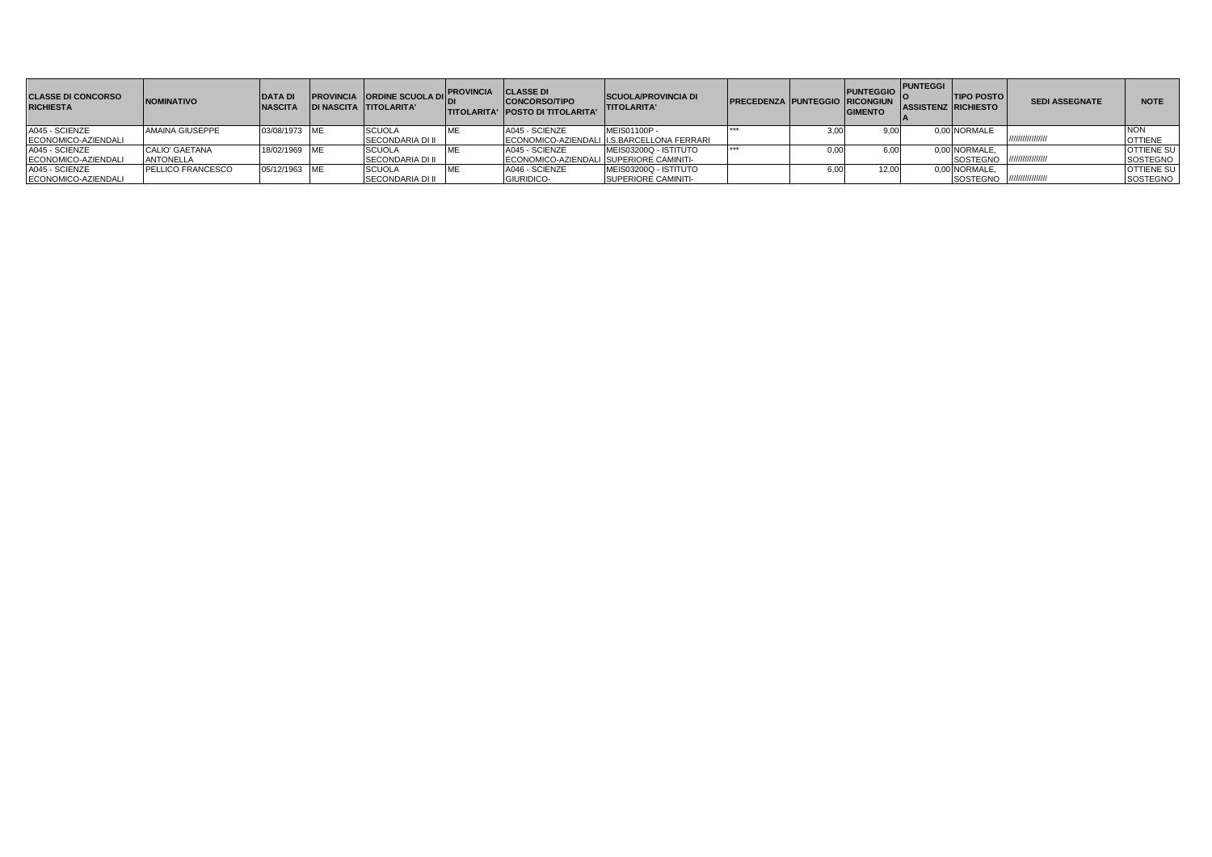| CLASSE DI CONCORSO RICHIESTA | NOMINATIVO | DATA DI NASCITA | PROVINCIA DI NASCITA | ORDINE SCUOLA DI TITOLARITA' | PROVINCIA DI TITOLARITA' | CLASSE DI CONCORSO/TIPO POSTO DI TITOLARITA' | SCUOLA/PROVINCIA DI TITOLARITA' | PRECEDENZA | PUNTEGGIO | PUNTEGGIO RICONGIUNGIMENTO | PUNTEGGIO ASSISTENZA | TIPO POSTO RICHIESTO | SEDI ASSEGNATE | NOTE |
|---|---|---|---|---|---|---|---|---|---|---|---|---|---|---|
| A045 - SCIENZE ECONOMICO-AZIENDALI | AMAINA GIUSEPPE | 03/08/1973 | ME | SCUOLA SECONDARIA DI II | ME | A045 - SCIENZE ECONOMICO-AZIENDALI | MEIS01100P - I.S.BARCELLONA FERRARI | *** | 3,00 | 9,00 | 0,00 | NORMALE | //////////////// | NON OTTIENE |
| A045 - SCIENZE ECONOMICO-AZIENDALI | CALIO' GAETANA ANTONELLA | 18/02/1969 | ME | SCUOLA SECONDARIA DI II | ME | A045 - SCIENZE ECONOMICO-AZIENDALI | MEIS03200Q - ISTITUTO SUPERIORE CAMINITI- | *** | 0,00 | 6,00 | 0,00 | NORMALE, SOSTEGNO | //////////////// | OTTIENE SU SOSTEGNO |
| A045 - SCIENZE ECONOMICO-AZIENDALI | PELLICO FRANCESCO | 05/12/1963 | ME | SCUOLA SECONDARIA DI II | ME | A046 - SCIENZE GIURIDICO- | MEIS03200Q - ISTITUTO SUPERIORE CAMINITI- | | 6,00 | 12,00 | 0,00 | NORMALE, SOSTEGNO | //////////////// | OTTIENE SU SOSTEGNO |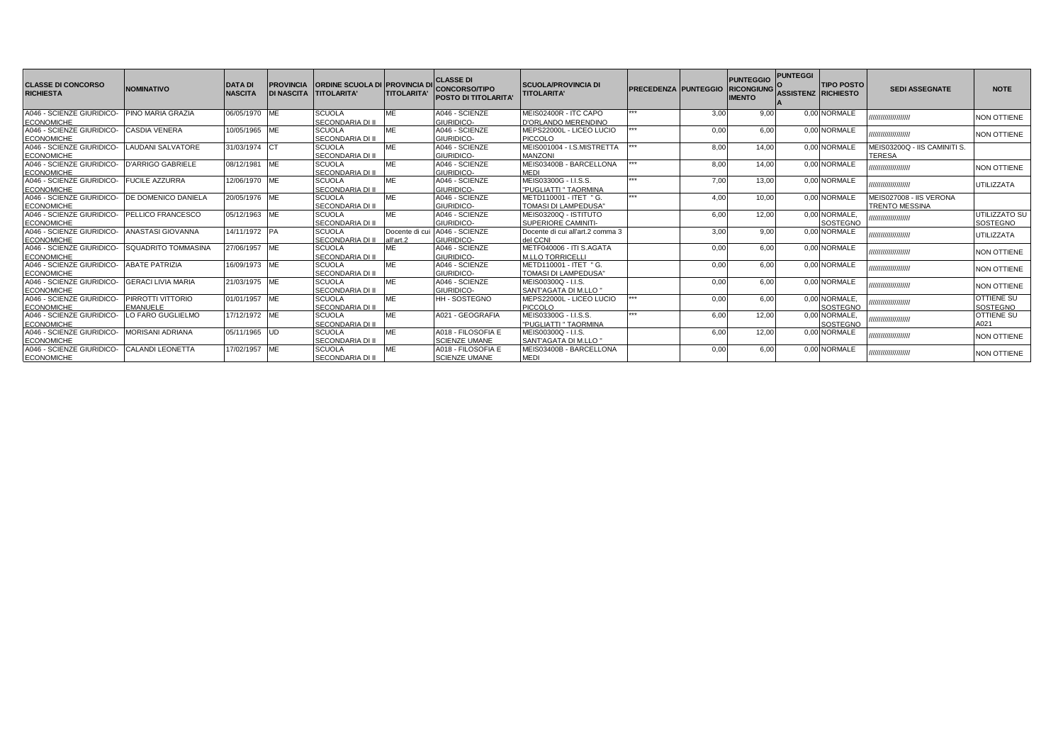| CLASSE DI CONCORSO RICHIESTA | NOMINATIVO | DATA DI NASCITA | PROVINCIA DI NASCITA | ORDINE SCUOLA DI TITOLARITA' | PROVINCIA DI TITOLARITA' | CLASSE DI CONCORSO/TIPO POSTO DI TITOLARITA' | SCUOLA/PROVINCIA DI TITOLARITA' | PRECEDENZA | PUNTEGGIO | PUNTEGGIO RICONGIUNGIMENTO | PUNTEGGIO ASSISTENZA | TIPO POSTO RICHIESTO | SEDI ASSEGNATE | NOTE |
|---|---|---|---|---|---|---|---|---|---|---|---|---|---|---|
| A046 - SCIENZE GIURIDICO-ECONOMICHE | PINO MARIA GRAZIA | 06/05/1970 | ME | SCUOLA SECONDARIA DI II | ME | A046 - SCIENZE GIURIDICO- | MEIS02400R - ITC CAPO D'ORLANDO MERENDINO | *** | 3,00 | 9,00 | 0,00 | NORMALE | ////////////////// | NON OTTIENE |
| A046 - SCIENZE GIURIDICO-ECONOMICHE | CASDIA VENERA | 10/05/1965 | ME | SCUOLA SECONDARIA DI II | ME | A046 - SCIENZE GIURIDICO- | MEPS22000L - LICEO LUCIO PICCOLO | *** | 0,00 | 6,00 | 0,00 | NORMALE | ////////////////// | NON OTTIENE |
| A046 - SCIENZE GIURIDICO-ECONOMICHE | LAUDANI SALVATORE | 31/03/1974 | CT | SCUOLA SECONDARIA DI II | ME | A046 - SCIENZE GIURIDICO- | MEIS001004 - I.S.MISTRETTA MANZONI | *** | 8,00 | 14,00 | 0,00 | NORMALE | MEIS03200Q - IIS CAMINITI S. TERESA | |
| A046 - SCIENZE GIURIDICO-ECONOMICHE | D'ARRIGO GABRIELE | 08/12/1981 | ME | SCUOLA SECONDARIA DI II | ME | A046 - SCIENZE GIURIDICO- | MEIS03400B - BARCELLONA MEDI | *** | 8,00 | 14,00 | 0,00 | NORMALE | ////////////////// | NON OTTIENE |
| A046 - SCIENZE GIURIDICO-ECONOMICHE | FUCILE AZZURRA | 12/06/1970 | ME | SCUOLA SECONDARIA DI II | ME | A046 - SCIENZE GIURIDICO- | MEIS03300G - I.I.S.S. "PUGLIATTI " TAORMINA | *** | 7,00 | 13,00 | 0,00 | NORMALE | ////////////////// | UTILIZZATA |
| A046 - SCIENZE GIURIDICO-ECONOMICHE | DE DOMENICO DANIELA | 20/05/1976 | ME | SCUOLA SECONDARIA DI II | ME | A046 - SCIENZE GIURIDICO- | METD110001 - ITET " G. TOMASI DI LAMPEDUSA" | *** | 4,00 | 10,00 | 0,00 | NORMALE | MEIS027008 - IIS VERONA TRENTO MESSINA | |
| A046 - SCIENZE GIURIDICO-ECONOMICHE | PELLICO FRANCESCO | 05/12/1963 | ME | SCUOLA SECONDARIA DI II | ME | A046 - SCIENZE GIURIDICO- | MEIS03200Q - ISTITUTO SUPERIORE CAMINITI- | | 6,00 | 12,00 | 0,00 | NORMALE, SOSTEGNO | ////////////////// | UTILIZZATO SU SOSTEGNO |
| A046 - SCIENZE GIURIDICO-ECONOMICHE | ANASTASI GIOVANNA | 14/11/1972 | PA | SCUOLA SECONDARIA DI II | Docente di cui all'art.2 | A046 - SCIENZE GIURIDICO- | Docente di cui all'art.2 comma 3 del CCNI | | 3,00 | 9,00 | 0,00 | NORMALE | ////////////////// | UTILIZZATA |
| A046 - SCIENZE GIURIDICO-ECONOMICHE | SQUADRITO TOMMASINA | 27/06/1957 | ME | SCUOLA SECONDARIA DI II | ME | A046 - SCIENZE GIURIDICO- | METF040006 - ITI S.AGATA M.LLO TORRICELLI | | 0,00 | 6,00 | 0,00 | NORMALE | ////////////////// | NON OTTIENE |
| A046 - SCIENZE GIURIDICO-ECONOMICHE | ABATE PATRIZIA | 16/09/1973 | ME | SCUOLA SECONDARIA DI II | ME | A046 - SCIENZE GIURIDICO- | METD110001 - ITET " G. TOMASI DI LAMPEDUSA" | | 0,00 | 6,00 | 0,00 | NORMALE | ////////////////// | NON OTTIENE |
| A046 - SCIENZE GIURIDICO-ECONOMICHE | GERACI LIVIA MARIA | 21/03/1975 | ME | SCUOLA SECONDARIA DI II | ME | A046 - SCIENZE GIURIDICO- | MEIS00300Q - I.I.S. SANT'AGATA DI M.LLO " | | 0,00 | 6,00 | 0,00 | NORMALE | ////////////////// | NON OTTIENE |
| A046 - SCIENZE GIURIDICO-ECONOMICHE | PIRROTTI VITTORIO EMANUELE | 01/01/1957 | ME | SCUOLA SECONDARIA DI II | ME | HH - SOSTEGNO | MEPS22000L - LICEO LUCIO PICCOLO | *** | 0,00 | 6,00 | 0,00 | NORMALE, SOSTEGNO | ////////////////// | OTTIENE SU SOSTEGNO |
| A046 - SCIENZE GIURIDICO-ECONOMICHE | LO FARO GUGLIELMO | 17/12/1972 | ME | SCUOLA SECONDARIA DI II | ME | A021 - GEOGRAFIA | MEIS03300G - I.I.S.S. "PUGLIATTI " TAORMINA | *** | 6,00 | 12,00 | 0,00 | NORMALE, SOSTEGNO | ////////////////// | OTTIENE SU A021 |
| A046 - SCIENZE GIURIDICO-ECONOMICHE | MORISANI ADRIANA | 05/11/1965 | UD | SCUOLA SECONDARIA DI II | ME | A018 - FILOSOFIA E SCIENZE UMANE | MEIS00300Q - I.I.S. SANT'AGATA DI M.LLO " | | 6,00 | 12,00 | 0,00 | NORMALE | ////////////////// | NON OTTIENE |
| A046 - SCIENZE GIURIDICO-ECONOMICHE | CALANDI LEONETTA | 17/02/1957 | ME | SCUOLA SECONDARIA DI II | ME | A018 - FILOSOFIA E SCIENZE UMANE | MEIS03400B - BARCELLONA MEDI | | 0,00 | 6,00 | 0,00 | NORMALE | ////////////////// | NON OTTIENE |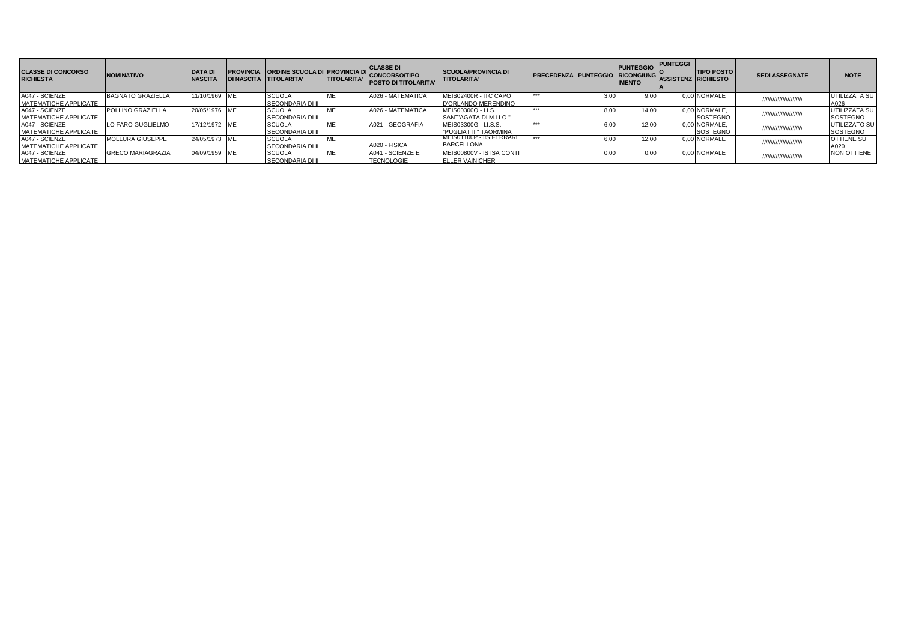| CLASSE DI CONCORSO RICHIESTA | NOMINATIVO | DATA DI NASCITA | PROVINCIA DI NASCITA | ORDINE SCUOLA DI TITOLARITA' | PROVINCIA DI TITOLARITA' | CLASSE DI CONCORSO/TIPO POSTO DI TITOLARITA' | SCUOLA/PROVINCIA DI TITOLARITA' | PRECEDENZA | PUNTEGGIO | PUNTEGGIO RICONGIUNGIMENTO | PUNTEGGIO ASSISTENZA | TIPO POSTO RICHIESTO | SEDI ASSEGNATE | NOTE |
|---|---|---|---|---|---|---|---|---|---|---|---|---|---|---|
| A047 - SCIENZE MATEMATICHE APPLICATE | BAGNATO GRAZIELLA | 11/10/1969 | ME | SCUOLA SECONDARIA DI II | ME | A026 - MATEMATICA | MEIS02400R - ITC CAPO D'ORLANDO MERENDINO | *** | 3,00 | 9,00 | 0,00 | NORMALE | ////////////////////// | UTILIZZATA SU A026 |
| A047 - SCIENZE MATEMATICHE APPLICATE | POLLINO GRAZIELLA | 20/05/1976 | ME | SCUOLA SECONDARIA DI II | ME | A026 - MATEMATICA | MEIS00300Q - I.I.S. SANT'AGATA DI M.LLO " | *** | 8,00 | 14,00 | 0,00 | NORMALE, SOSTEGNO | ////////////////////// | UTILIZZATA SU SOSTEGNO |
| A047 - SCIENZE MATEMATICHE APPLICATE | LO FARO GUGLIELMO | 17/12/1972 | ME | SCUOLA SECONDARIA DI II | ME | A021 - GEOGRAFIA | MEIS03300G - I.I.S.S. "PUGLIATTI " TAORMINA | *** | 6,00 | 12,00 | 0,00 | NORMALE, SOSTEGNO | ////////////////////// | UTILIZZATO SU SOSTEGNO |
| A047 - SCIENZE MATEMATICHE APPLICATE | MOLLURA GIUSEPPE | 24/05/1973 | ME | SCUOLA SECONDARIA DI II | ME | A020 - FISICA | MEIS01100P - IIS FERRARI BARCELLONA | *** | 6,00 | 12,00 | 0,00 | NORMALE | ////////////////////// | OTTIENE SU A020 |
| A047 - SCIENZE MATEMATICHE APPLICATE | GRECO MARIAGRAZIA | 04/09/1959 | ME | SCUOLA SECONDARIA DI II | ME | A041 - SCIENZE E TECNOLOGIE | MEIS00800V - IS ISA CONTI ELLER VAINICHER | | 0,00 | 0,00 | 0,00 | NORMALE | ////////////////////// | NON OTTIENE |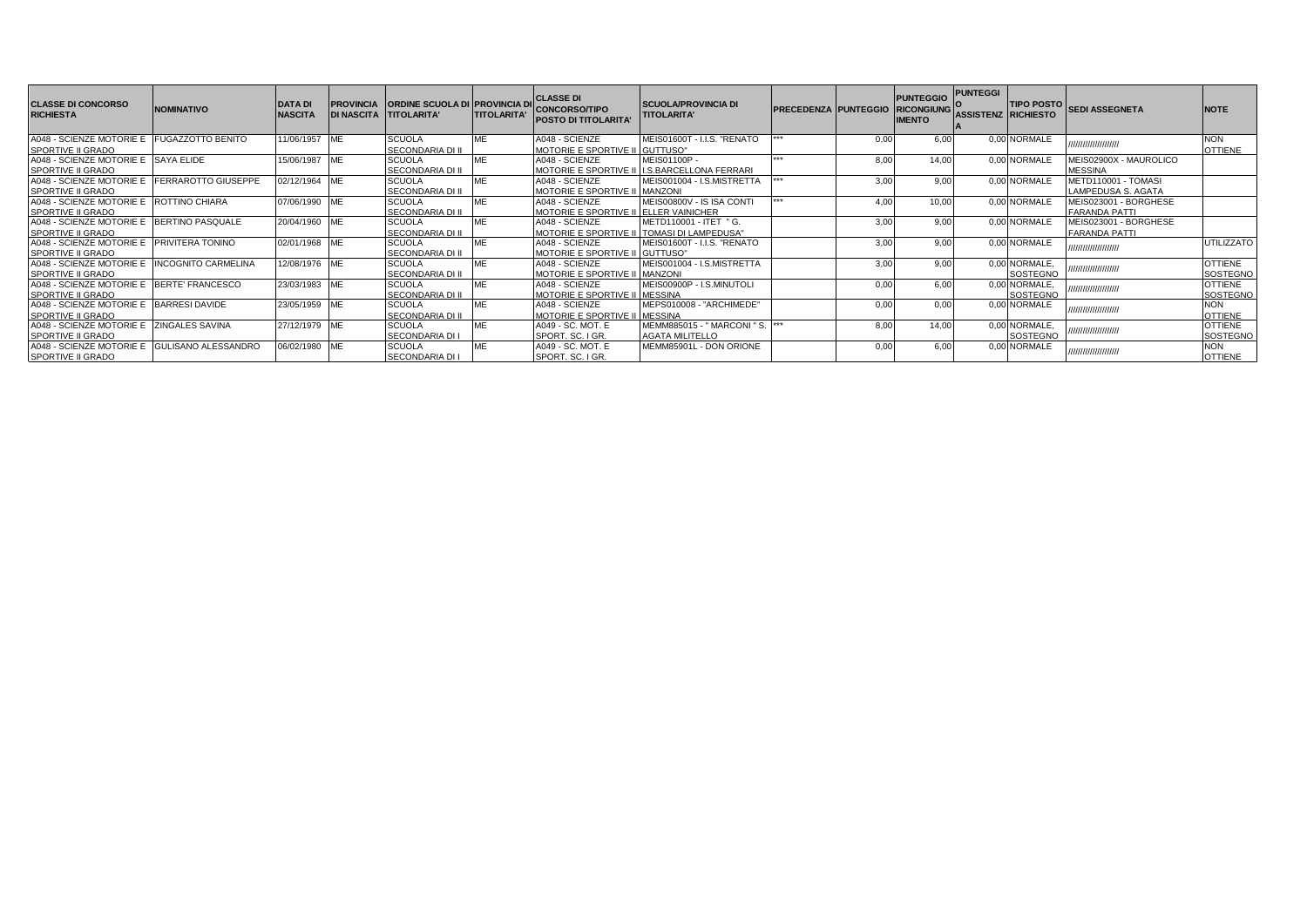| CLASSE DI CONCORSO RICHIESTA | NOMINATIVO | DATA DI NASCITA | PROVINCIA DI NASCITA | ORDINE SCUOLA DI TITOLARITA' | PROVINCIA DI TITOLARITA' | CLASSE DI CONCORSO/TIPO POSTO DI TITOLARITA' | SCUOLA/PROVINCIA DI TITOLARITA' | PRECEDENZA | PUNTEGGIO | PUNTEGGIO RICONGIUNGIMENTO | PUNTEGGIO ASSISTENZA | TIPO POSTO RICHIESTO | SEDI ASSEGNETA | NOTE |
|---|---|---|---|---|---|---|---|---|---|---|---|---|---|---|
| A048 - SCIENZE MOTORIE E SPORTIVE II GRADO | FUGAZZOTTO BENITO | 11/06/1957 | ME | SCUOLA SECONDARIA DI II | ME | A048 - SCIENZE MOTORIE E SPORTIVE II | MEIS01600T - I.I.S. "RENATO GUTTUSO" | *** | 0,00 | 6,00 | 0,00 | NORMALE | ////////////////////// | NON OTTIENE |
| A048 - SCIENZE MOTORIE E SPORTIVE II GRADO | SAYA ELIDE | 15/06/1987 | ME | SCUOLA SECONDARIA DI II | ME | A048 - SCIENZE MOTORIE E SPORTIVE II | MEIS01100P - I.S.BARCELLONA FERRARI | *** | 8,00 | 14,00 | 0,00 | NORMALE | MEIS02900X - MAUROLICO MESSINA | |
| A048 - SCIENZE MOTORIE E SPORTIVE II GRADO | FERRAROTTO GIUSEPPE | 02/12/1964 | ME | SCUOLA SECONDARIA DI II | ME | A048 - SCIENZE MOTORIE E SPORTIVE II | MEIS001004 - I.S.MISTRETTA MANZONI | *** | 3,00 | 9,00 | 0,00 | NORMALE | METD110001 - TOMASI LAMPEDUSA S. AGATA | |
| A048 - SCIENZE MOTORIE E SPORTIVE II GRADO | ROTTINO CHIARA | 07/06/1990 | ME | SCUOLA SECONDARIA DI II | ME | A048 - SCIENZE MOTORIE E SPORTIVE II | MEIS00800V - IS ISA CONTI ELLER VAINICHER | *** | 4,00 | 10,00 | 0,00 | NORMALE | MEIS023001 - BORGHESE FARANDA PATTI | |
| A048 - SCIENZE MOTORIE E SPORTIVE II GRADO | BERTINO PASQUALE | 20/04/1960 | ME | SCUOLA SECONDARIA DI II | ME | A048 - SCIENZE MOTORIE E SPORTIVE II | METD110001 - ITET " G. TOMASI DI LAMPEDUSA" | | 3,00 | 9,00 | 0,00 | NORMALE | MEIS023001 - BORGHESE FARANDA PATTI | |
| A048 - SCIENZE MOTORIE E SPORTIVE II GRADO | PRIVITERA TONINO | 02/01/1968 | ME | SCUOLA SECONDARIA DI II | ME | A048 - SCIENZE MOTORIE E SPORTIVE II | MEIS01600T - I.I.S. "RENATO GUTTUSO" | | 3,00 | 9,00 | 0,00 | NORMALE | ////////////////////// | UTILIZZATO |
| A048 - SCIENZE MOTORIE E SPORTIVE II GRADO | INCOGNITO CARMELINA | 12/08/1976 | ME | SCUOLA SECONDARIA DI II | ME | A048 - SCIENZE MOTORIE E SPORTIVE II | MEIS001004 - I.S.MISTRETTA MANZONI | | 3,00 | 9,00 | 0,00 | NORMALE, SOSTEGNO | ////////////////////// | OTTIENE SOSTEGNO |
| A048 - SCIENZE MOTORIE E SPORTIVE II GRADO | BERTE' FRANCESCO | 23/03/1983 | ME | SCUOLA SECONDARIA DI II | ME | A048 - SCIENZE MOTORIE E SPORTIVE II | MEIS00900P - I.S.MINUTOLI MESSINA | | 0,00 | 6,00 | 0,00 | NORMALE, SOSTEGNO | ////////////////////// | OTTIENE SOSTEGNO |
| A048 - SCIENZE MOTORIE E SPORTIVE II GRADO | BARRESI DAVIDE | 23/05/1959 | ME | SCUOLA SECONDARIA DI II | ME | A048 - SCIENZE MOTORIE E SPORTIVE II | MEPS010008 - "ARCHIMEDE" MESSINA | | 0,00 | 0,00 | 0,00 | NORMALE | ////////////////////// | NON OTTIENE |
| A048 - SCIENZE MOTORIE E SPORTIVE II GRADO | ZINGALES SAVINA | 27/12/1979 | ME | SCUOLA SECONDARIA DI I | ME | A049 - SC. MOT. E SPORT. SC. I GR. | MEMM885015 - " MARCONI " S. AGATA MILITELLO | *** | 8,00 | 14,00 | 0,00 | NORMALE, SOSTEGNO | ////////////////////// | OTTIENE SOSTEGNO |
| A048 - SCIENZE MOTORIE E SPORTIVE II GRADO | GULISANO ALESSANDRO | 06/02/1980 | ME | SCUOLA SECONDARIA DI I | ME | A049 - SC. MOT. E SPORT. SC. I GR. | MEMM85901L - DON ORIONE | | 0,00 | 6,00 | 0,00 | NORMALE | ////////////////////// | NON OTTIENE |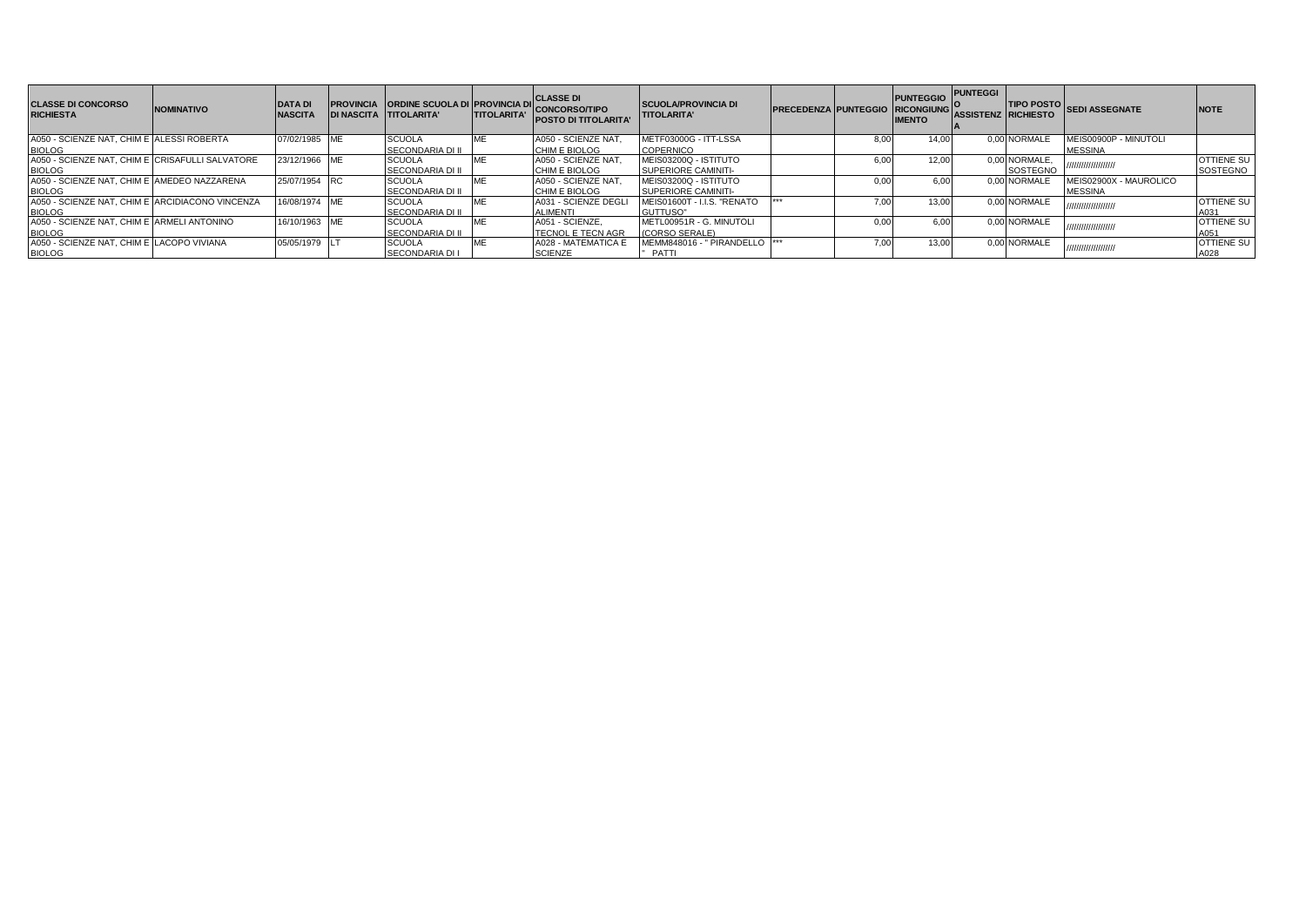| CLASSE DI CONCORSO RICHIESTA | NOMINATIVO | DATA DI NASCITA | PROVINCIA DI NASCITA | ORDINE SCUOLA DI TITOLARITA' | PROVINCIA DI TITOLARITA' | CLASSE DI CONCORSO/TIPO POSTO DI TITOLARITA' | SCUOLA/PROVINCIA DI TITOLARITA' | PRECEDENZA | PUNTEGGIO | PUNTEGGIO RICONGIUNGIMENTO | PUNTEGGIO ASSISTENZA | TIPO POSTO RICHIESTO | SEDI ASSEGNATE | NOTE |
|---|---|---|---|---|---|---|---|---|---|---|---|---|---|---|
| A050 - SCIENZE NAT, CHIM E BIOLOG | ALESSI ROBERTA | 07/02/1985 | ME | SCUOLA SECONDARIA DI II | ME | A050 - SCIENZE NAT, CHIM E BIOLOG | METF03000G - ITT-LSSA COPERNICO | | 8,00 | 14,00 | 0,00 | NORMALE | MEIS00900P - MINUTOLI MESSINA | |
| A050 - SCIENZE NAT, CHIM E BIOLOG | CRISAFULLI SALVATORE | 23/12/1966 | ME | SCUOLA SECONDARIA DI II | ME | A050 - SCIENZE NAT, CHIM E BIOLOG | MEIS03200Q - ISTITUTO SUPERIORE CAMINITI- | | 6,00 | 12,00 | 0,00 | NORMALE, SOSTEGNO | ////////////////// | OTTIENE SU SOSTEGNO |
| A050 - SCIENZE NAT, CHIM E BIOLOG | AMEDEO NAZZARENA | 25/07/1954 | RC | SCUOLA SECONDARIA DI II | ME | A050 - SCIENZE NAT, CHIM E BIOLOG | MEIS03200Q - ISTITUTO SUPERIORE CAMINITI- | | 0,00 | 6,00 | 0,00 | NORMALE | MEIS02900X - MAUROLICO MESSINA | |
| A050 - SCIENZE NAT, CHIM E BIOLOG | ARCIDIACONO VINCENZA | 16/08/1974 | ME | SCUOLA SECONDARIA DI II | ME | A031 - SCIENZE DEGLI ALIMENTI | MEIS01600T - I.I.S. "RENATO GUTTUSO" | *** | 7,00 | 13,00 | 0,00 | NORMALE | ////////////////// | OTTIENE SU A031 |
| A050 - SCIENZE NAT, CHIM E BIOLOG | ARMELI ANTONINO | 16/10/1963 | ME | SCUOLA SECONDARIA DI II | ME | A051 - SCIENZE, TECNOL E TECN AGR | METL00951R - G. MINUTOLI (CORSO SERALE) | | 0,00 | 6,00 | 0,00 | NORMALE | ////////////////// | OTTIENE SU A051 |
| A050 - SCIENZE NAT, CHIM E BIOLOG | LACOPO VIVIANA | 05/05/1979 | LT | SCUOLA SECONDARIA DI I | ME | A028 - MATEMATICA E SCIENZE | MEMM848016 - " PIRANDELLO " PATTI | *** | 7,00 | 13,00 | 0,00 | NORMALE | ////////////////// | OTTIENE SU A028 |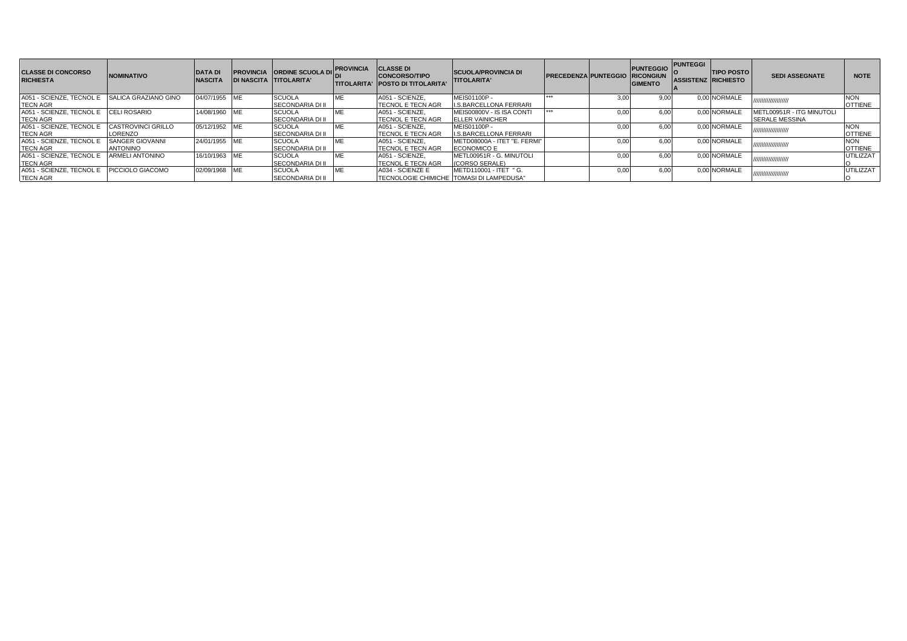| CLASSE DI CONCORSO RICHIESTA | NOMINATIVO | DATA DI NASCITA | PROVINCIA DI NASCITA | ORDINE SCUOLA DI TITOLARITA' | PROVINCIA DI TITOLARITA' | CLASSE DI CONCORSO/TIPO POSTO DI TITOLARITA' | SCUOLA/PROVINCIA DI TITOLARITA' | PRECEDENZA | PUNTEGGIO | PUNTEGGIO RICONGIUNGIMENTO | PUNTEGGIO ASSISTENZA | TIPO POSTO RICHIESTO | SEDI ASSEGNATE | NOTE |
|---|---|---|---|---|---|---|---|---|---|---|---|---|---|---|
| A051 - SCIENZE, TECNOL E TECN AGR | SALICA GRAZIANO GINO | 04/07/1955 | ME | SCUOLA SECONDARIA DI II | ME | A051 - SCIENZE, TECNOL E TECN AGR | MEIS01100P - I.S.BARCELLONA FERRARI | *** | 3,00 | 9,00 | 0,00 | NORMALE | /////////////////// | NON OTTIENE |
| A051 - SCIENZE, TECNOL E TECN AGR | CELI ROSARIO | 14/08/1960 | ME | SCUOLA SECONDARIA DI II | ME | A051 - SCIENZE, TECNOL E TECN AGR | MEIS00800V - IS ISA CONTI ELLER VAINICHER | *** | 0,00 | 6,00 | 0,00 | NORMALE | METL00951R - ITG MINUTOLI SERALE MESSINA | |
| A051 - SCIENZE, TECNOL E TECN AGR | CASTROVINCI GRILLO LORENZO | 05/12/1952 | ME | SCUOLA SECONDARIA DI II | ME | A051 - SCIENZE, TECNOL E TECN AGR | MEIS01100P - I.S.BARCELLONA FERRARI | | 0,00 | 6,00 | 0,00 | NORMALE | /////////////////// | NON OTTIENE |
| A051 - SCIENZE, TECNOL E TECN AGR | SANGER GIOVANNI ANTONINO | 24/01/1955 | ME | SCUOLA SECONDARIA DI II | ME | A051 - SCIENZE, TECNOL E TECN AGR | METD08000A - ITET "E. FERMI" ECONOMICO E | | 0,00 | 6,00 | 0,00 | NORMALE | /////////////////// | NON OTTIENE |
| A051 - SCIENZE, TECNOL E TECN AGR | ARMELI ANTONINO | 16/10/1963 | ME | SCUOLA SECONDARIA DI II | ME | A051 - SCIENZE, TECNOL E TECN AGR | METL00951R - G. MINUTOLI (CORSO SERALE) | | 0,00 | 6,00 | 0,00 | NORMALE | /////////////////// | UTILIZZATO |
| A051 - SCIENZE, TECNOL E TECN AGR | PICCIOLO GIACOMO | 02/09/1968 | ME | SCUOLA SECONDARIA DI II | ME | A034 - SCIENZE E TECNOLOGIE CHIMICHE | METD110001 - ITET " G. TOMASI DI LAMPEDUSA" | | 0,00 | 6,00 | 0,00 | NORMALE | /////////////////// | UTILIZZATO |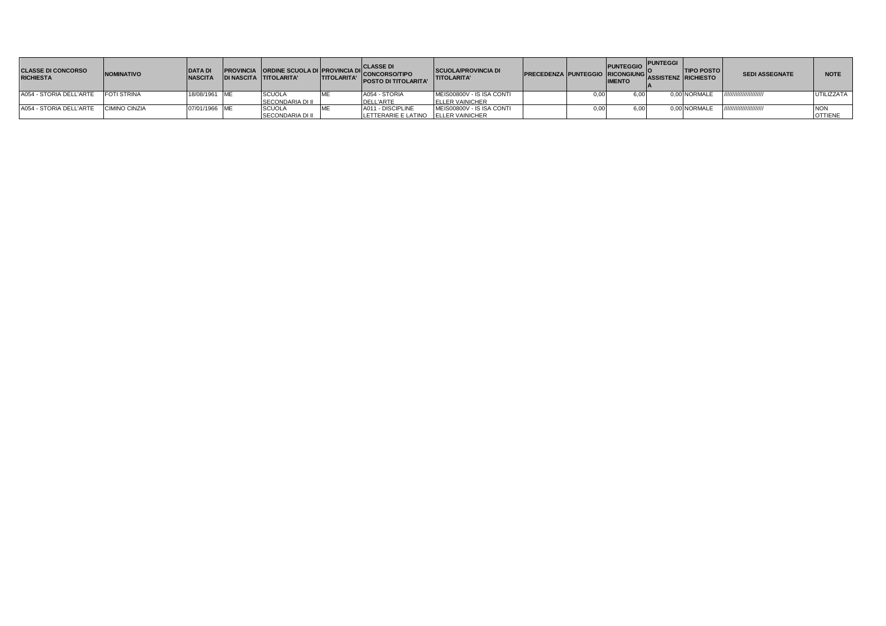| CLASSE DI CONCORSO RICHIESTA | NOMINATIVO | DATA DI NASCITA | PROVINCIA DI NASCITA | ORDINE SCUOLA DI TITOLARITA' | PROVINCIA DI TITOLARITA' | CLASSE DI CONCORSO/TIPO POSTO DI TITOLARITA' | SCUOLA/PROVINCIA DI TITOLARITA' | PRECEDENZA | PUNTEGGIO | PUNTEGGIO RICONGIUNGIMENTO | PUNTEGGIO ASSISTENZA | TIPO POSTO RICHIESTO | SEDI ASSEGNATE | NOTE |
|---|---|---|---|---|---|---|---|---|---|---|---|---|---|---|
| A054 - STORIA DELL'ARTE | FOTI STRINA | 18/08/1961 | ME | SCUOLA SECONDARIA DI II | ME | A054 - STORIA DELL'ARTE | MEIS00800V - IS ISA CONTI ELLER VAINICHER | | 0,00 | 6,00 | 0,00 | NORMALE | ////////////////////// | UTILIZZATA |
| A054 - STORIA DELL'ARTE | CIMINO CINZIA | 07/01/1966 | ME | SCUOLA SECONDARIA DI II | ME | A011 - DISCIPLINE LETTERARIE E LATINO | MEIS00800V - IS ISA CONTI ELLER VAINICHER | | 0,00 | 6,00 | 0,00 | NORMALE | ////////////////////// | NON OTTIENE |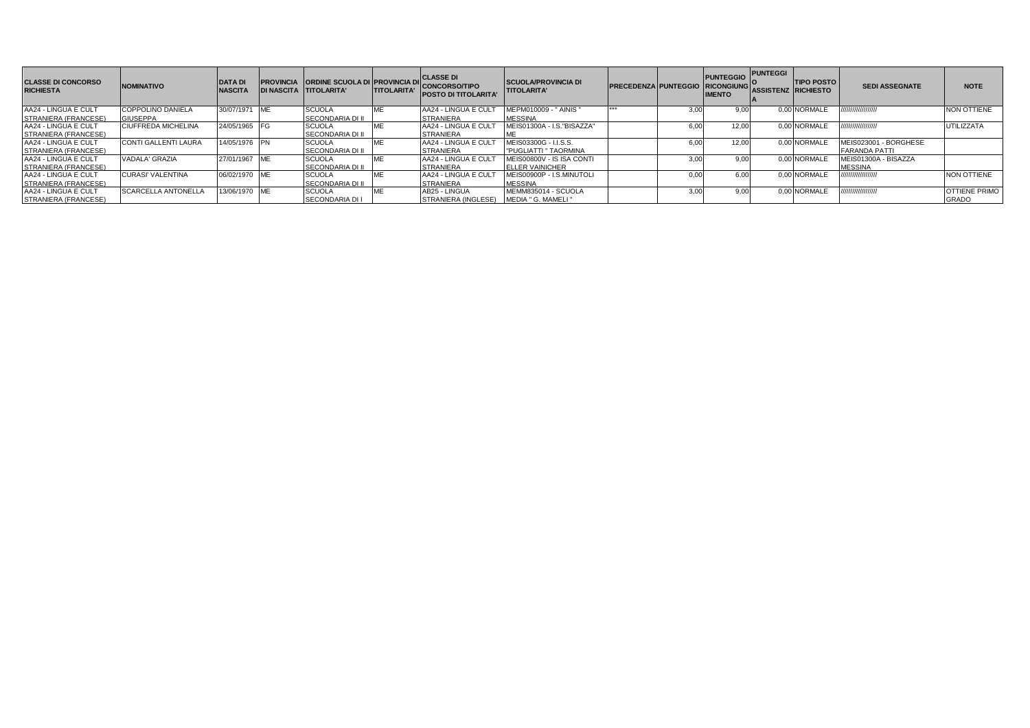| CLASSE DI CONCORSO RICHIESTA | NOMINATIVO | DATA DI NASCITA | PROVINCIA DI NASCITA | ORDINE SCUOLA DI TITOLARITA' | PROVINCIA DI TITOLARITA' | CLASSE DI CONCORSO/TIPO POSTO DI TITOLARITA' | SCUOLA/PROVINCIA DI TITOLARITA' | PRECEDENZA | PUNTEGGIO | PUNTEGGIO RICONGIUNGIMENTO | PUNTEGGIO ASSISTENZA | TIPO POSTO RICHIESTO | SEDI ASSEGNATE | NOTE |
|---|---|---|---|---|---|---|---|---|---|---|---|---|---|---|
| AA24 - LINGUA E CULT STRANIERA (FRANCESE) | COPPOLINO DANIELA GIUSEPPA | 30/07/1971 | ME | SCUOLA SECONDARIA DI II | ME | AA24 - LINGUA E CULT STRANIERA | MEPM010009 - " AINIS " MESSINA | *** | 3,00 | 9,00 | 0,00 | NORMALE | ///////////////// | NON OTTIENE |
| AA24 - LINGUA E CULT STRANIERA (FRANCESE) | CIUFFREDA MICHELINA | 24/05/1965 | FG | SCUOLA SECONDARIA DI II | ME | AA24 - LINGUA E CULT STRANIERA | MEIS01300A - I.S."BISAZZA" ME | | 6,00 | 12,00 | 0,00 | NORMALE | ///////////////// | UTILIZZATA |
| AA24 - LINGUA E CULT STRANIERA (FRANCESE) | CONTI GALLENTI LAURA | 14/05/1976 | PN | SCUOLA SECONDARIA DI II | ME | AA24 - LINGUA E CULT STRANIERA | MEIS03300G - I.I.S.S. "PUGLIATTI " TAORMINA | | 6,00 | 12,00 | 0,00 | NORMALE | MEIS023001 - BORGHESE FARANDA PATTI | |
| AA24 - LINGUA E CULT STRANIERA (FRANCESE) | VADALA' GRAZIA | 27/01/1967 | ME | SCUOLA SECONDARIA DI II | ME | AA24 - LINGUA E CULT STRANIERA | MEIS00800V - IS ISA CONTI ELLER VAINICHER | | 3,00 | 9,00 | 0,00 | NORMALE | MEIS01300A - BISAZZA MESSINA | |
| AA24 - LINGUA E CULT STRANIERA (FRANCESE) | CURASI' VALENTINA | 06/02/1970 | ME | SCUOLA SECONDARIA DI II | ME | AA24 - LINGUA E CULT STRANIERA | MEIS00900P - I.S.MINUTOLI MESSINA | | 0,00 | 6,00 | 0,00 | NORMALE | ///////////////// | NON OTTIENE |
| AA24 - LINGUA E CULT STRANIERA (FRANCESE) | SCARCELLA ANTONELLA | 13/06/1970 | ME | SCUOLA SECONDARIA DI I | ME | AB25 - LINGUA STRANIERA (INGLESE) | MEMM835014 - SCUOLA MEDIA " G. MAMELI " | | 3,00 | 9,00 | 0,00 | NORMALE | ///////////////// | OTTIENE PRIMO GRADO |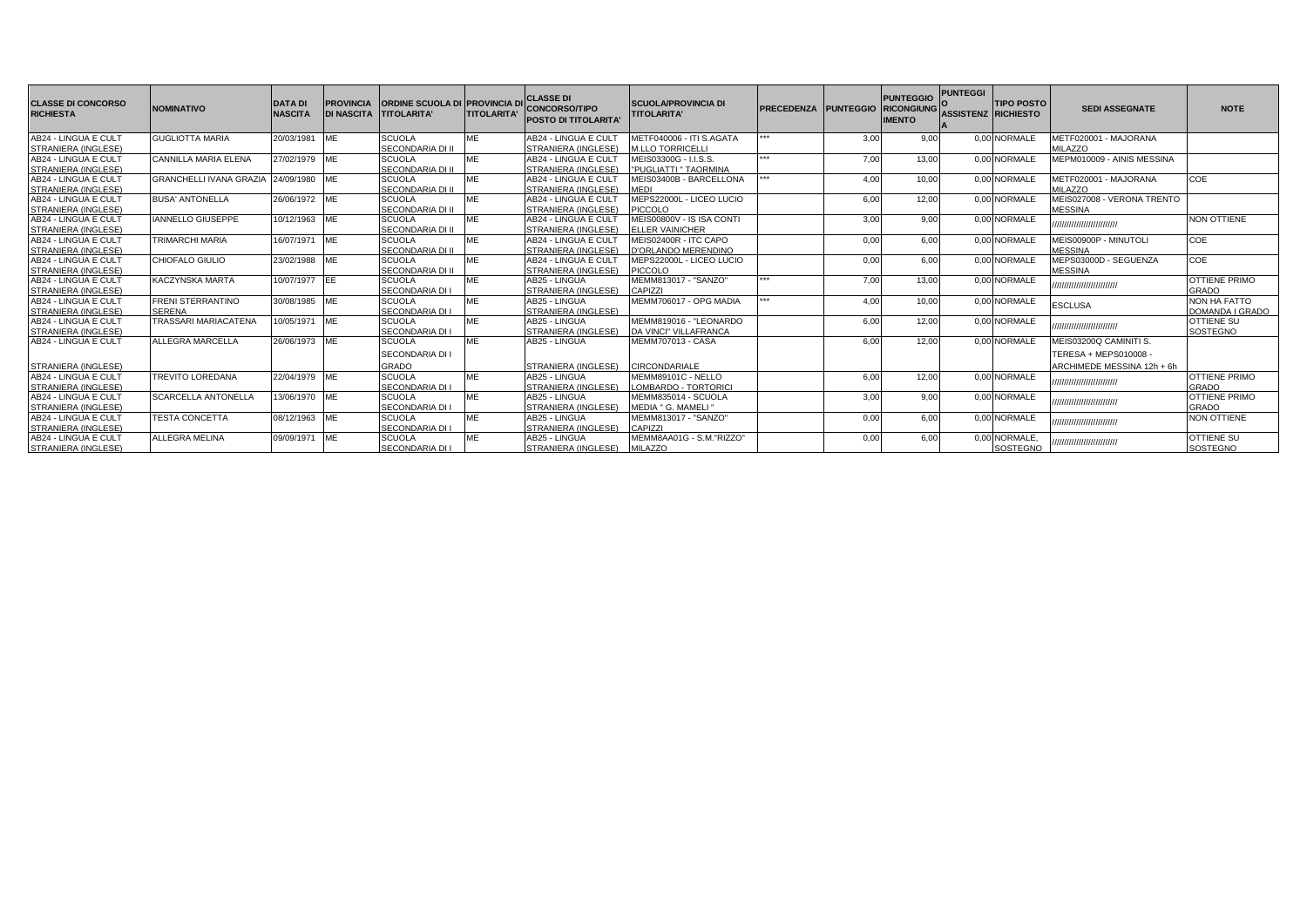| CLASSE DI CONCORSO RICHIESTA | NOMINATIVO | DATA DI NASCITA | PROVINCIA DI NASCITA | ORDINE SCUOLA DI TITOLARITA' | PROVINCIA DI TITOLARITA' | CLASSE DI CONCORSO/TIPO POSTO DI TITOLARITA' | SCUOLA/PROVINCIA DI TITOLARITA' | PRECEDENZA | PUNTEGGIO | PUNTEGGIO RICONGIUNGIMENTO | PUNTEGGIO ASSISTENZA | TIPO POSTO RICHIESTO | SEDI ASSEGNATE | NOTE |
|---|---|---|---|---|---|---|---|---|---|---|---|---|---|---|
| AB24 - LINGUA E CULT STRANIERA (INGLESE) | GUGLIOTTA MARIA | 20/03/1981 | ME | SCUOLA SECONDARIA DI II | ME | AB24 - LINGUA E CULT STRANIERA (INGLESE) | METF040006 - ITI S.AGATA M.LLO TORRICELLI | *** | 3,00 | 9,00 | 0,00 | NORMALE | METF020001 - MAJORANA MILAZZO | |
| AB24 - LINGUA E CULT STRANIERA (INGLESE) | CANNILLA MARIA ELENA | 27/02/1979 | ME | SCUOLA SECONDARIA DI II | ME | AB24 - LINGUA E CULT STRANIERA (INGLESE) | MEIS03300G - I.I.S.S. "PUGLIATTI " TAORMINA | *** | 7,00 | 13,00 | 0,00 | NORMALE | MEPM010009 - AINIS MESSINA | |
| AB24 - LINGUA E CULT STRANIERA (INGLESE) | GRANCHELLI IVANA GRAZIA | 24/09/1980 | ME | SCUOLA SECONDARIA DI II | ME | AB24 - LINGUA E CULT STRANIERA (INGLESE) | MEIS03400B - BARCELLONA MEDI | *** | 4,00 | 10,00 | 0,00 | NORMALE | METF020001 - MAJORANA MILAZZO | COE |
| AB24 - LINGUA E CULT STRANIERA (INGLESE) | BUSA' ANTONELLA | 26/06/1972 | ME | SCUOLA SECONDARIA DI II | ME | AB24 - LINGUA E CULT STRANIERA (INGLESE) | MEPS22000L - LICEO LUCIO PICCOLO | | 6,00 | 12,00 | 0,00 | NORMALE | MEIS027008 - VERONA TRENTO MESSINA | |
| AB24 - LINGUA E CULT STRANIERA (INGLESE) | IANNELLO GIUSEPPE | 10/12/1963 | ME | SCUOLA SECONDARIA DI II | ME | AB24 - LINGUA E CULT STRANIERA (INGLESE) | MEIS00800V - IS ISA CONTI ELLER VAINICHER | | 3,00 | 9,00 | 0,00 | NORMALE | ////////////////////////// | NON OTTIENE |
| AB24 - LINGUA E CULT STRANIERA (INGLESE) | TRIMARCHI MARIA | 16/07/1971 | ME | SCUOLA SECONDARIA DI II | ME | AB24 - LINGUA E CULT STRANIERA (INGLESE) | MEIS02400R - ITC CAPO D'ORLANDO MERENDINO | | 0,00 | 6,00 | 0,00 | NORMALE | MEIS00900P - MINUTOLI MESSINA | COE |
| AB24 - LINGUA E CULT STRANIERA (INGLESE) | CHIOFALO GIULIO | 23/02/1988 | ME | SCUOLA SECONDARIA DI II | ME | AB24 - LINGUA E CULT STRANIERA (INGLESE) | MEPS22000L - LICEO LUCIO PICCOLO | | 0,00 | 6,00 | 0,00 | NORMALE | MEPS03000D - SEGUENZA MESSINA | COE |
| AB24 - LINGUA E CULT STRANIERA (INGLESE) | KACZYNSKA MARTA | 10/07/1977 | EE | SCUOLA SECONDARIA DI I | ME | AB25 - LINGUA STRANIERA (INGLESE) | MEMM813017 - "SANZO" CAPIZZI | *** | 7,00 | 13,00 | 0,00 | NORMALE | ////////////////////////// | OTTIENE PRIMO GRADO |
| AB24 - LINGUA E CULT STRANIERA (INGLESE) | FRENI STERRANTINO SERENA | 30/08/1985 | ME | SCUOLA SECONDARIA DI I | ME | AB25 - LINGUA STRANIERA (INGLESE) | MEMM706017 - OPG MADIA | *** | 4,00 | 10,00 | 0,00 | NORMALE | ESCLUSA | NON HA FATTO DOMANDA I GRADO |
| AB24 - LINGUA E CULT STRANIERA (INGLESE) | TRASSARI MARIACATENA | 10/05/1971 | ME | SCUOLA SECONDARIA DI I | ME | AB25 - LINGUA STRANIERA (INGLESE) | MEMM819016 - "LEONARDO DA VINCI" VILLAFRANCA | | 6,00 | 12,00 | 0,00 | NORMALE | ////////////////////////// | OTTIENE SU SOSTEGNO |
| AB24 - LINGUA E CULT STRANIERA (INGLESE) | ALLEGRA MARCELLA | 26/06/1973 | ME | SCUOLA SECONDARIA DI I GRADO | ME | AB25 - LINGUA STRANIERA (INGLESE) | MEMM707013 - CASA CIRCONDARIALE | | 6,00 | 12,00 | 0,00 | NORMALE | MEIS03200Q CAMINITI S. TERESA + MEPS010008 - ARCHIMEDE MESSINA 12h + 6h | |
| AB24 - LINGUA E CULT STRANIERA (INGLESE) | TREVITO LOREDANA | 22/04/1979 | ME | SCUOLA SECONDARIA DI I | ME | AB25 - LINGUA STRANIERA (INGLESE) | MEMM89101C - NELLO LOMBARDO - TORTORICI | | 6,00 | 12,00 | 0,00 | NORMALE | ////////////////////////// | OTTIENE PRIMO GRADO |
| AB24 - LINGUA E CULT STRANIERA (INGLESE) | SCARCELLA ANTONELLA | 13/06/1970 | ME | SCUOLA SECONDARIA DI I | ME | AB25 - LINGUA STRANIERA (INGLESE) | MEMM835014 - SCUOLA MEDIA " G. MAMELI " | | 3,00 | 9,00 | 0,00 | NORMALE | ////////////////////////// | OTTIENE PRIMO GRADO |
| AB24 - LINGUA E CULT STRANIERA (INGLESE) | TESTA CONCETTA | 08/12/1963 | ME | SCUOLA SECONDARIA DI I | ME | AB25 - LINGUA STRANIERA (INGLESE) | MEMM813017 - "SANZO" CAPIZZI | | 0,00 | 6,00 | 0,00 | NORMALE | ////////////////////////// | NON OTTIENE |
| AB24 - LINGUA E CULT STRANIERA (INGLESE) | ALLEGRA MELINA | 09/09/1971 | ME | SCUOLA SECONDARIA DI I | ME | AB25 - LINGUA STRANIERA (INGLESE) | MEMM8AA01G - S.M."RIZZO" MILAZZO | | 0,00 | 6,00 | 0,00 | NORMALE, SOSTEGNO | ////////////////////////// | OTTIENE SU SOSTEGNO |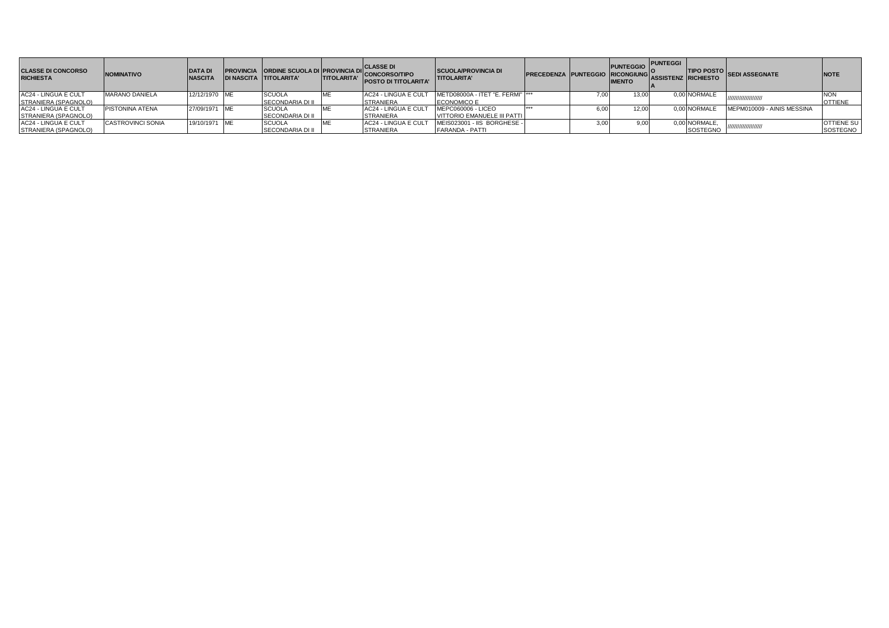| CLASSE DI CONCORSO RICHIESTA | NOMINATIVO | DATA DI NASCITA | PROVINCIA DI NASCITA | ORDINE SCUOLA DI TITOLARITA' | PROVINCIA DI TITOLARITA' | CLASSE DI CONCORSO/TIPO POSTO DI TITOLARITA' | SCUOLA/PROVINCIA DI TITOLARITA' | PRECEDENZA | PUNTEGGIO | PUNTEGGIO RICONGIUNGIMENTO | PUNTEGGIO ASSISTENZA | TIPO POSTO RICHIESTO | SEDI ASSEGNATE | NOTE |
|---|---|---|---|---|---|---|---|---|---|---|---|---|---|---|
| AC24 - LINGUA E CULT STRANIERA (SPAGNOLO) | MARANO DANIELA | 12/12/1970 | ME | SCUOLA SECONDARIA DI II | ME | AC24 - LINGUA E CULT STRANIERA | METD08000A - ITET "E. FERMI" ECONOMICO E | *** | 7,00 | 13,00 | 0,00 | NORMALE | ////////////////////// | NON OTTIENE |
| AC24 - LINGUA E CULT STRANIERA (SPAGNOLO) | PISTONINA ATENA | 27/09/1971 | ME | SCUOLA SECONDARIA DI II | ME | AC24 - LINGUA E CULT STRANIERA | MEPC060006 - LICEO VITTORIO EMANUELE III PATTI | *** | 6,00 | 12,00 | 0,00 | NORMALE | MEPM010009 - AINIS MESSINA | |
| AC24 - LINGUA E CULT STRANIERA (SPAGNOLO) | CASTROVINCI SONIA | 19/10/1971 | ME | SCUOLA SECONDARIA DI II | ME | AC24 - LINGUA E CULT STRANIERA | MEIS023001 - IIS BORGHESE - FARANDA - PATTI | | 3,00 | 9,00 | 0,00 | NORMALE, SOSTEGNO | ////////////////////// | OTTIENE SU SOSTEGNO |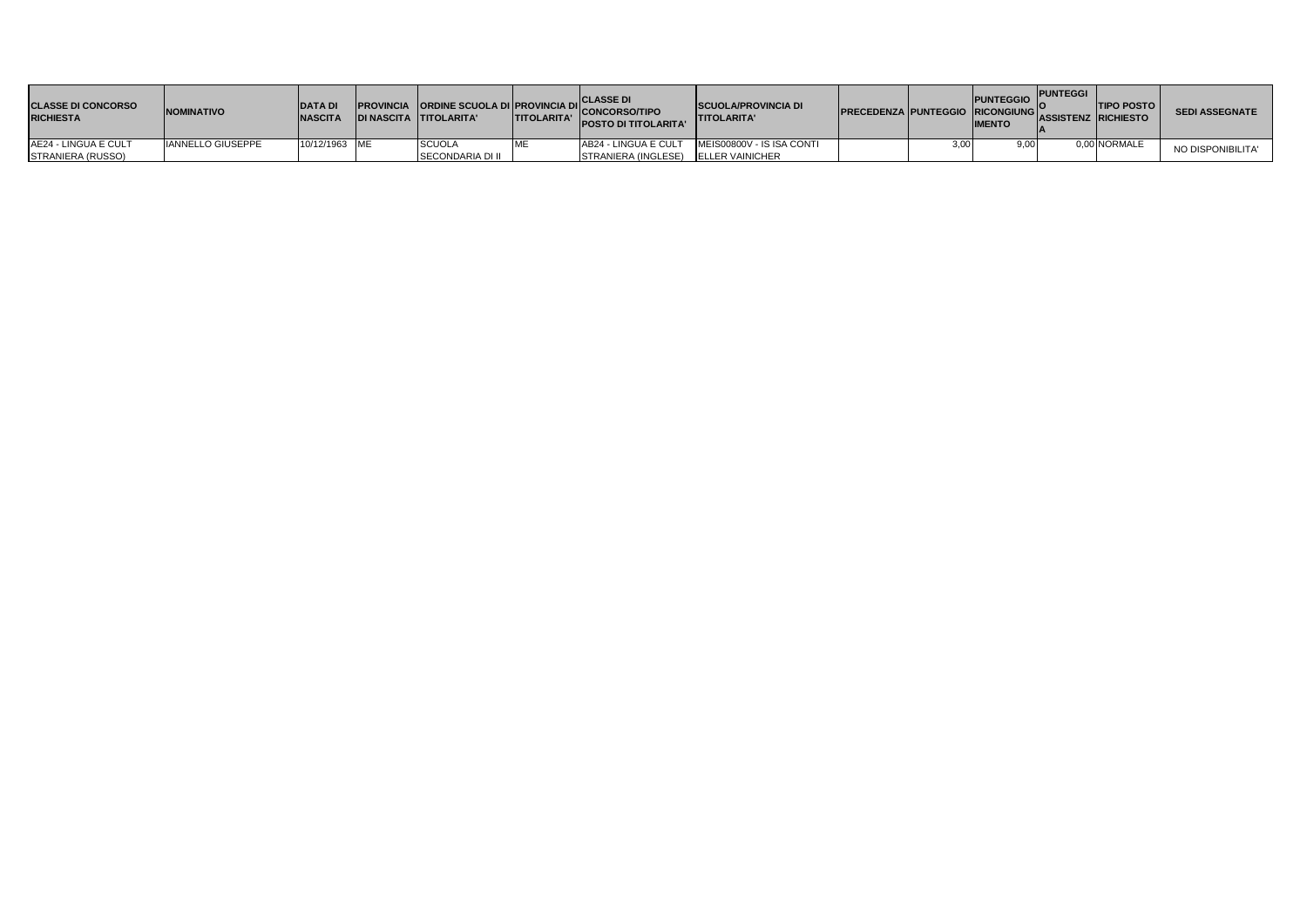| CLASSE DI CONCORSO RICHIESTA | NOMINATIVO | DATA DI NASCITA | PROVINCIA DI NASCITA | ORDINE SCUOLA DI TITOLARITA' | PROVINCIA DI TITOLARITA' | CLASSE DI CONCORSO/TIPO POSTO DI TITOLARITA' | SCUOLA/PROVINCIA DI TITOLARITA' | PRECEDENZA | PUNTEGGIO | PUNTEGGIO RICONGIUNGIMENTO | PUNTEGGIO ASSISTENZA | TIPO POSTO RICHIESTO | SEDI ASSEGNATE |
|---|---|---|---|---|---|---|---|---|---|---|---|---|---|
| AE24 - LINGUA E CULT STRANIERA (RUSSO) | IANNELLO GIUSEPPE | 10/12/1963 | ME | SCUOLA SECONDARIA DI II | ME | AB24 - LINGUA E CULT STRANIERA (INGLESE) | MEIS00800V - IS ISA CONTI ELLER VAINICHER | | 3,00 | 9,00 | 0,00 | NORMALE | NO DISPONIBILITA' |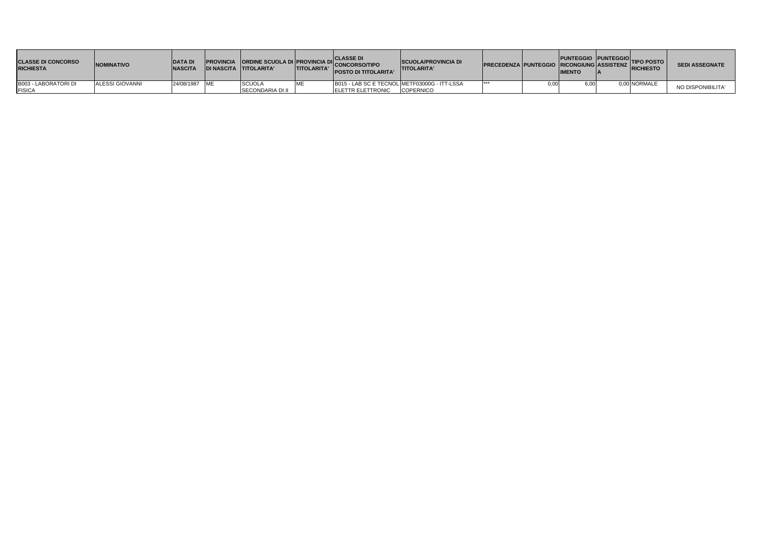| CLASSE DI CONCORSO RICHIESTA | NOMINATIVO | DATA DI NASCITA | PROVINCIA DI NASCITA | ORDINE SCUOLA DI TITOLARITA' | PROVINCIA DI TITOLARITA' | CLASSE DI CONCORSO/TIPO POSTO DI TITOLARITA' | SCUOLA/PROVINCIA DI TITOLARITA' | PRECEDENZA | PUNTEGGIO | PUNTEGGIO RICONGIUNGIMENTO | PUNTEGGIO ASSISTENZA | TIPO POSTO RICHIESTO | SEDI ASSEGNATE |
|---|---|---|---|---|---|---|---|---|---|---|---|---|---|
| B003 - LABORATORI DI FISICA | ALESSI GIOVANNI | 24/08/1987 | ME | SCUOLA SECONDARIA DI II | ME | B015 - LAB SC E TECNOL ELETTR ELETTRONIC | METF03000G - ITT-LSSA COPERNICO | *** | 0,00 | 6,00 | 0,00 | NORMALE | NO DISPONIBILITA' |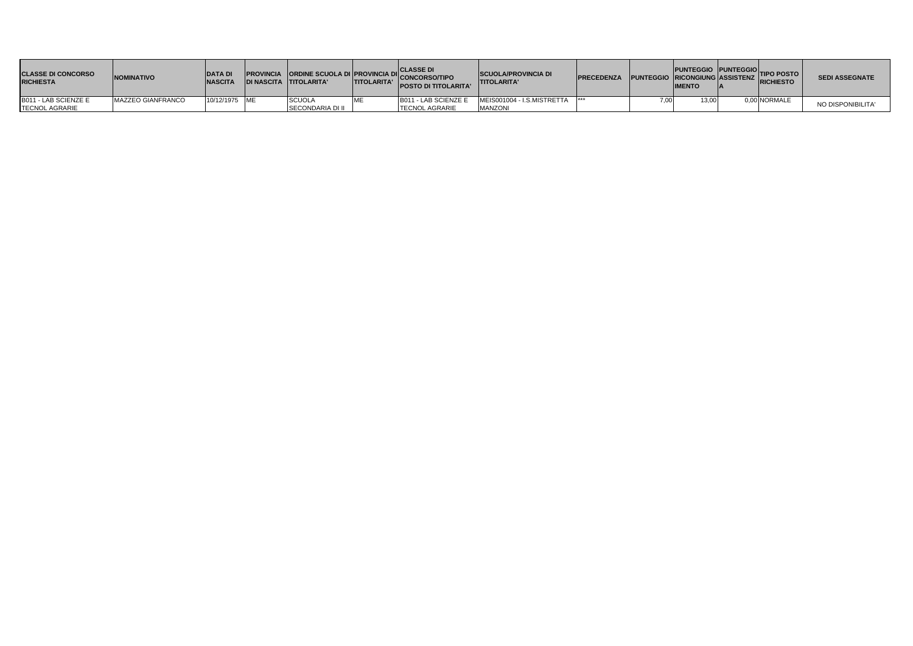| CLASSE DI CONCORSO RICHIESTA | NOMINATIVO | DATA DI NASCITA | PROVINCIA DI NASCITA | ORDINE SCUOLA DI TITOLARITA' | PROVINCIA DI TITOLARITA' | CLASSE DI CONCORSO/TIPO POSTO DI TITOLARITA' | SCUOLA/PROVINCIA DI TITOLARITA' | PRECEDENZA | PUNTEGGIO | PUNTEGGIO RICONGIUNGIMENTO | PUNTEGGIO ASSISTENZA | TIPO POSTO RICHIESTO | SEDI ASSEGNATE |
|---|---|---|---|---|---|---|---|---|---|---|---|---|---|
| B011 - LAB SCIENZE E TECNOL AGRARIE | MAZZEO GIANFRANCO | 10/12/1975 | ME | SCUOLA SECONDARIA DI II | ME | B011 - LAB SCIENZE E TECNOL AGRARIE | MEIS001004 - I.S.MISTRETTA MANZONI | *** | 7,00 | 13,00 | 0,00 | NORMALE | NO DISPONIBILITA' |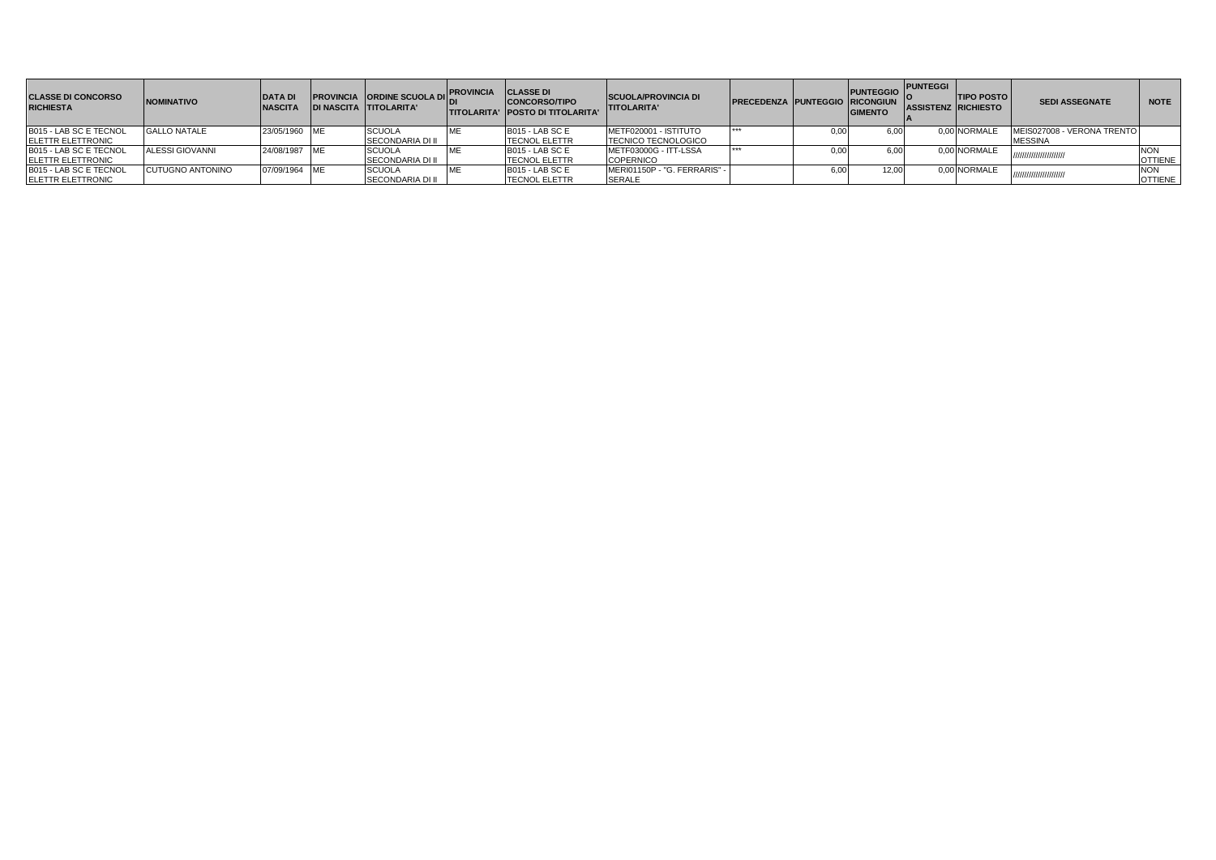| CLASSE DI CONCORSO RICHIESTA | NOMINATIVO | DATA DI NASCITA | PROVINCIA DI NASCITA | ORDINE SCUOLA DI TITOLARITA' | PROVINCIA DI TITOLARITA' | CLASSE DI CONCORSO/TIPO POSTO DI TITOLARITA' | SCUOLA/PROVINCIA DI TITOLARITA' | PRECEDENZA | PUNTEGGIO | PUNTEGGIO RICONGIUNGIMENTO | PUNTEGGIO ASSISTENZA | TIPO POSTO RICHIESTO | SEDI ASSEGNATE | NOTE |
|---|---|---|---|---|---|---|---|---|---|---|---|---|---|---|
| B015 - LAB SC E TECNOL ELETTR ELETTRONIC | GALLO NATALE | 23/05/1960 | ME | SCUOLA SECONDARIA DI II | ME | B015 - LAB SC E TECNOL ELETTR | METF020001 - ISTITUTO TECNICO TECNOLOGICO | *** | 0,00 | 6,00 | 0,00 | NORMALE | MEIS027008 - VERONA TRENTO MESSINA | |
| B015 - LAB SC E TECNOL ELETTR ELETTRONIC | ALESSI GIOVANNI | 24/08/1987 | ME | SCUOLA SECONDARIA DI II | ME | B015 - LAB SC E TECNOL ELETTR | METF03000G - ITT-LSSA COPERNICO | *** | 0,00 | 6,00 | 0,00 | NORMALE | ////////////////////// | NON OTTIENE |
| B015 - LAB SC E TECNOL ELETTR ELETTRONIC | CUTUGNO ANTONINO | 07/09/1964 | ME | SCUOLA SECONDARIA DI II | ME | B015 - LAB SC E TECNOL ELETTR | MERI01150P - "G. FERRARIS" - SERALE | | 6,00 | 12,00 | 0,00 | NORMALE | ////////////////////// | NON OTTIENE |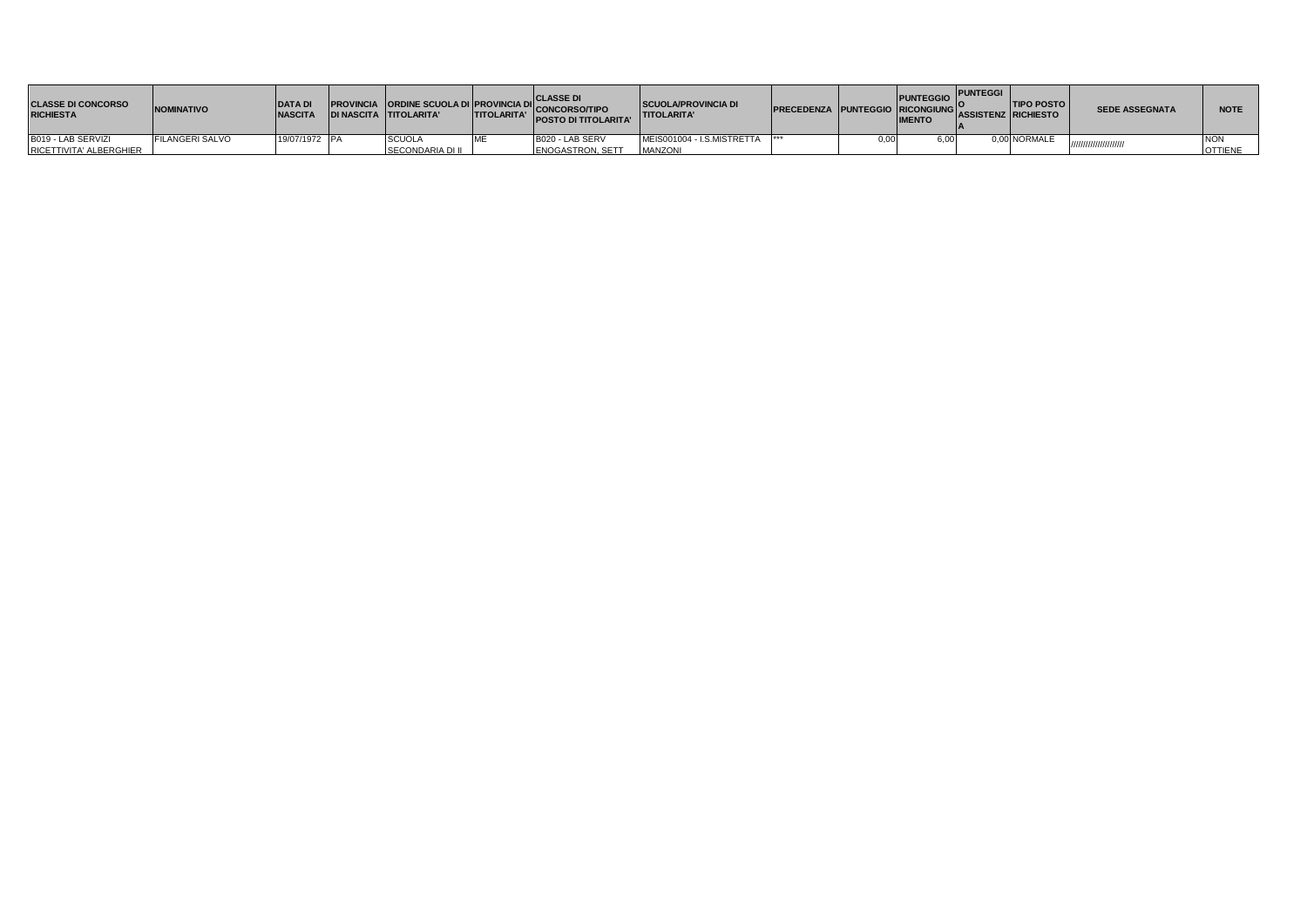| CLASSE DI CONCORSO RICHIESTA | NOMINATIVO | DATA DI NASCITA | PROVINCIA DI NASCITA | ORDINE SCUOLA DI TITOLARITA' | PROVINCIA DI TITOLARITA' | CLASSE DI CONCORSO/TIPO POSTO DI TITOLARITA' | SCUOLA/PROVINCIA DI TITOLARITA' | PRECEDENZA | PUNTEGGIO | PUNTEGGIO RICONGIUNGIMENTO | PUNTEGGIO ASSISTENZA | TIPO POSTO RICHIESTO | SEDE ASSEGNATA | NOTE |
|---|---|---|---|---|---|---|---|---|---|---|---|---|---|---|
| B019 - LAB SERVIZI RICETTIVITA' ALBERGHIER | FILANGERI SALVO | 19/07/1972 | PA | SCUOLA SECONDARIA DI II | ME | B020 - LAB SERV ENOGASTRON, SETT | MEIS001004 - I.S.MISTRETTA MANZONI | *** | 0,00 | 6,00 | 0,00 | NORMALE | //////////////////// | NON OTTIENE |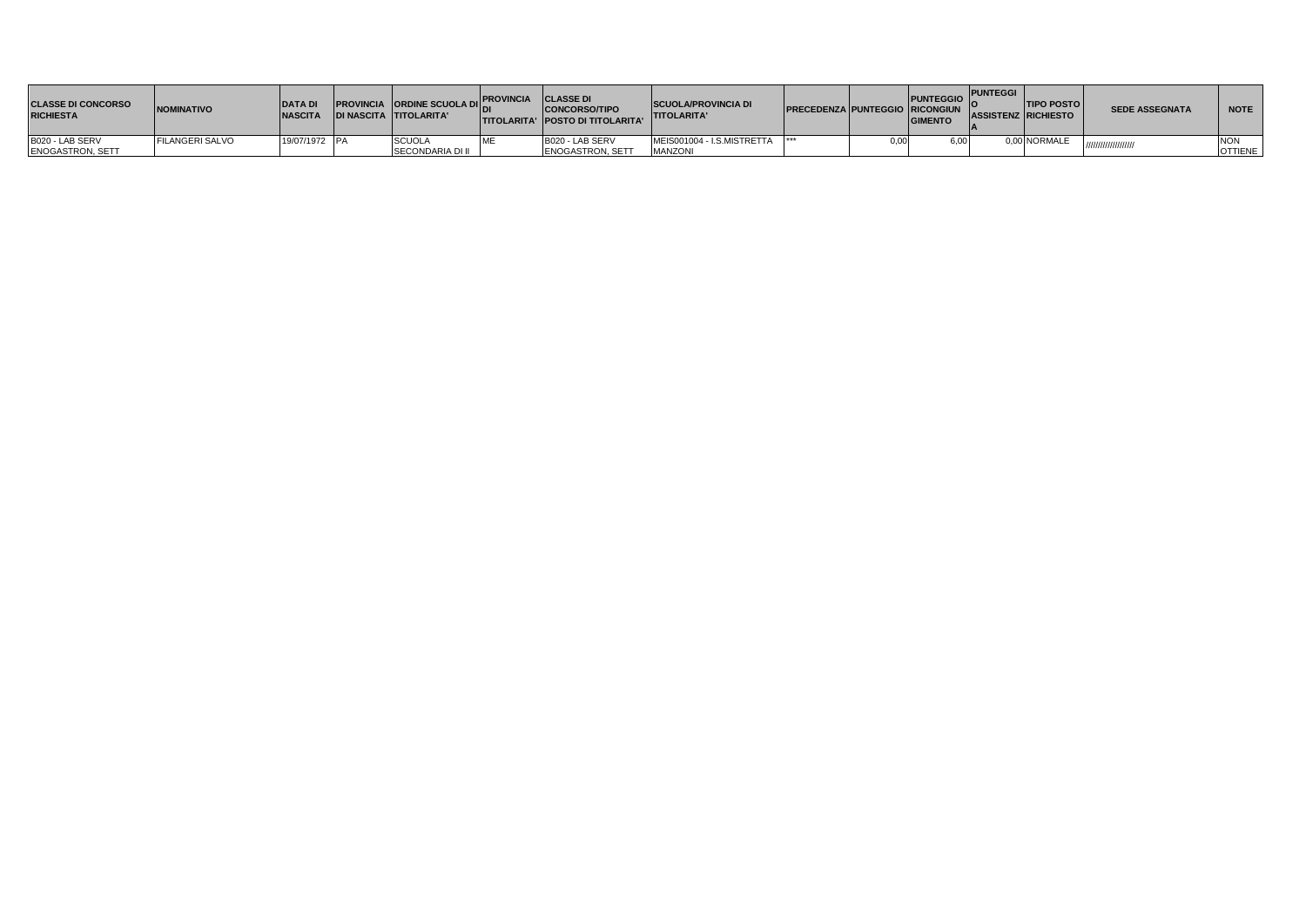| CLASSE DI CONCORSO RICHIESTA | NOMINATIVO | DATA DI NASCITA | PROVINCIA DI NASCITA | ORDINE SCUOLA DI TITOLARITA' | PROVINCIA DI TITOLARITA' | CLASSE DI CONCORSO/TIPO POSTO DI TITOLARITA' | SCUOLA/PROVINCIA DI TITOLARITA' | PRECEDENZA | PUNTEGGIO | PUNTEGGIO RICONGIUNGIMENTO | PUNTEGGIO ASSISTENZA | TIPO POSTO RICHIESTO | SEDE ASSEGNATA | NOTE |
| --- | --- | --- | --- | --- | --- | --- | --- | --- | --- | --- | --- | --- | --- | --- |
| B020 - LAB SERV ENOGASTRON, SETT | FILANGERI SALVO | 19/07/1972 | PA | SCUOLA SECONDARIA DI II | ME | B020 - LAB SERV ENOGASTRON, SETT | MEIS001004 - I.S.MISTRETTA MANZONI | *** | 0,00 | 6,00 | 0,00 | NORMALE | ////////////////// | NON OTTIENE |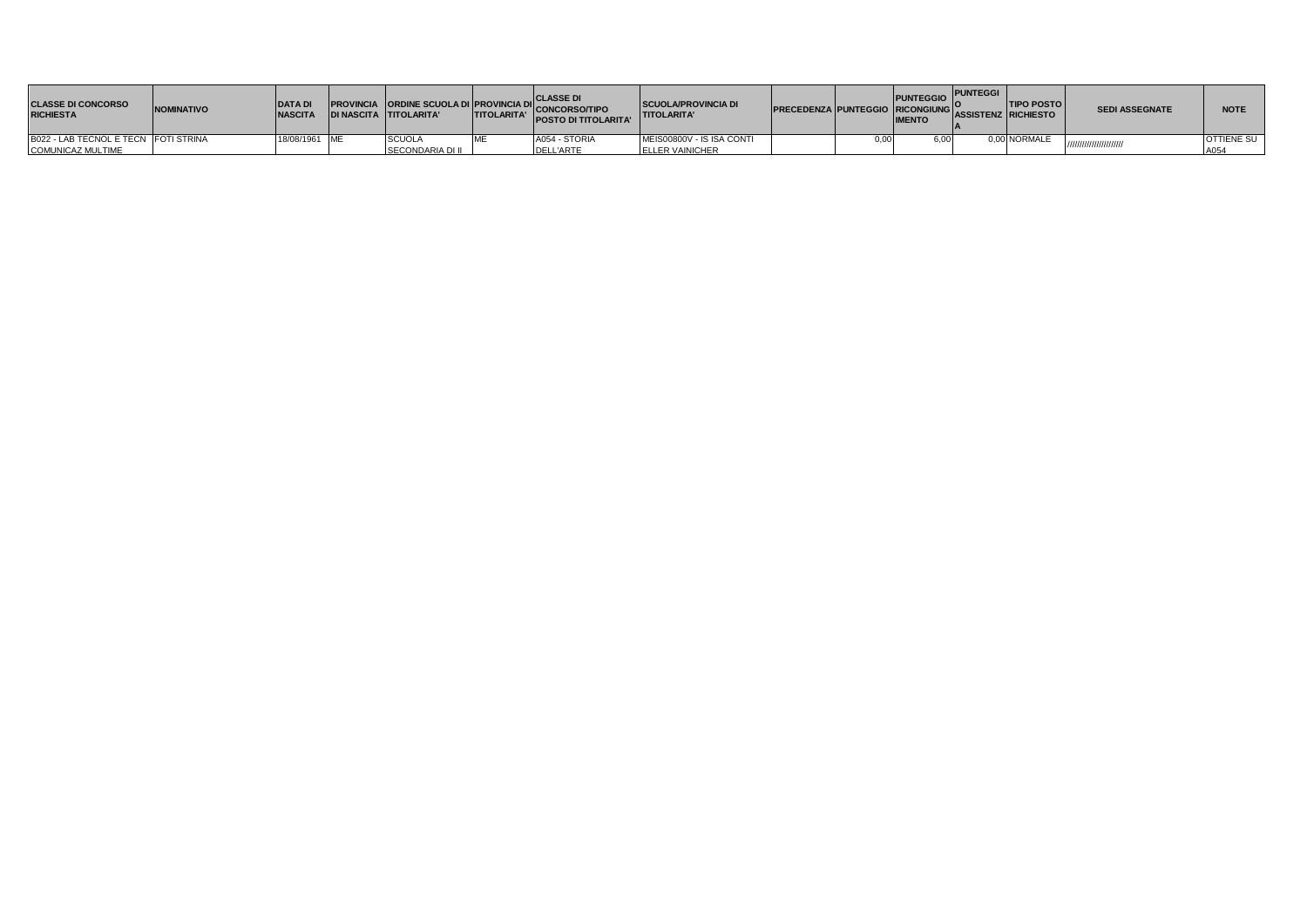| CLASSE DI CONCORSO RICHIESTA | NOMINATIVO | DATA DI NASCITA | PROVINCIA DI NASCITA | ORDINE SCUOLA DI TITOLARITA' | PROVINCIA DI TITOLARITA' | CLASSE DI CONCORSO/TIPO POSTO DI TITOLARITA' | SCUOLA/PROVINCIA DI TITOLARITA' | PRECEDENZA | PUNTEGGIO | PUNTEGGIO RICONGIUNGIMENTO | PUNTEGGIO ASSISTENZA | TIPO POSTO RICHIESTO | SEDI ASSEGNATE | NOTE |
|---|---|---|---|---|---|---|---|---|---|---|---|---|---|---|
| B022 - LAB TECNOL E TECN COMUNICAZ MULTIME | FOTI STRINA | 18/08/1961 | ME | SCUOLA SECONDARIA DI II | ME | A054 - STORIA DELL'ARTE | MEIS00800V - IS ISA CONTI ELLER VAINICHER | | 0,00 | 6,00 | 0,00 | NORMALE | ////////////////////// | OTTIENE SU A054 |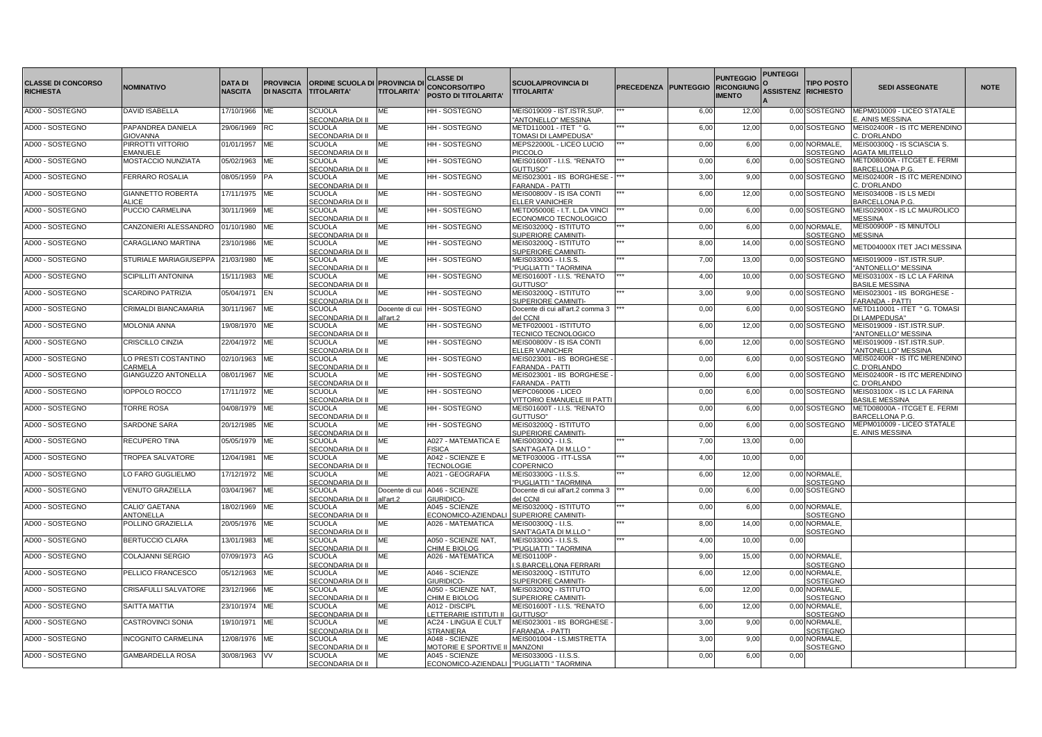| CLASSE DI CONCORSO RICHIESTA | NOMINATIVO | DATA DI NASCITA | PROVINCIA DI NASCITA | ORDINE SCUOLA DI TITOLARITA' | PROVINCIA DI TITOLARITA' | CLASSE DI CONCORSO/TIPO POSTO DI TITOLARITA' | SCUOLA/PROVINCIA DI TITOLARITA' | PRECEDENZA | PUNTEGGIO | PUNTEGGIO RICONGIUNGIMENTO | PUNTEGGIO ASSISTENZA | TIPO POSTO RICHIESTO | SEDI ASSEGNATE | NOTE |
|---|---|---|---|---|---|---|---|---|---|---|---|---|---|---|
| AD00 - SOSTEGNO | DAVID ISABELLA | 17/10/1966 | ME | SCUOLA SECONDARIA DI II | ME | HH - SOSTEGNO | MEIS019009 - IST.ISTR.SUP. "ANTONELLO" MESSINA | *** | 6,00 | 12,00 | 0,00 | SOSTEGNO | MEPM010009 - LICEO STATALE E. AINIS MESSINA | |
| AD00 - SOSTEGNO | PAPANDREA DANIELA GIOVANNA | 29/06/1969 | RC | SCUOLA SECONDARIA DI II | ME | HH - SOSTEGNO | METD110001 - ITET " G. TOMASI DI LAMPEDUSA" | *** | 6,00 | 12,00 | 0,00 | SOSTEGNO | MEIS02400R - IS ITC MERENDINO C. D'ORLANDO | |
| AD00 - SOSTEGNO | PIRROTTI VITTORIO EMANUELE | 01/01/1957 | ME | SCUOLA SECONDARIA DI II | ME | HH - SOSTEGNO | MEPS22000L - LICEO LUCIO PICCOLO | *** | 0,00 | 6,00 | 0,00 | NORMALE, SOSTEGNO | MEIS00300Q - IS SCIASCIA S. AGATA MILITELLO | |
| AD00 - SOSTEGNO | MOSTACCIO NUNZIATA | 05/02/1963 | ME | SCUOLA SECONDARIA DI II | ME | HH - SOSTEGNO | MEIS01600T - I.I.S. "RENATO GUTTUSO" | *** | 0,00 | 6,00 | 0,00 | SOSTEGNO | METD08000A - ITCGET E. FERMI BARCELLONA P.G. | |
| AD00 - SOSTEGNO | FERRARO ROSALIA | 08/05/1959 | PA | SCUOLA SECONDARIA DI II | ME | HH - SOSTEGNO | MEIS023001 - IIS BORGHESE - FARANDA - PATTI | *** | 3,00 | 9,00 | 0,00 | SOSTEGNO | MEIS02400R - IS ITC MERENDINO C. D'ORLANDO | |
| AD00 - SOSTEGNO | GIANNETTO ROBERTA ALICE | 17/11/1975 | ME | SCUOLA SECONDARIA DI II | ME | HH - SOSTEGNO | MEIS00800V - IS ISA CONTI ELLER VAINICHER | *** | 6,00 | 12,00 | 0,00 | SOSTEGNO | MEIS03400B - IS LS MEDI BARCELLONA P.G. | |
| AD00 - SOSTEGNO | PUCCIO CARMELINA | 30/11/1969 | ME | SCUOLA SECONDARIA DI II | ME | HH - SOSTEGNO | METD05000E - I.T. L.DA VINCI ECONOMICO TECNOLOGICO | *** | 0,00 | 6,00 | 0,00 | SOSTEGNO | MEIS02900X - IS LC MAUROLICO MESSINA | |
| AD00 - SOSTEGNO | CANZONIERI ALESSANDRO | 01/10/1980 | ME | SCUOLA SECONDARIA DI II | ME | HH - SOSTEGNO | MEIS03200Q - ISTITUTO SUPERIORE CAMINITI- | *** | 0,00 | 6,00 | 0,00 | NORMALE, SOSTEGNO | MEIS00900P - IS MINUTOLI MESSINA | |
| AD00 - SOSTEGNO | CARAGLIANO MARTINA | 23/10/1986 | ME | SCUOLA SECONDARIA DI II | ME | HH - SOSTEGNO | MEIS03200Q - ISTITUTO SUPERIORE CAMINITI- | *** | 8,00 | 14,00 | 0,00 | SOSTEGNO | METD04000X ITET JACI MESSINA | |
| AD00 - SOSTEGNO | STURIALE MARIAGIUSEPPA | 21/03/1980 | ME | SCUOLA SECONDARIA DI II | ME | HH - SOSTEGNO | MEIS03300G - I.I.S.S. "PUGLIATTI " TAORMINA | *** | 7,00 | 13,00 | 0,00 | SOSTEGNO | MEIS019009 - IST.ISTR.SUP. "ANTONELLO" MESSINA | |
| AD00 - SOSTEGNO | SCIPILLITI ANTONINA | 15/11/1983 | ME | SCUOLA SECONDARIA DI II | ME | HH - SOSTEGNO | MEIS01600T - I.I.S. "RENATO GUTTUSO" | *** | 4,00 | 10,00 | 0,00 | SOSTEGNO | MEIS03100X - IS LC LA FARINA BASILE MESSINA | |
| AD00 - SOSTEGNO | SCARDINO PATRIZIA | 05/04/1971 | EN | SCUOLA SECONDARIA DI II | ME | HH - SOSTEGNO | MEIS03200Q - ISTITUTO SUPERIORE CAMINITI- | *** | 3,00 | 9,00 | 0,00 | SOSTEGNO | MEIS023001 - IIS BORGHESE - FARANDA - PATTI | |
| AD00 - SOSTEGNO | CRIMALDI BIANCAMARIA | 30/11/1967 | ME | SCUOLA SECONDARIA DI II | Docente di cui all'art.2 | HH - SOSTEGNO | Docente di cui all'art.2 comma 3 del CCNI | *** | 0,00 | 6,00 | 0,00 | SOSTEGNO | METD110001 - ITET " G. TOMASI DI LAMPEDUSA" | |
| AD00 - SOSTEGNO | MOLONIA ANNA | 19/08/1970 | ME | SCUOLA SECONDARIA DI II | ME | HH - SOSTEGNO | METF020001 - ISTITUTO TECNICO TECNOLOGICO | | 6,00 | 12,00 | 0,00 | SOSTEGNO | MEIS019009 - IST.ISTR.SUP. "ANTONELLO" MESSINA | |
| AD00 - SOSTEGNO | CRISCILLO CINZIA | 22/04/1972 | ME | SCUOLA SECONDARIA DI II | ME | HH - SOSTEGNO | MEIS00800V - IS ISA CONTI ELLER VAINICHER | | 6,00 | 12,00 | 0,00 | SOSTEGNO | MEIS019009 - IST.ISTR.SUP. "ANTONELLO" MESSINA | |
| AD00 - SOSTEGNO | LO PRESTI COSTANTINO CARMELA | 02/10/1963 | ME | SCUOLA SECONDARIA DI II | ME | HH - SOSTEGNO | MEIS023001 - IIS BORGHESE - FARANDA - PATTI | | 0,00 | 6,00 | 0,00 | SOSTEGNO | MEIS02400R - IS ITC MERENDINO C. D'ORLANDO | |
| AD00 - SOSTEGNO | GIANGUZZO ANTONELLA | 08/01/1967 | ME | SCUOLA SECONDARIA DI II | ME | HH - SOSTEGNO | MEIS023001 - IIS BORGHESE - FARANDA - PATTI | | 0,00 | 6,00 | 0,00 | SOSTEGNO | MEIS02400R - IS ITC MERENDINO C. D'ORLANDO | |
| AD00 - SOSTEGNO | IOPPOLO ROCCO | 17/11/1972 | ME | SCUOLA SECONDARIA DI II | ME | HH - SOSTEGNO | MEPC060006 - LICEO VITTORIO EMANUELE III PATTI | | 0,00 | 6,00 | 0,00 | SOSTEGNO | MEIS03100X - IS LC LA FARINA BASILE MESSINA | |
| AD00 - SOSTEGNO | TORRE ROSA | 04/08/1979 | ME | SCUOLA SECONDARIA DI II | ME | HH - SOSTEGNO | MEIS01600T - I.I.S. "RENATO GUTTUSO" | | 0,00 | 6,00 | 0,00 | SOSTEGNO | METD08000A - ITCGET E. FERMI BARCELLONA P.G. | |
| AD00 - SOSTEGNO | SARDONE SARA | 20/12/1985 | ME | SCUOLA SECONDARIA DI II | ME | HH - SOSTEGNO | MEIS03200Q - ISTITUTO SUPERIORE CAMINITI- | | 0,00 | 6,00 | 0,00 | SOSTEGNO | MEPM010009 - LICEO STATALE E. AINIS MESSINA | |
| AD00 - SOSTEGNO | RECUPERO TINA | 05/05/1979 | ME | SCUOLA SECONDARIA DI II | ME | A027 - MATEMATICA E FISICA | MEIS00300Q - I.I.S. SANT'AGATA DI M.LLO " | *** | 7,00 | 13,00 | 0,00 | | | |
| AD00 - SOSTEGNO | TROPEA SALVATORE | 12/04/1981 | ME | SCUOLA SECONDARIA DI II | ME | A042 - SCIENZE E TECNOLOGIE | METF03000G - ITT-LSSA COPERNICO | *** | 4,00 | 10,00 | 0,00 | | | |
| AD00 - SOSTEGNO | LO FARO GUGLIELMO | 17/12/1972 | ME | SCUOLA SECONDARIA DI II | ME | A021 - GEOGRAFIA | MEIS03300G - I.I.S.S. "PUGLIATTI " TAORMINA | *** | 6,00 | 12,00 | 0,00 | NORMALE, SOSTEGNO | | |
| AD00 - SOSTEGNO | VENUTO GRAZIELLA | 03/04/1967 | ME | SCUOLA SECONDARIA DI II | Docente di cui all'art.2 | A046 - SCIENZE GIURIDICO- | Docente di cui all'art.2 comma 3 del CCNI | *** | 0,00 | 6,00 | 0,00 | SOSTEGNO | | |
| AD00 - SOSTEGNO | CALIO' GAETANA ANTONELLA | 18/02/1969 | ME | SCUOLA SECONDARIA DI II | ME | A045 - SCIENZE ECONOMICO-AZIENDALI | MEIS03200Q - ISTITUTO SUPERIORE CAMINITI- | *** | 0,00 | 6,00 | 0,00 | NORMALE, SOSTEGNO | | |
| AD00 - SOSTEGNO | POLLINO GRAZIELLA | 20/05/1976 | ME | SCUOLA SECONDARIA DI II | ME | A026 - MATEMATICA | MEIS00300Q - I.I.S. SANT'AGATA DI M.LLO " | *** | 8,00 | 14,00 | 0,00 | NORMALE, SOSTEGNO | | |
| AD00 - SOSTEGNO | BERTUCCIO CLARA | 13/01/1983 | ME | SCUOLA SECONDARIA DI II | ME | A050 - SCIENZE NAT, CHIM E BIOLOG | MEIS03300G - I.I.S.S. "PUGLIATTI " TAORMINA | *** | 4,00 | 10,00 | 0,00 | | | |
| AD00 - SOSTEGNO | COLAJANNI SERGIO | 07/09/1973 | AG | SCUOLA SECONDARIA DI II | ME | A026 - MATEMATICA | MEIS01100P - I.S.BARCELLONA FERRARI | | 9,00 | 15,00 | 0,00 | NORMALE, SOSTEGNO | | |
| AD00 - SOSTEGNO | PELLICO FRANCESCO | 05/12/1963 | ME | SCUOLA SECONDARIA DI II | ME | A046 - SCIENZE GIURIDICO- | MEIS03200Q - ISTITUTO SUPERIORE CAMINITI- | | 6,00 | 12,00 | 0,00 | NORMALE, SOSTEGNO | | |
| AD00 - SOSTEGNO | CRISAFULLI SALVATORE | 23/12/1966 | ME | SCUOLA SECONDARIA DI II | ME | A050 - SCIENZE NAT, CHIM E BIOLOG | MEIS03200Q - ISTITUTO SUPERIORE CAMINITI- | | 6,00 | 12,00 | 0,00 | NORMALE, SOSTEGNO | | |
| AD00 - SOSTEGNO | SAITTA MATTIA | 23/10/1974 | ME | SCUOLA SECONDARIA DI II | ME | A012 - DISCIPL LETTERARIE ISTITUTI II | MEIS01600T - I.I.S. "RENATO GUTTUSO" | | 6,00 | 12,00 | 0,00 | NORMALE, SOSTEGNO | | |
| AD00 - SOSTEGNO | CASTROVINCI SONIA | 19/10/1971 | ME | SCUOLA SECONDARIA DI II | ME | AC24 - LINGUA E CULT STRANIERA | MEIS023001 - IIS BORGHESE - FARANDA - PATTI | | 3,00 | 9,00 | 0,00 | NORMALE, SOSTEGNO | | |
| AD00 - SOSTEGNO | INCOGNITO CARMELINA | 12/08/1976 | ME | SCUOLA SECONDARIA DI II | ME | A048 - SCIENZE MOTORIE E SPORTIVE II | MEIS001004 - I.S.MISTRETTA MANZONI | | 3,00 | 9,00 | 0,00 | NORMALE, SOSTEGNO | | |
| AD00 - SOSTEGNO | GAMBARDELLA ROSA | 30/08/1963 | VV | SCUOLA SECONDARIA DI II | ME | A045 - SCIENZE ECONOMICO-AZIENDALI | MEIS03300G - I.I.S.S. "PUGLIATTI " TAORMINA | | 0,00 | 6,00 | 0,00 | | | |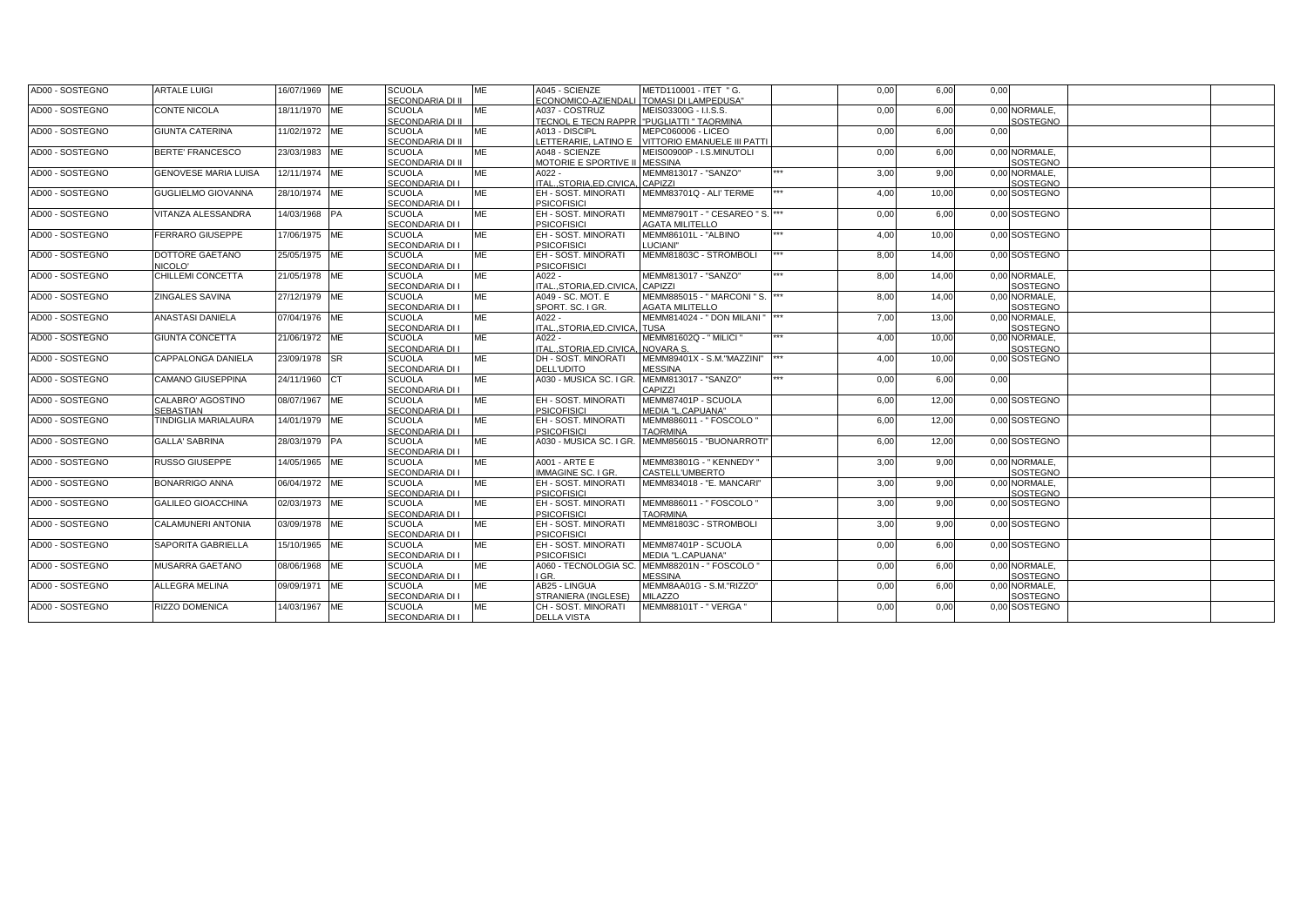| | | | | | | | | | | | | | | |
|---|---|---|---|---|---|---|---|---|---|---|---|---|---|---|
| AD00 - SOSTEGNO | ARTALE LUIGI | 16/07/1969 | ME | SCUOLA SECONDARIA DI II | ME | A045 - SCIENZE ECONOMICO-AZIENDALI | METD110001 - ITET " G. TOMASI DI LAMPEDUSA" | | 0,00 | 6,00 | 0,00 | | | |
| AD00 - SOSTEGNO | CONTE NICOLA | 18/11/1970 | ME | SCUOLA SECONDARIA DI II | ME | A037 - COSTRUZ TECNOL E TECN RAPPR | MEIS03300G - I.I.S.S. "PUGLIATTI " TAORMINA | | 0,00 | 6,00 | 0,00 | NORMALE, SOSTEGNO | | |
| AD00 - SOSTEGNO | GIUNTA CATERINA | 11/02/1972 | ME | SCUOLA SECONDARIA DI II | ME | A013 - DISCIPL LETTERARIE, LATINO E | MEPC060006 - LICEO VITTORIO EMANUELE III PATTI | | 0,00 | 6,00 | 0,00 | | | |
| AD00 - SOSTEGNO | BERTE' FRANCESCO | 23/03/1983 | ME | SCUOLA SECONDARIA DI II | ME | A048 - SCIENZE MOTORIE E SPORTIVE II | MEIS00900P - I.S.MINUTOLI MESSINA | | 0,00 | 6,00 | 0,00 | NORMALE, SOSTEGNO | | |
| AD00 - SOSTEGNO | GENOVESE MARIA LUISA | 12/11/1974 | ME | SCUOLA SECONDARIA DI I | ME | A022 - ITAL.,STORIA,ED.CIVICA, | MEMM813017 - "SANZO" CAPIZZI | *** | 3,00 | 9,00 | 0,00 | NORMALE, SOSTEGNO | | |
| AD00 - SOSTEGNO | GUGLIELMO GIOVANNA | 28/10/1974 | ME | SCUOLA SECONDARIA DI I | ME | EH - SOST. MINORATI PSICOFISICI | MEMM83701Q - ALI' TERME | *** | 4,00 | 10,00 | 0,00 | SOSTEGNO | | |
| AD00 - SOSTEGNO | VITANZA ALESSANDRA | 14/03/1968 | PA | SCUOLA SECONDARIA DI I | ME | EH - SOST. MINORATI PSICOFISICI | MEMM87901T - " CESAREO " S. AGATA MILITELLO | *** | 0,00 | 6,00 | 0,00 | SOSTEGNO | | |
| AD00 - SOSTEGNO | FERRARO GIUSEPPE | 17/06/1975 | ME | SCUOLA SECONDARIA DI I | ME | EH - SOST. MINORATI PSICOFISICI | MEMM86101L - "ALBINO LUCIANI" | *** | 4,00 | 10,00 | 0,00 | SOSTEGNO | | |
| AD00 - SOSTEGNO | DOTTORE GAETANO NICOLO' | 25/05/1975 | ME | SCUOLA SECONDARIA DI I | ME | EH - SOST. MINORATI PSICOFISICI | MEMM81803C - STROMBOLI | *** | 8,00 | 14,00 | 0,00 | SOSTEGNO | | |
| AD00 - SOSTEGNO | CHILLEMI CONCETTA | 21/05/1978 | ME | SCUOLA SECONDARIA DI I | ME | A022 - ITAL.,STORIA,ED.CIVICA, | MEMM813017 - "SANZO" CAPIZZI | *** | 8,00 | 14,00 | 0,00 | NORMALE, SOSTEGNO | | |
| AD00 - SOSTEGNO | ZINGALES SAVINA | 27/12/1979 | ME | SCUOLA SECONDARIA DI I | ME | A049 - SC. MOT. E SPORT. SC. I GR. | MEMM885015 - " MARCONI " S. AGATA MILITELLO | *** | 8,00 | 14,00 | 0,00 | NORMALE, SOSTEGNO | | |
| AD00 - SOSTEGNO | ANASTASI DANIELA | 07/04/1976 | ME | SCUOLA SECONDARIA DI I | ME | A022 - ITAL.,STORIA,ED.CIVICA, | MEMM814024 - " DON MILANI " TUSA | *** | 7,00 | 13,00 | 0,00 | NORMALE, SOSTEGNO | | |
| AD00 - SOSTEGNO | GIUNTA CONCETTA | 21/06/1972 | ME | SCUOLA SECONDARIA DI I | ME | A022 - ITAL.,STORIA,ED.CIVICA, | MEMM81602Q - " MILICI " NOVARA S. | *** | 4,00 | 10,00 | 0,00 | NORMALE, SOSTEGNO | | |
| AD00 - SOSTEGNO | CAPPALONGA DANIELA | 23/09/1978 | SR | SCUOLA SECONDARIA DI I | ME | DH - SOST. MINORATI DELL'UDITO | MEMM89401X - S.M."MAZZINI" MESSINA | *** | 4,00 | 10,00 | 0,00 | SOSTEGNO | | |
| AD00 - SOSTEGNO | CAMANO GIUSEPPINA | 24/11/1960 | CT | SCUOLA SECONDARIA DI I | ME | A030 - MUSICA SC. I GR. | MEMM813017 - "SANZO" CAPIZZI | *** | 0,00 | 6,00 | 0,00 | | | |
| AD00 - SOSTEGNO | CALABRO' AGOSTINO SEBASTIAN | 08/07/1967 | ME | SCUOLA SECONDARIA DI I | ME | EH - SOST. MINORATI PSICOFISICI | MEMM87401P - SCUOLA MEDIA "L.CAPUANA" | | 6,00 | 12,00 | 0,00 | SOSTEGNO | | |
| AD00 - SOSTEGNO | TINDIGLIA MARIALAURA | 14/01/1979 | ME | SCUOLA SECONDARIA DI I | ME | EH - SOST. MINORATI PSICOFISICI | MEMM886011 - " FOSCOLO " TAORMINA | | 6,00 | 12,00 | 0,00 | SOSTEGNO | | |
| AD00 - SOSTEGNO | GALLA' SABRINA | 28/03/1979 | PA | SCUOLA SECONDARIA DI I | ME | A030 - MUSICA SC. I GR. | MEMM856015 - "BUONARROTI" | | 6,00 | 12,00 | 0,00 | SOSTEGNO | | |
| AD00 - SOSTEGNO | RUSSO GIUSEPPE | 14/05/1965 | ME | SCUOLA SECONDARIA DI I | ME | A001 - ARTE E IMMAGINE SC. I GR. | MEMM83801G - " KENNEDY " CASTELL'UMBERTO | | 3,00 | 9,00 | 0,00 | NORMALE, SOSTEGNO | | |
| AD00 - SOSTEGNO | BONARRIGO ANNA | 06/04/1972 | ME | SCUOLA SECONDARIA DI I | ME | EH - SOST. MINORATI PSICOFISICI | MEMM834018 - "E. MANCARI" | | 3,00 | 9,00 | 0,00 | NORMALE, SOSTEGNO | | |
| AD00 - SOSTEGNO | GALILEO GIOACCHINA | 02/03/1973 | ME | SCUOLA SECONDARIA DI I | ME | EH - SOST. MINORATI PSICOFISICI | MEMM886011 - " FOSCOLO " TAORMINA | | 3,00 | 9,00 | 0,00 | SOSTEGNO | | |
| AD00 - SOSTEGNO | CALAMUNERI ANTONIA | 03/09/1978 | ME | SCUOLA SECONDARIA DI I | ME | EH - SOST. MINORATI PSICOFISICI | MEMM81803C - STROMBOLI | | 3,00 | 9,00 | 0,00 | SOSTEGNO | | |
| AD00 - SOSTEGNO | SAPORITA GABRIELLA | 15/10/1965 | ME | SCUOLA SECONDARIA DI I | ME | EH - SOST. MINORATI PSICOFISICI | MEMM87401P - SCUOLA MEDIA "L.CAPUANA" | | 0,00 | 6,00 | 0,00 | SOSTEGNO | | |
| AD00 - SOSTEGNO | MUSARRA GAETANO | 08/06/1968 | ME | SCUOLA SECONDARIA DI I | ME | A060 - TECNOLOGIA SC. I GR. | MEMM88201N - " FOSCOLO " MESSINA | | 0,00 | 6,00 | 0,00 | NORMALE, SOSTEGNO | | |
| AD00 - SOSTEGNO | ALLEGRA MELINA | 09/09/1971 | ME | SCUOLA SECONDARIA DI I | ME | AB25 - LINGUA STRANIERA (INGLESE) | MEMM8AA01G - S.M."RIZZO" MILAZZO | | 0,00 | 6,00 | 0,00 | NORMALE, SOSTEGNO | | |
| AD00 - SOSTEGNO | RIZZO DOMENICA | 14/03/1967 | ME | SCUOLA SECONDARIA DI I | ME | CH - SOST. MINORATI DELLA VISTA | MEMM88101T - " VERGA " | | 0,00 | 0,00 | 0,00 | SOSTEGNO | | |